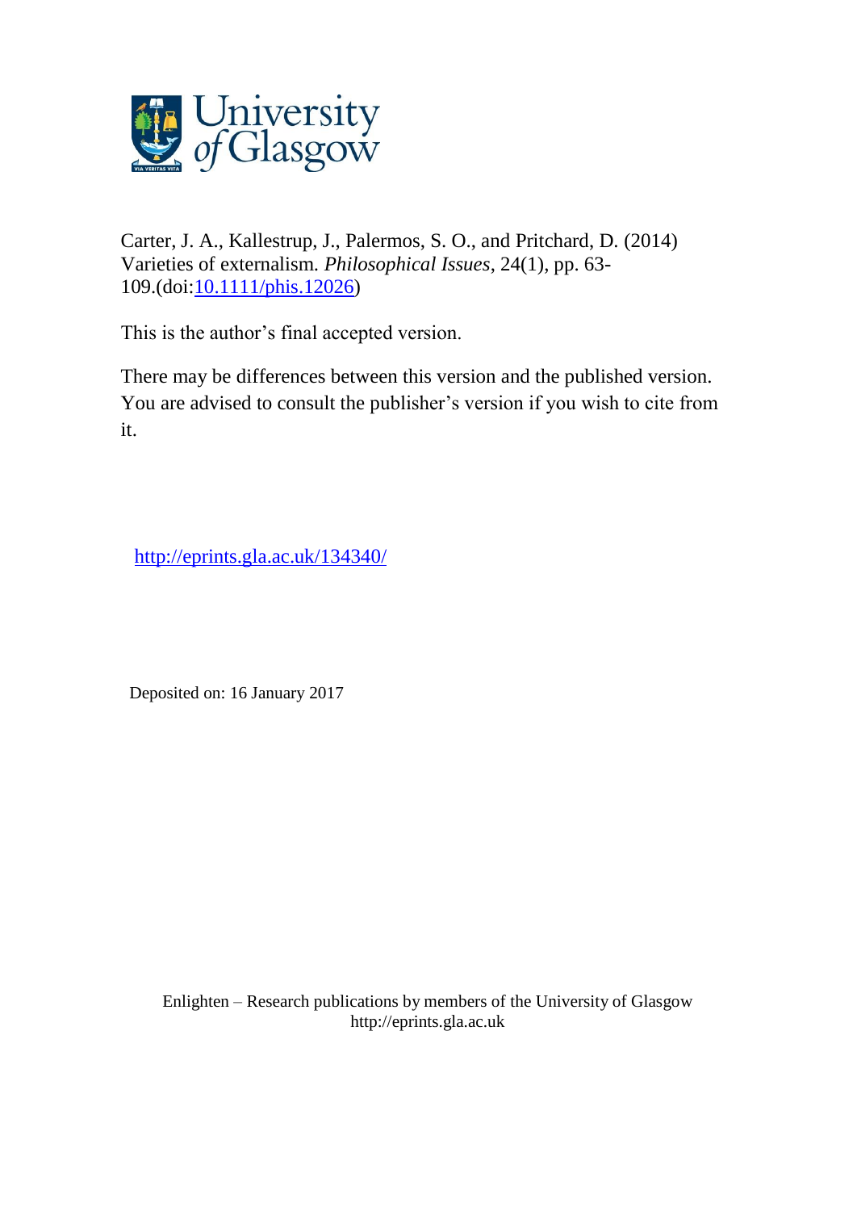Carter, J. A., Kallestrup, J., Palermos, S. O., and Pritchard, D. (2014) Varieties of externalism. *Philosophical Issues*, 24(1), pp. 63-109.(doi:[10.1111/phis.12026](http://dx.doi.org/10.1111/phis.12026))

This is the author's final accepted version.

There may be differences between this version and the published version. You are advised to consult the publisher's version if you wish to cite from it.

[http://eprints.gla.ac.uk/134340/](http://eprints.gla.ac.uk/134340/)

Deposited on: 16 January 2017

Enlighten – Research publications by members of the University of Glasgow
http://eprints.gla.ac.uk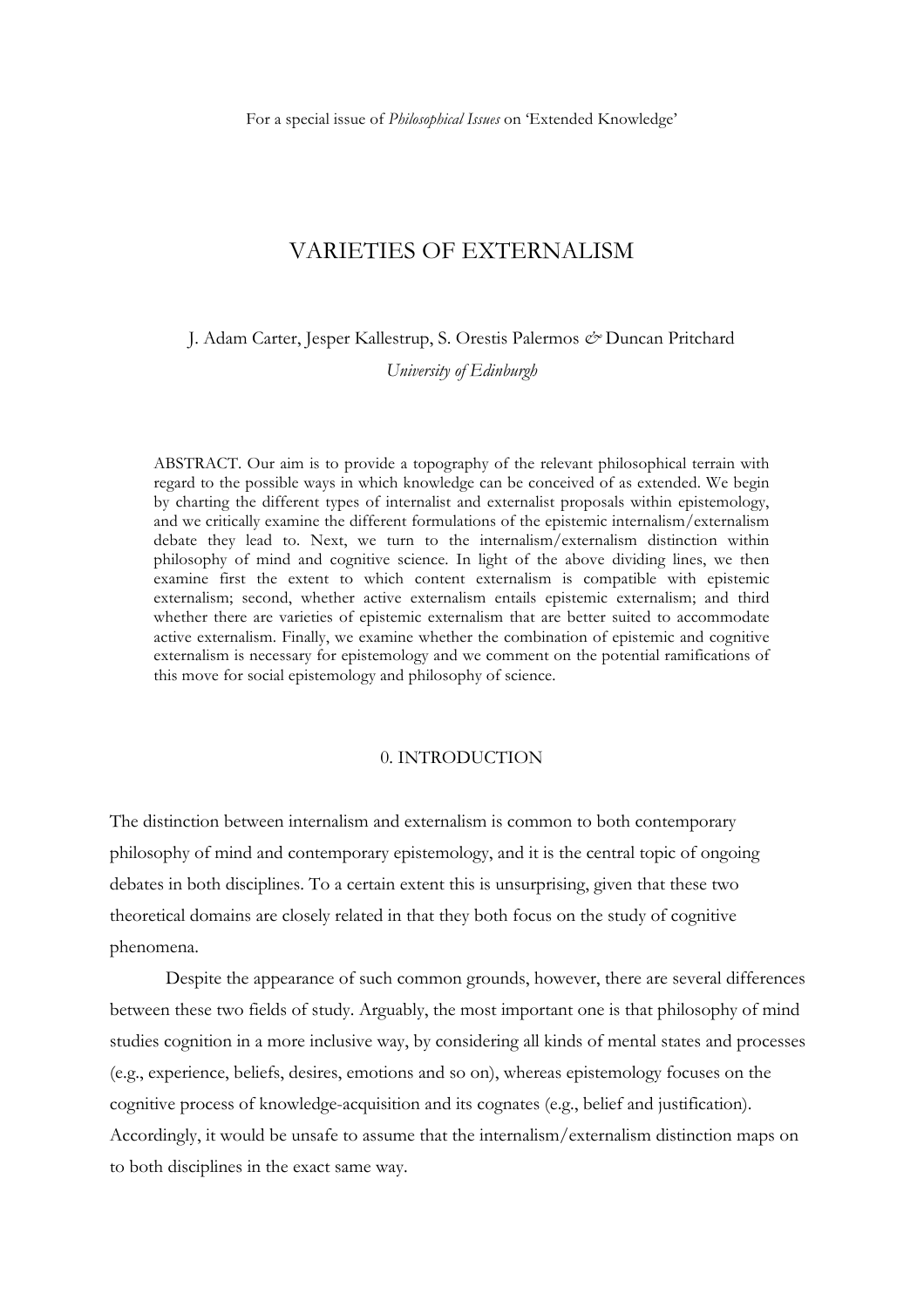For a special issue of *Philosophical Issues* on 'Extended Knowledge'

# VARIETIES OF EXTERNALISM

J. Adam Carter, Jesper Kallestrup, S. Orestis Palermos *&* Duncan Pritchard

*University of Edinburgh*

ABSTRACT. Our aim is to provide a topography of the relevant philosophical terrain with regard to the possible ways in which knowledge can be conceived of as extended. We begin by charting the different types of internalist and externalist proposals within epistemology, and we critically examine the different formulations of the epistemic internalism/externalism debate they lead to. Next, we turn to the internalism/externalism distinction within philosophy of mind and cognitive science. In light of the above dividing lines, we then examine first the extent to which content externalism is compatible with epistemic externalism; second, whether active externalism entails epistemic externalism; and third whether there are varieties of epistemic externalism that are better suited to accommodate active externalism. Finally, we examine whether the combination of epistemic and cognitive externalism is necessary for epistemology and we comment on the potential ramifications of this move for social epistemology and philosophy of science.

## 0. INTRODUCTION

The distinction between internalism and externalism is common to both contemporary philosophy of mind and contemporary epistemology, and it is the central topic of ongoing debates in both disciplines. To a certain extent this is unsurprising, given that these two theoretical domains are closely related in that they both focus on the study of cognitive phenomena.

Despite the appearance of such common grounds, however, there are several differences between these two fields of study. Arguably, the most important one is that philosophy of mind studies cognition in a more inclusive way, by considering all kinds of mental states and processes (e.g., experience, beliefs, desires, emotions and so on), whereas epistemology focuses on the cognitive process of knowledge-acquisition and its cognates (e.g., belief and justification). Accordingly, it would be unsafe to assume that the internalism/externalism distinction maps on to both disciplines in the exact same way.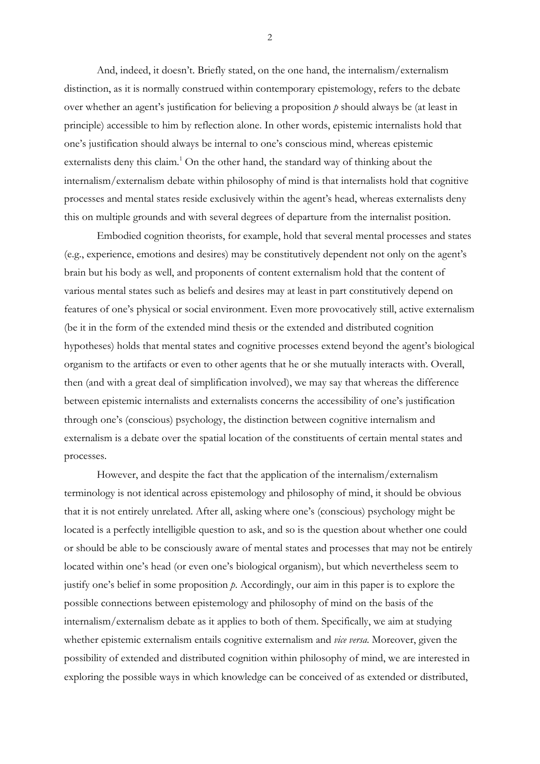And, indeed, it doesn't. Briefly stated, on the one hand, the internalism/externalism distinction, as it is normally construed within contemporary epistemology, refers to the debate over whether an agent's justification for believing a proposition *p* should always be (at least in principle) accessible to him by reflection alone. In other words, epistemic internalists hold that one's justification should always be internal to one's conscious mind, whereas epistemic externalists deny this claim.[1] On the other hand, the standard way of thinking about the internalism/externalism debate within philosophy of mind is that internalists hold that cognitive processes and mental states reside exclusively within the agent's head, whereas externalists deny this on multiple grounds and with several degrees of departure from the internalist position.

Embodied cognition theorists, for example, hold that several mental processes and states (e.g., experience, emotions and desires) may be constitutively dependent not only on the agent's brain but his body as well, and proponents of content externalism hold that the content of various mental states such as beliefs and desires may at least in part constitutively depend on features of one's physical or social environment. Even more provocatively still, active externalism (be it in the form of the extended mind thesis or the extended and distributed cognition hypotheses) holds that mental states and cognitive processes extend beyond the agent's biological organism to the artifacts or even to other agents that he or she mutually interacts with. Overall, then (and with a great deal of simplification involved), we may say that whereas the difference between epistemic internalists and externalists concerns the accessibility of one's justification through one's (conscious) psychology, the distinction between cognitive internalism and externalism is a debate over the spatial location of the constituents of certain mental states and processes.

However, and despite the fact that the application of the internalism/externalism terminology is not identical across epistemology and philosophy of mind, it should be obvious that it is not entirely unrelated. After all, asking where one's (conscious) psychology might be located is a perfectly intelligible question to ask, and so is the question about whether one could or should be able to be consciously aware of mental states and processes that may not be entirely located within one's head (or even one's biological organism), but which nevertheless seem to justify one's belief in some proposition *p*. Accordingly, our aim in this paper is to explore the possible connections between epistemology and philosophy of mind on the basis of the internalism/externalism debate as it applies to both of them. Specifically, we aim at studying whether epistemic externalism entails cognitive externalism and *vice versa*. Moreover, given the possibility of extended and distributed cognition within philosophy of mind, we are interested in exploring the possible ways in which knowledge can be conceived of as extended or distributed,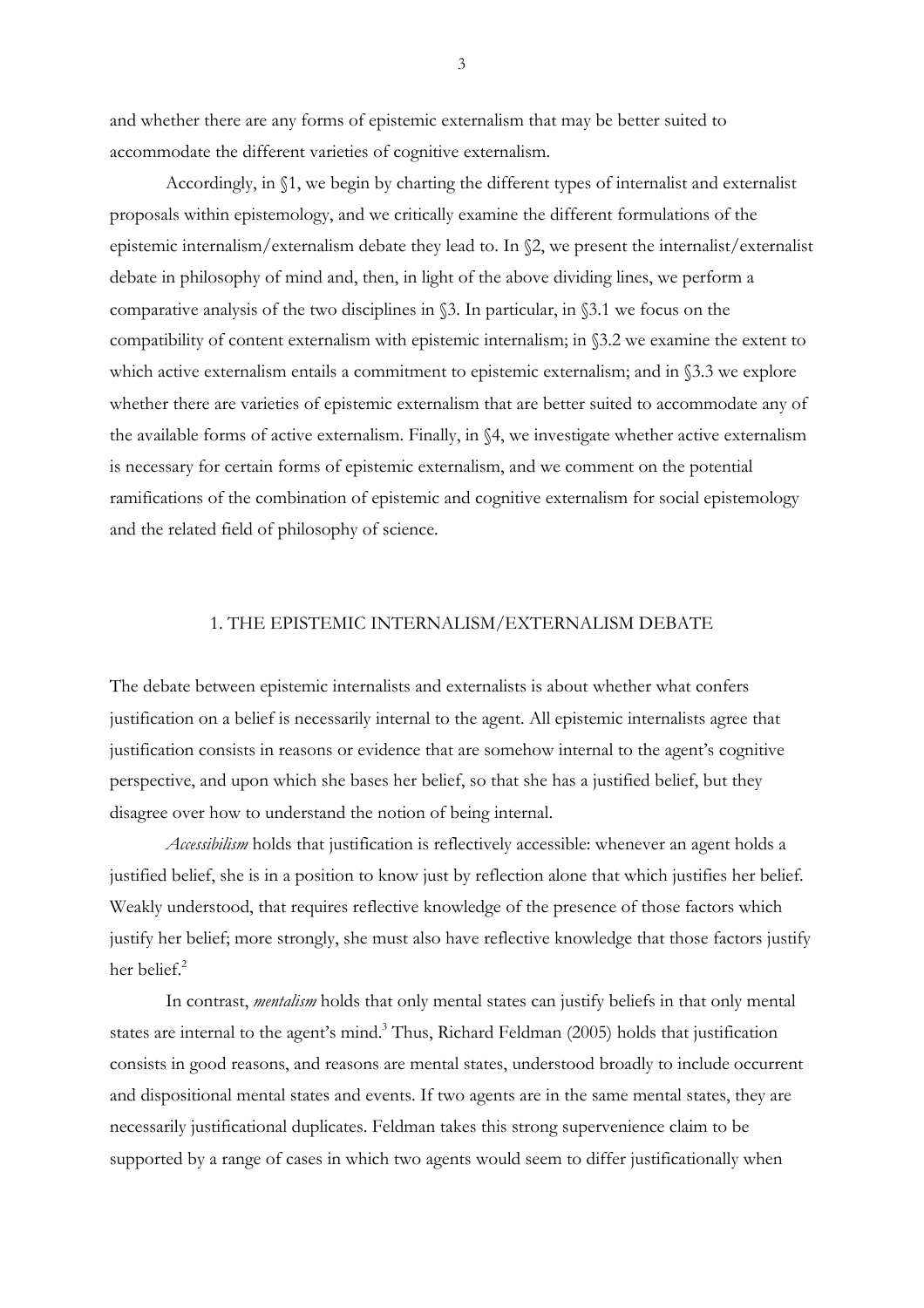and whether there are any forms of epistemic externalism that may be better suited to accommodate the different varieties of cognitive externalism.

Accordingly, in §1, we begin by charting the different types of internalist and externalist proposals within epistemology, and we critically examine the different formulations of the epistemic internalism/externalism debate they lead to. In §2, we present the internalist/externalist debate in philosophy of mind and, then, in light of the above dividing lines, we perform a comparative analysis of the two disciplines in §3. In particular, in §3.1 we focus on the compatibility of content externalism with epistemic internalism; in §3.2 we examine the extent to which active externalism entails a commitment to epistemic externalism; and in §3.3 we explore whether there are varieties of epistemic externalism that are better suited to accommodate any of the available forms of active externalism. Finally, in §4, we investigate whether active externalism is necessary for certain forms of epistemic externalism, and we comment on the potential ramifications of the combination of epistemic and cognitive externalism for social epistemology and the related field of philosophy of science.

## 1. THE EPISTEMIC INTERNALISM/EXTERNALISM DEBATE

The debate between epistemic internalists and externalists is about whether what confers justification on a belief is necessarily internal to the agent. All epistemic internalists agree that justification consists in reasons or evidence that are somehow internal to the agent's cognitive perspective, and upon which she bases her belief, so that she has a justified belief, but they disagree over how to understand the notion of being internal.

*Accessibilism* holds that justification is reflectively accessible: whenever an agent holds a justified belief, she is in a position to know just by reflection alone that which justifies her belief. Weakly understood, that requires reflective knowledge of the presence of those factors which justify her belief; more strongly, she must also have reflective knowledge that those factors justify her belief.[2]

In contrast, *mentalism* holds that only mental states can justify beliefs in that only mental states are internal to the agent's mind.[3] Thus, Richard Feldman (2005) holds that justification consists in good reasons, and reasons are mental states, understood broadly to include occurrent and dispositional mental states and events. If two agents are in the same mental states, they are necessarily justificational duplicates. Feldman takes this strong supervenience claim to be supported by a range of cases in which two agents would seem to differ justificationally when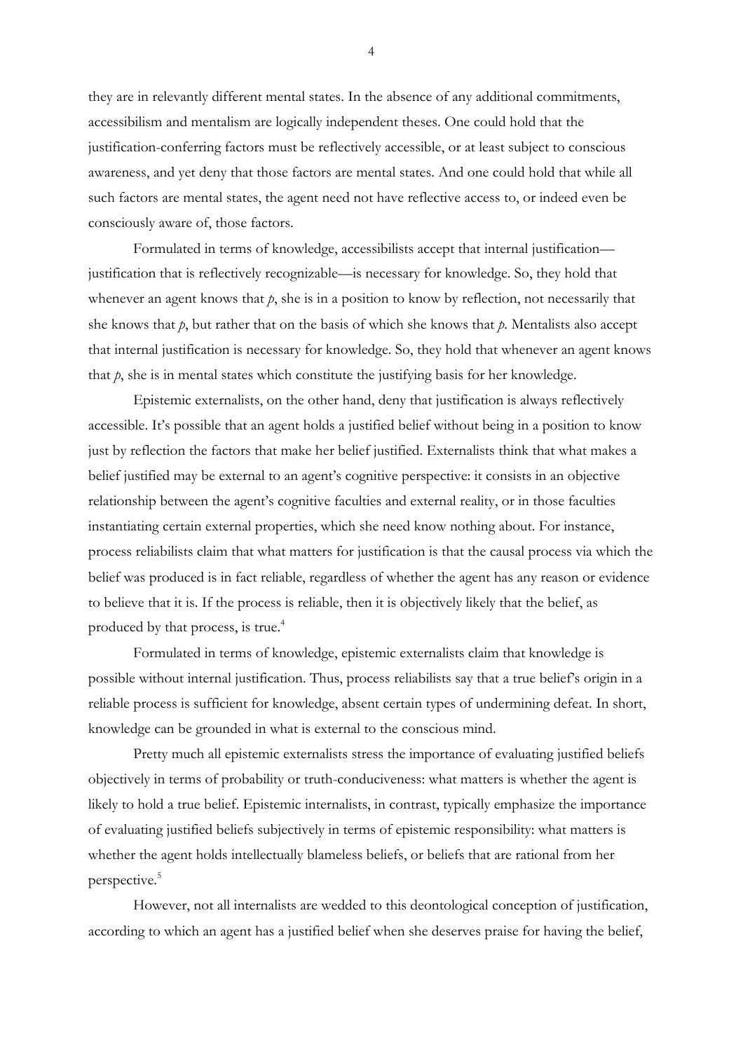they are in relevantly different mental states. In the absence of any additional commitments, accessibilism and mentalism are logically independent theses. One could hold that the justification-conferring factors must be reflectively accessible, or at least subject to conscious awareness, and yet deny that those factors are mental states. And one could hold that while all such factors are mental states, the agent need not have reflective access to, or indeed even be consciously aware of, those factors.

Formulated in terms of knowledge, accessibilists accept that internal justification—justification that is reflectively recognizable—is necessary for knowledge. So, they hold that whenever an agent knows that *p*, she is in a position to know by reflection, not necessarily that she knows that *p*, but rather that on the basis of which she knows that *p*. Mentalists also accept that internal justification is necessary for knowledge. So, they hold that whenever an agent knows that *p*, she is in mental states which constitute the justifying basis for her knowledge.

Epistemic externalists, on the other hand, deny that justification is always reflectively accessible. It's possible that an agent holds a justified belief without being in a position to know just by reflection the factors that make her belief justified. Externalists think that what makes a belief justified may be external to an agent's cognitive perspective: it consists in an objective relationship between the agent's cognitive faculties and external reality, or in those faculties instantiating certain external properties, which she need know nothing about. For instance, process reliabilists claim that what matters for justification is that the causal process via which the belief was produced is in fact reliable, regardless of whether the agent has any reason or evidence to believe that it is. If the process is reliable, then it is objectively likely that the belief, as produced by that process, is true.[4]

Formulated in terms of knowledge, epistemic externalists claim that knowledge is possible without internal justification. Thus, process reliabilists say that a true belief's origin in a reliable process is sufficient for knowledge, absent certain types of undermining defeat. In short, knowledge can be grounded in what is external to the conscious mind.

Pretty much all epistemic externalists stress the importance of evaluating justified beliefs objectively in terms of probability or truth-conduciveness: what matters is whether the agent is likely to hold a true belief. Epistemic internalists, in contrast, typically emphasize the importance of evaluating justified beliefs subjectively in terms of epistemic responsibility: what matters is whether the agent holds intellectually blameless beliefs, or beliefs that are rational from her perspective.[5]

However, not all internalists are wedded to this deontological conception of justification, according to which an agent has a justified belief when she deserves praise for having the belief,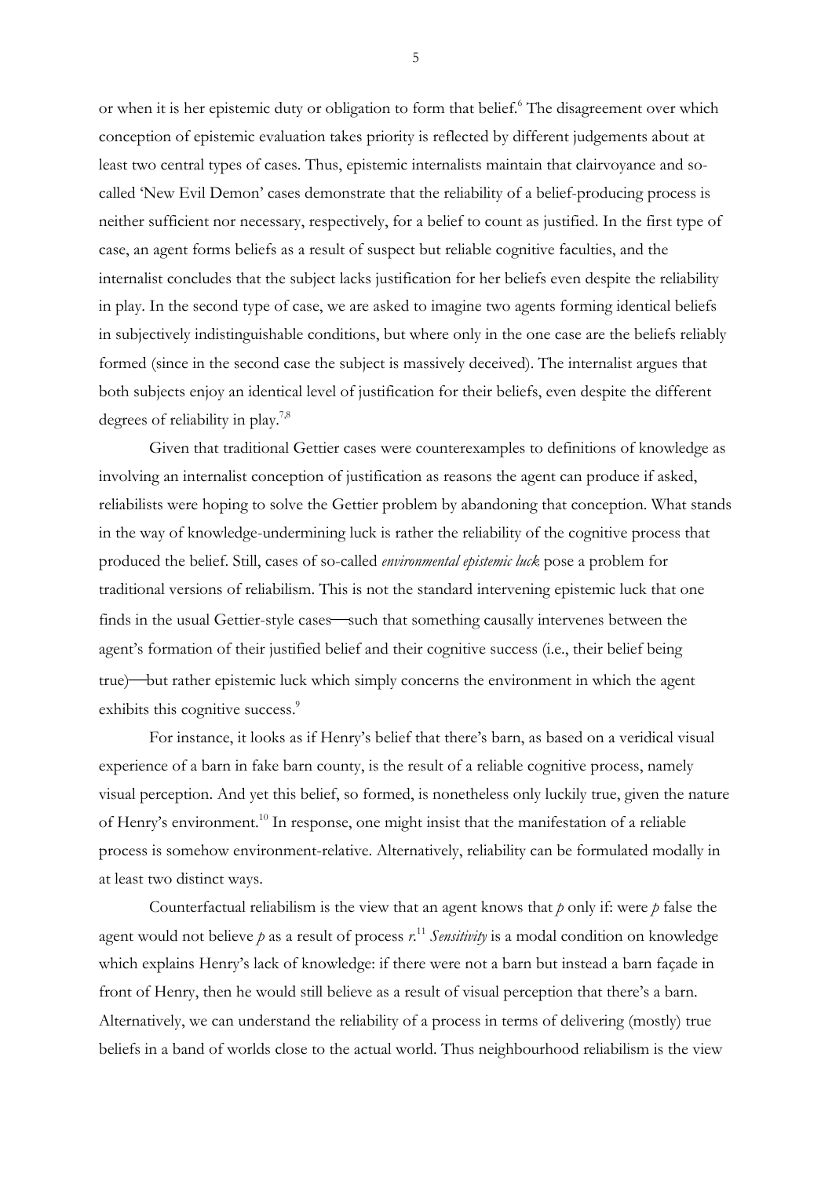or when it is her epistemic duty or obligation to form that belief.[6] The disagreement over which conception of epistemic evaluation takes priority is reflected by different judgements about at least two central types of cases. Thus, epistemic internalists maintain that clairvoyance and so-called 'New Evil Demon' cases demonstrate that the reliability of a belief-producing process is neither sufficient nor necessary, respectively, for a belief to count as justified. In the first type of case, an agent forms beliefs as a result of suspect but reliable cognitive faculties, and the internalist concludes that the subject lacks justification for her beliefs even despite the reliability in play. In the second type of case, we are asked to imagine two agents forming identical beliefs in subjectively indistinguishable conditions, but where only in the one case are the beliefs reliably formed (since in the second case the subject is massively deceived). The internalist argues that both subjects enjoy an identical level of justification for their beliefs, even despite the different degrees of reliability in play.[7,8]

Given that traditional Gettier cases were counterexamples to definitions of knowledge as involving an internalist conception of justification as reasons the agent can produce if asked, reliabilists were hoping to solve the Gettier problem by abandoning that conception. What stands in the way of knowledge-undermining luck is rather the reliability of the cognitive process that produced the belief. Still, cases of so-called *environmental epistemic luck* pose a problem for traditional versions of reliabilism. This is not the standard intervening epistemic luck that one finds in the usual Gettier-style cases—such that something causally intervenes between the agent's formation of their justified belief and their cognitive success (i.e., their belief being true)—but rather epistemic luck which simply concerns the environment in which the agent exhibits this cognitive success.[9]

For instance, it looks as if Henry's belief that there's barn, as based on a veridical visual experience of a barn in fake barn county, is the result of a reliable cognitive process, namely visual perception. And yet this belief, so formed, is nonetheless only luckily true, given the nature of Henry's environment.[10] In response, one might insist that the manifestation of a reliable process is somehow environment-relative. Alternatively, reliability can be formulated modally in at least two distinct ways.

Counterfactual reliabilism is the view that an agent knows that *p* only if: were *p* false the agent would not believe *p* as a result of process *r*.[11] *Sensitivity* is a modal condition on knowledge which explains Henry's lack of knowledge: if there were not a barn but instead a barn façade in front of Henry, then he would still believe as a result of visual perception that there's a barn. Alternatively, we can understand the reliability of a process in terms of delivering (mostly) true beliefs in a band of worlds close to the actual world. Thus neighbourhood reliabilism is the view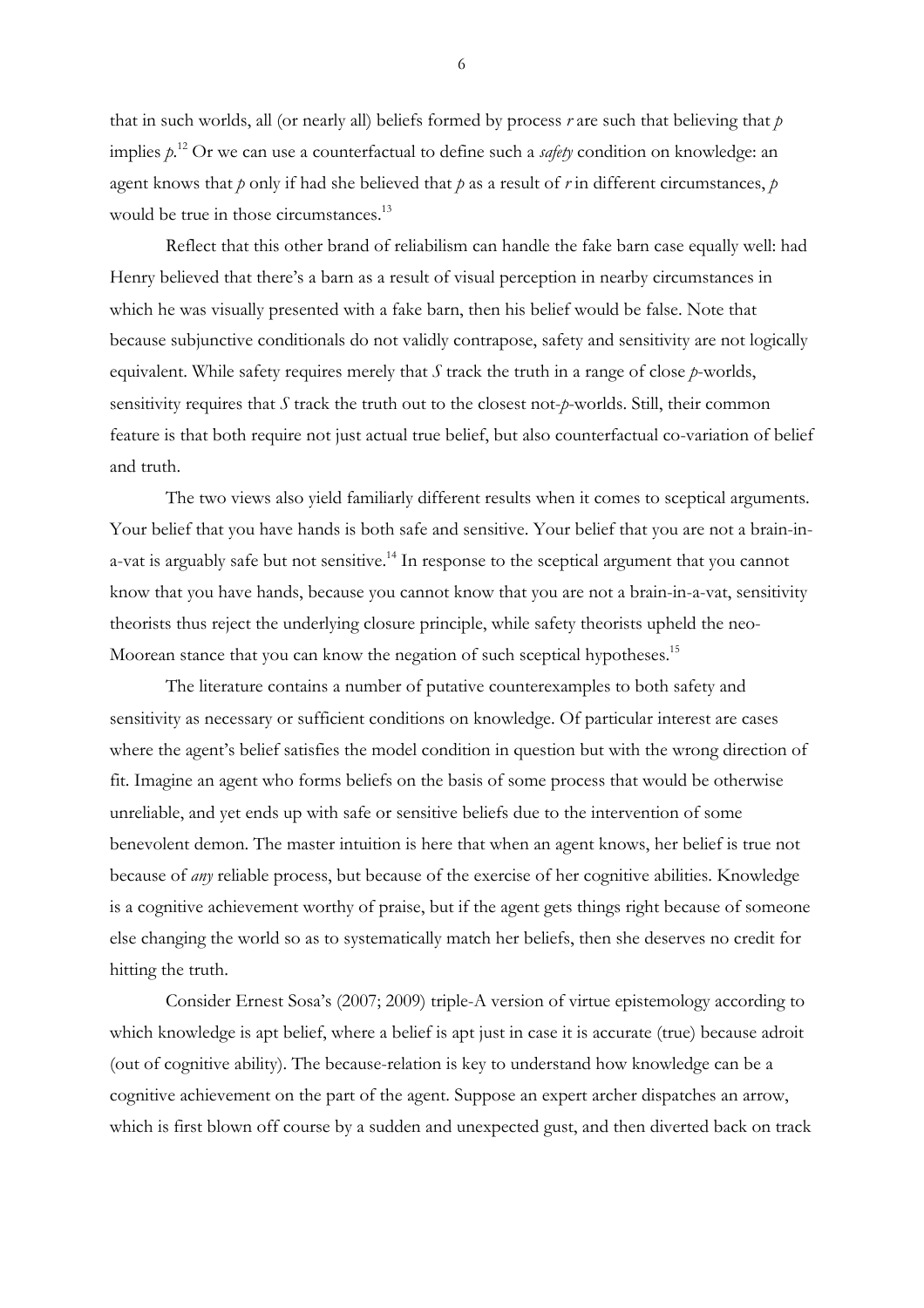that in such worlds, all (or nearly all) beliefs formed by process *r* are such that believing that *p* implies *p*.[12] Or we can use a counterfactual to define such a *safety* condition on knowledge: an agent knows that *p* only if had she believed that *p* as a result of *r* in different circumstances, *p* would be true in those circumstances.[13]

Reflect that this other brand of reliabilism can handle the fake barn case equally well: had Henry believed that there's a barn as a result of visual perception in nearby circumstances in which he was visually presented with a fake barn, then his belief would be false. Note that because subjunctive conditionals do not validly contrapose, safety and sensitivity are not logically equivalent. While safety requires merely that *S* track the truth in a range of close *p*-worlds, sensitivity requires that *S* track the truth out to the closest not-*p*-worlds. Still, their common feature is that both require not just actual true belief, but also counterfactual co-variation of belief and truth.

The two views also yield familiarly different results when it comes to sceptical arguments. Your belief that you have hands is both safe and sensitive. Your belief that you are not a brain-in-a-vat is arguably safe but not sensitive.[14] In response to the sceptical argument that you cannot know that you have hands, because you cannot know that you are not a brain-in-a-vat, sensitivity theorists thus reject the underlying closure principle, while safety theorists upheld the neo-Moorean stance that you can know the negation of such sceptical hypotheses.[15]

The literature contains a number of putative counterexamples to both safety and sensitivity as necessary or sufficient conditions on knowledge. Of particular interest are cases where the agent's belief satisfies the model condition in question but with the wrong direction of fit. Imagine an agent who forms beliefs on the basis of some process that would be otherwise unreliable, and yet ends up with safe or sensitive beliefs due to the intervention of some benevolent demon. The master intuition is here that when an agent knows, her belief is true not because of *any* reliable process, but because of the exercise of her cognitive abilities. Knowledge is a cognitive achievement worthy of praise, but if the agent gets things right because of someone else changing the world so as to systematically match her beliefs, then she deserves no credit for hitting the truth.

Consider Ernest Sosa's (2007; 2009) triple-A version of virtue epistemology according to which knowledge is apt belief, where a belief is apt just in case it is accurate (true) because adroit (out of cognitive ability). The because-relation is key to understand how knowledge can be a cognitive achievement on the part of the agent. Suppose an expert archer dispatches an arrow, which is first blown off course by a sudden and unexpected gust, and then diverted back on track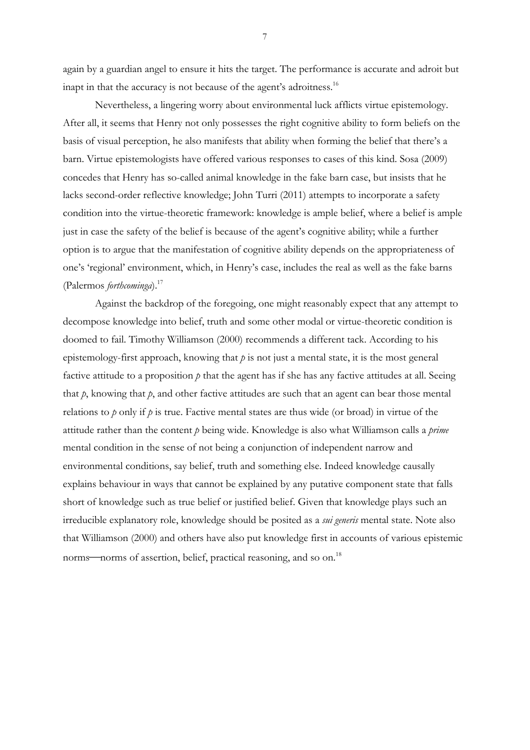again by a guardian angel to ensure it hits the target. The performance is accurate and adroit but inapt in that the accuracy is not because of the agent's adroitness.[16]

Nevertheless, a lingering worry about environmental luck afflicts virtue epistemology. After all, it seems that Henry not only possesses the right cognitive ability to form beliefs on the basis of visual perception, he also manifests that ability when forming the belief that there's a barn. Virtue epistemologists have offered various responses to cases of this kind. Sosa (2009) concedes that Henry has so-called animal knowledge in the fake barn case, but insists that he lacks second-order reflective knowledge; John Turri (2011) attempts to incorporate a safety condition into the virtue-theoretic framework: knowledge is ample belief, where a belief is ample just in case the safety of the belief is because of the agent's cognitive ability; while a further option is to argue that the manifestation of cognitive ability depends on the appropriateness of one's 'regional' environment, which, in Henry's case, includes the real as well as the fake barns (Palermos *forthcominga*).[17]

Against the backdrop of the foregoing, one might reasonably expect that any attempt to decompose knowledge into belief, truth and some other modal or virtue-theoretic condition is doomed to fail. Timothy Williamson (2000) recommends a different tack. According to his epistemology-first approach, knowing that *p* is not just a mental state, it is the most general factive attitude to a proposition *p* that the agent has if she has any factive attitudes at all. Seeing that *p*, knowing that *p*, and other factive attitudes are such that an agent can bear those mental relations to *p* only if *p* is true. Factive mental states are thus wide (or broad) in virtue of the attitude rather than the content *p* being wide. Knowledge is also what Williamson calls a *prime* mental condition in the sense of not being a conjunction of independent narrow and environmental conditions, say belief, truth and something else. Indeed knowledge causally explains behaviour in ways that cannot be explained by any putative component state that falls short of knowledge such as true belief or justified belief. Given that knowledge plays such an irreducible explanatory role, knowledge should be posited as a *sui generis* mental state. Note also that Williamson (2000) and others have also put knowledge first in accounts of various epistemic norms—norms of assertion, belief, practical reasoning, and so on.[18]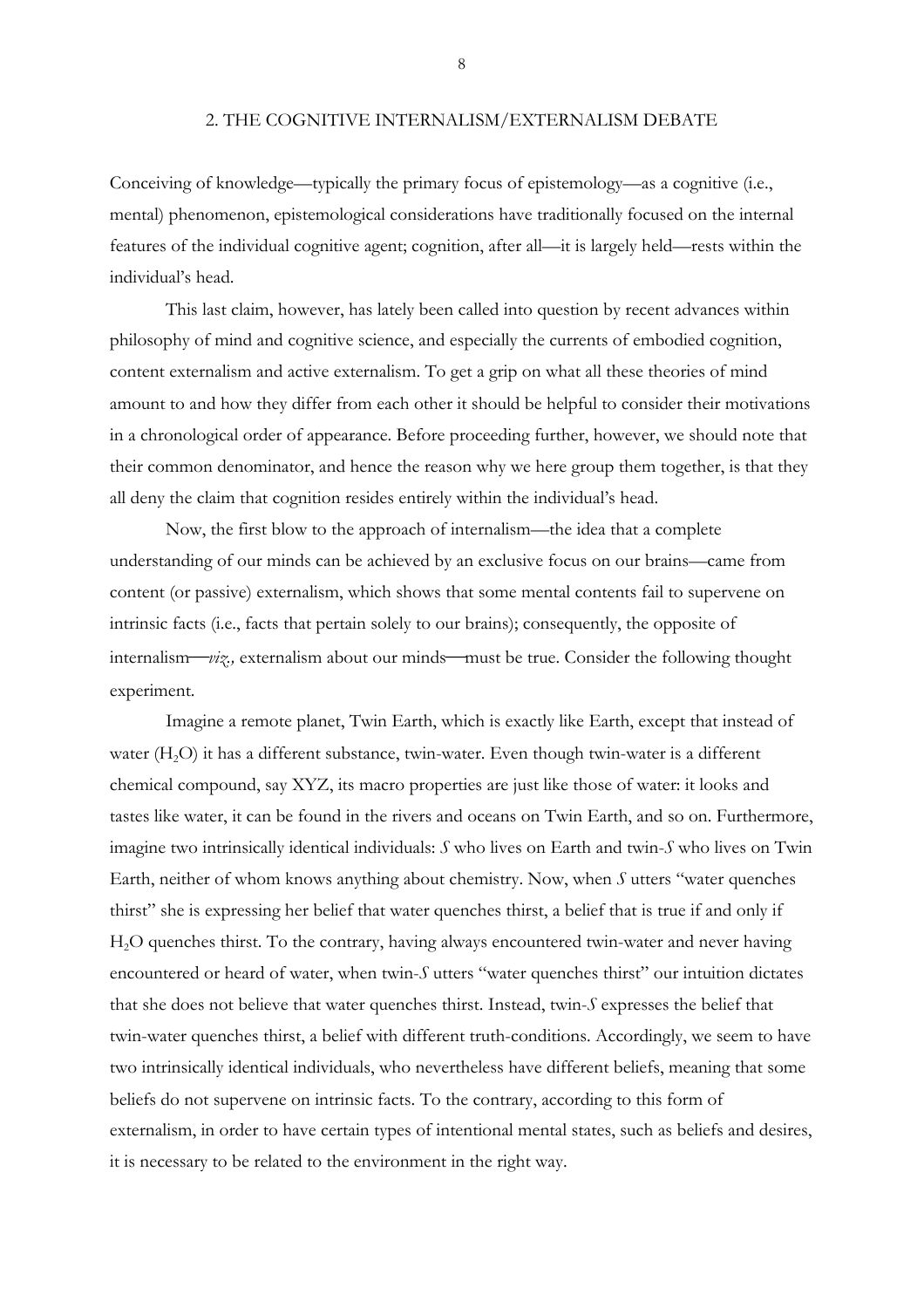## 2. THE COGNITIVE INTERNALISM/EXTERNALISM DEBATE

Conceiving of knowledge—typically the primary focus of epistemology—as a cognitive (i.e., mental) phenomenon, epistemological considerations have traditionally focused on the internal features of the individual cognitive agent; cognition, after all—it is largely held—rests within the individual's head.

This last claim, however, has lately been called into question by recent advances within philosophy of mind and cognitive science, and especially the currents of embodied cognition, content externalism and active externalism. To get a grip on what all these theories of mind amount to and how they differ from each other it should be helpful to consider their motivations in a chronological order of appearance. Before proceeding further, however, we should note that their common denominator, and hence the reason why we here group them together, is that they all deny the claim that cognition resides entirely within the individual's head.

Now, the first blow to the approach of internalism—the idea that a complete understanding of our minds can be achieved by an exclusive focus on our brains—came from content (or passive) externalism, which shows that some mental contents fail to supervene on intrinsic facts (i.e., facts that pertain solely to our brains); consequently, the opposite of internalism—*viz.,* externalism about our minds—must be true. Consider the following thought experiment.

Imagine a remote planet, Twin Earth, which is exactly like Earth, except that instead of water ($H_2O$) it has a different substance, twin-water. Even though twin-water is a different chemical compound, say XYZ, its macro properties are just like those of water: it looks and tastes like water, it can be found in the rivers and oceans on Twin Earth, and so on. Furthermore, imagine two intrinsically identical individuals: *S* who lives on Earth and twin-*S* who lives on Twin Earth, neither of whom knows anything about chemistry. Now, when *S* utters "water quenches thirst" she is expressing her belief that water quenches thirst, a belief that is true if and only if $H_2O$ quenches thirst. To the contrary, having always encountered twin-water and never having encountered or heard of water, when twin-*S* utters "water quenches thirst" our intuition dictates that she does not believe that water quenches thirst. Instead, twin-*S* expresses the belief that twin-water quenches thirst, a belief with different truth-conditions. Accordingly, we seem to have two intrinsically identical individuals, who nevertheless have different beliefs, meaning that some beliefs do not supervene on intrinsic facts. To the contrary, according to this form of externalism, in order to have certain types of intentional mental states, such as beliefs and desires, it is necessary to be related to the environment in the right way.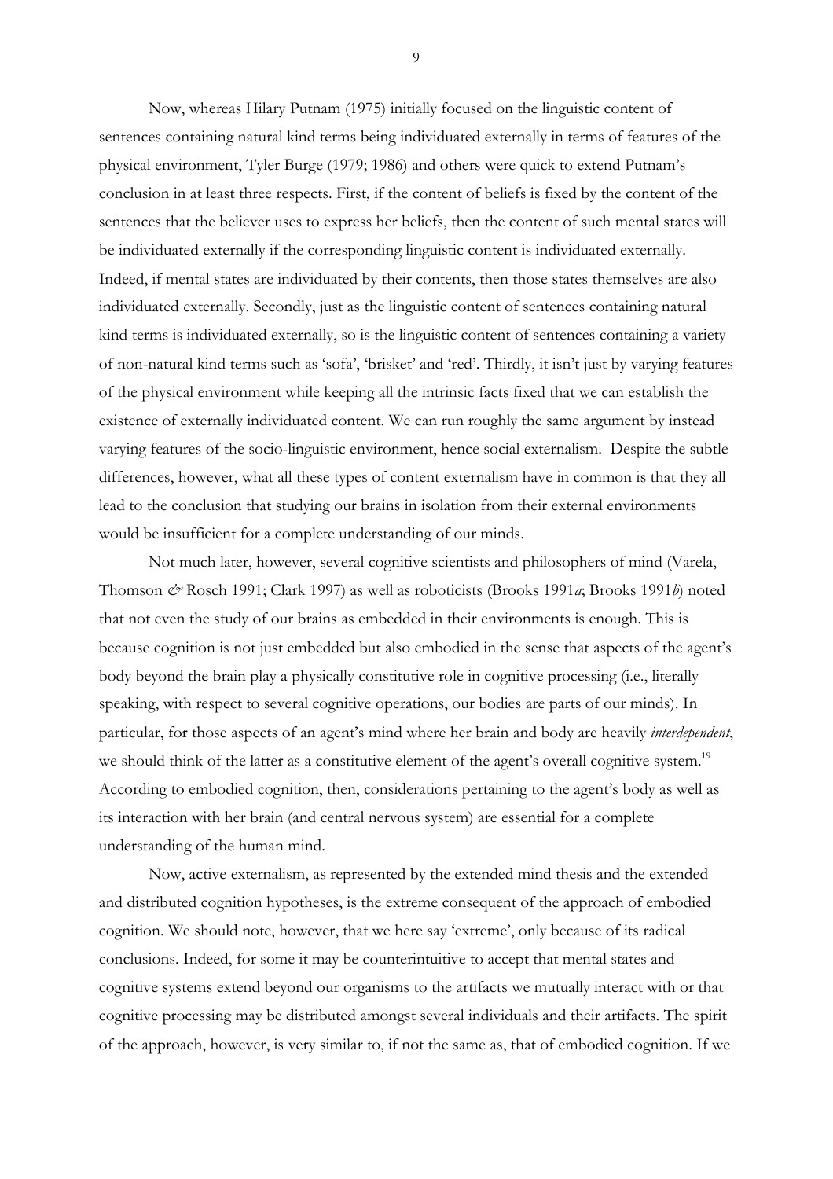Now, whereas Hilary Putnam (1975) initially focused on the linguistic content of sentences containing natural kind terms being individuated externally in terms of features of the physical environment, Tyler Burge (1979; 1986) and others were quick to extend Putnam's conclusion in at least three respects. First, if the content of beliefs is fixed by the content of the sentences that the believer uses to express her beliefs, then the content of such mental states will be individuated externally if the corresponding linguistic content is individuated externally. Indeed, if mental states are individuated by their contents, then those states themselves are also individuated externally. Secondly, just as the linguistic content of sentences containing natural kind terms is individuated externally, so is the linguistic content of sentences containing a variety of non-natural kind terms such as 'sofa', 'brisket' and 'red'. Thirdly, it isn't just by varying features of the physical environment while keeping all the intrinsic facts fixed that we can establish the existence of externally individuated content. We can run roughly the same argument by instead varying features of the socio-linguistic environment, hence social externalism. Despite the subtle differences, however, what all these types of content externalism have in common is that they all lead to the conclusion that studying our brains in isolation from their external environments would be insufficient for a complete understanding of our minds.

Not much later, however, several cognitive scientists and philosophers of mind (Varela, Thomson & Rosch 1991; Clark 1997) as well as roboticists (Brooks 1991*a*; Brooks 1991*b*) noted that not even the study of our brains as embedded in their environments is enough. This is because cognition is not just embedded but also embodied in the sense that aspects of the agent's body beyond the brain play a physically constitutive role in cognitive processing (i.e., literally speaking, with respect to several cognitive operations, our bodies are parts of our minds). In particular, for those aspects of an agent's mind where her brain and body are heavily *interdependent*, we should think of the latter as a constitutive element of the agent's overall cognitive system.[19] According to embodied cognition, then, considerations pertaining to the agent's body as well as its interaction with her brain (and central nervous system) are essential for a complete understanding of the human mind.

Now, active externalism, as represented by the extended mind thesis and the extended and distributed cognition hypotheses, is the extreme consequent of the approach of embodied cognition. We should note, however, that we here say 'extreme', only because of its radical conclusions. Indeed, for some it may be counterintuitive to accept that mental states and cognitive systems extend beyond our organisms to the artifacts we mutually interact with or that cognitive processing may be distributed amongst several individuals and their artifacts. The spirit of the approach, however, is very similar to, if not the same as, that of embodied cognition. If we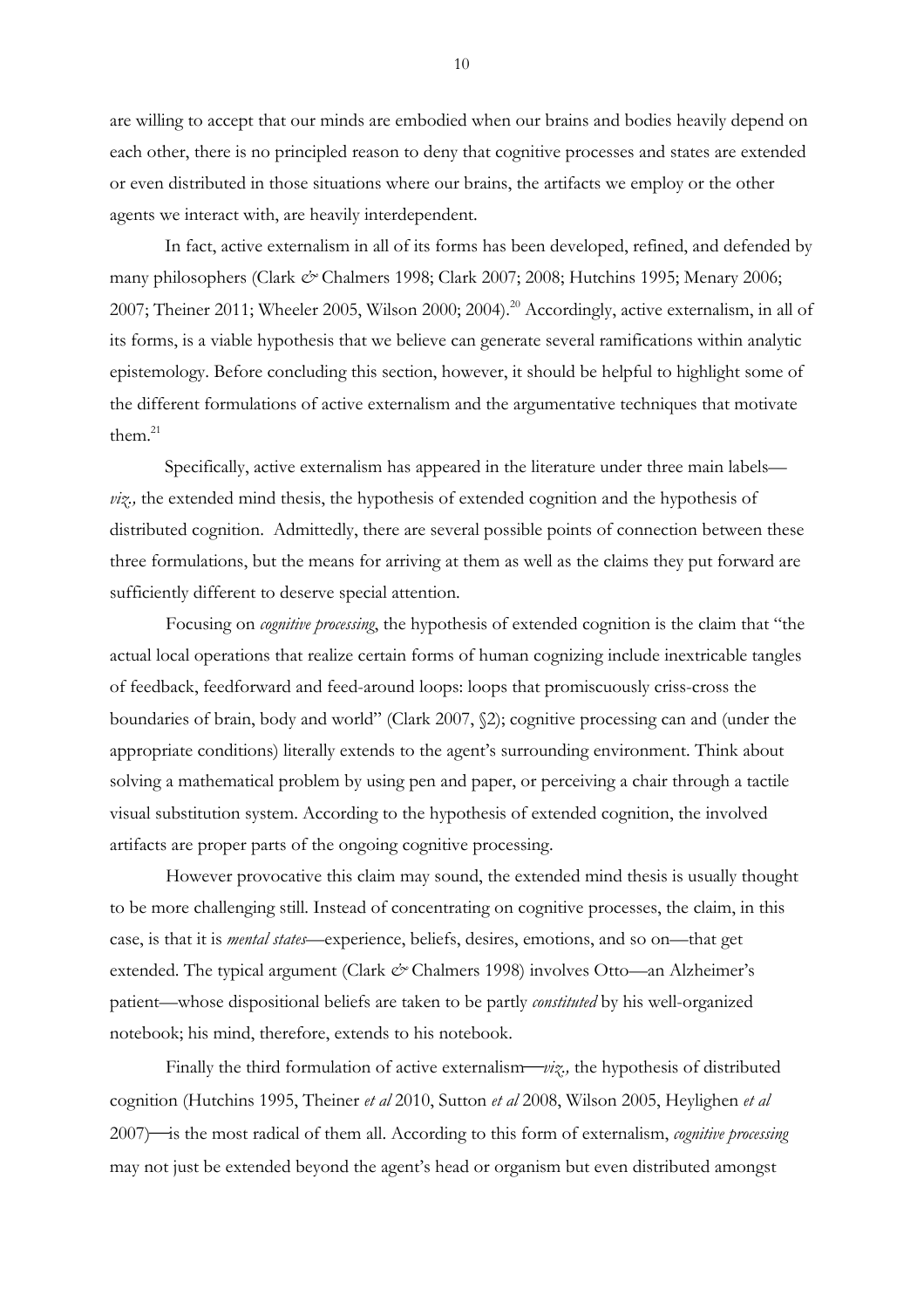are willing to accept that our minds are embodied when our brains and bodies heavily depend on each other, there is no principled reason to deny that cognitive processes and states are extended or even distributed in those situations where our brains, the artifacts we employ or the other agents we interact with, are heavily interdependent.

In fact, active externalism in all of its forms has been developed, refined, and defended by many philosophers (Clark *&* Chalmers 1998; Clark 2007; 2008; Hutchins 1995; Menary 2006; 2007; Theiner 2011; Wheeler 2005, Wilson 2000; 2004).[20] Accordingly, active externalism, in all of its forms, is a viable hypothesis that we believe can generate several ramifications within analytic epistemology. Before concluding this section, however, it should be helpful to highlight some of the different formulations of active externalism and the argumentative techniques that motivate them.[21]

Specifically, active externalism has appeared in the literature under three main labels—*viz.,* the extended mind thesis, the hypothesis of extended cognition and the hypothesis of distributed cognition. Admittedly, there are several possible points of connection between these three formulations, but the means for arriving at them as well as the claims they put forward are sufficiently different to deserve special attention.

Focusing on *cognitive processing*, the hypothesis of extended cognition is the claim that "the actual local operations that realize certain forms of human cognizing include inextricable tangles of feedback, feedforward and feed-around loops: loops that promiscuously criss-cross the boundaries of brain, body and world" (Clark 2007, §2); cognitive processing can and (under the appropriate conditions) literally extends to the agent's surrounding environment. Think about solving a mathematical problem by using pen and paper, or perceiving a chair through a tactile visual substitution system. According to the hypothesis of extended cognition, the involved artifacts are proper parts of the ongoing cognitive processing.

However provocative this claim may sound, the extended mind thesis is usually thought to be more challenging still. Instead of concentrating on cognitive processes, the claim, in this case, is that it is *mental states*—experience, beliefs, desires, emotions, and so on—that get extended. The typical argument (Clark *&* Chalmers 1998) involves Otto—an Alzheimer's patient—whose dispositional beliefs are taken to be partly *constituted* by his well-organized notebook; his mind, therefore, extends to his notebook.

Finally the third formulation of active externalism—*viz.,* the hypothesis of distributed cognition (Hutchins 1995, Theiner *et al* 2010, Sutton *et al* 2008, Wilson 2005, Heylighen *et al* 2007)—is the most radical of them all. According to this form of externalism, *cognitive processing* may not just be extended beyond the agent's head or organism but even distributed amongst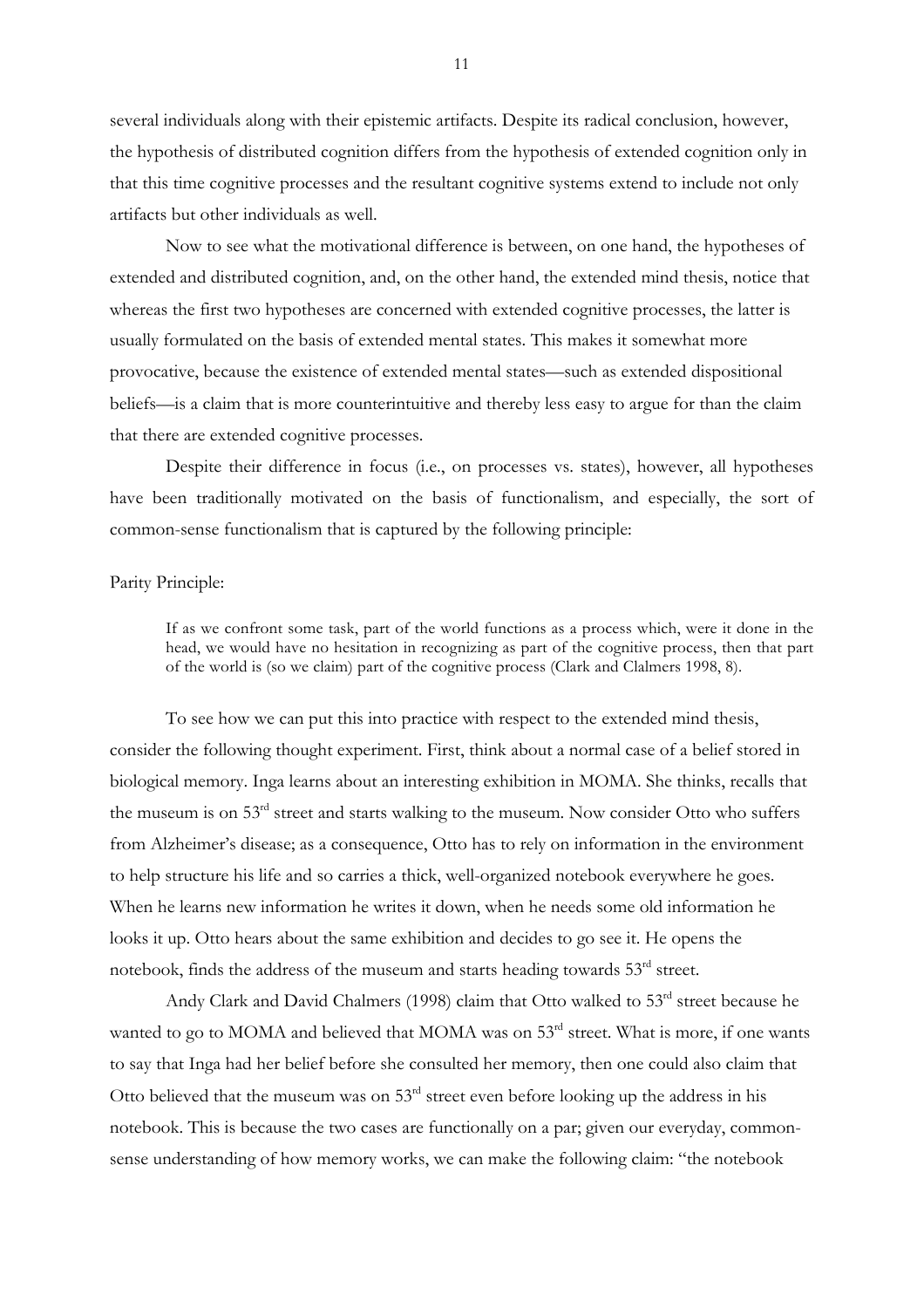several individuals along with their epistemic artifacts. Despite its radical conclusion, however, the hypothesis of distributed cognition differs from the hypothesis of extended cognition only in that this time cognitive processes and the resultant cognitive systems extend to include not only artifacts but other individuals as well.

Now to see what the motivational difference is between, on one hand, the hypotheses of extended and distributed cognition, and, on the other hand, the extended mind thesis, notice that whereas the first two hypotheses are concerned with extended cognitive processes, the latter is usually formulated on the basis of extended mental states. This makes it somewhat more provocative, because the existence of extended mental states—such as extended dispositional beliefs—is a claim that is more counterintuitive and thereby less easy to argue for than the claim that there are extended cognitive processes.

Despite their difference in focus (i.e., on processes vs. states), however, all hypotheses have been traditionally motivated on the basis of functionalism, and especially, the sort of common-sense functionalism that is captured by the following principle:

Parity Principle:

> If as we confront some task, part of the world functions as a process which, were it done in the head, we would have no hesitation in recognizing as part of the cognitive process, then that part of the world is (so we claim) part of the cognitive process (Clark and Clalmers 1998, 8).

To see how we can put this into practice with respect to the extended mind thesis, consider the following thought experiment. First, think about a normal case of a belief stored in biological memory. Inga learns about an interesting exhibition in MOMA. She thinks, recalls that the museum is on 53rd street and starts walking to the museum. Now consider Otto who suffers from Alzheimer's disease; as a consequence, Otto has to rely on information in the environment to help structure his life and so carries a thick, well-organized notebook everywhere he goes. When he learns new information he writes it down, when he needs some old information he looks it up. Otto hears about the same exhibition and decides to go see it. He opens the notebook, finds the address of the museum and starts heading towards 53rd street.

Andy Clark and David Chalmers (1998) claim that Otto walked to 53rd street because he wanted to go to MOMA and believed that MOMA was on 53rd street. What is more, if one wants to say that Inga had her belief before she consulted her memory, then one could also claim that Otto believed that the museum was on 53rd street even before looking up the address in his notebook. This is because the two cases are functionally on a par; given our everyday, common-sense understanding of how memory works, we can make the following claim: "the notebook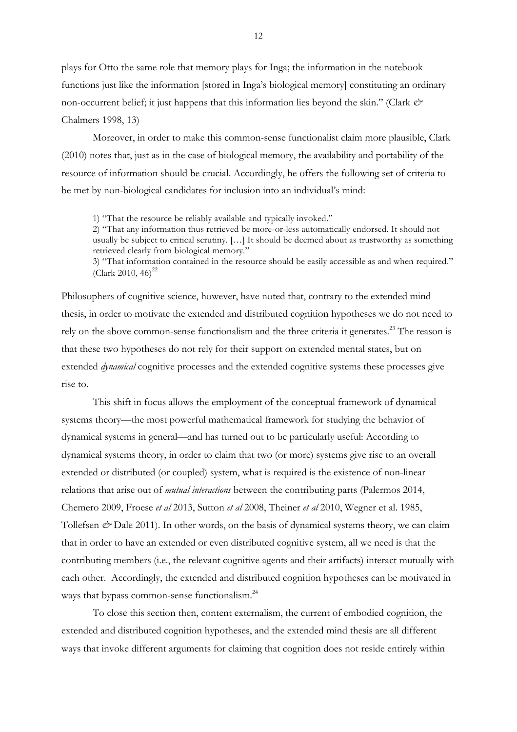plays for Otto the same role that memory plays for Inga; the information in the notebook functions just like the information [stored in Inga's biological memory] constituting an ordinary non-occurrent belief; it just happens that this information lies beyond the skin." (Clark *&* Chalmers 1998, 13)

Moreover, in order to make this common-sense functionalist claim more plausible, Clark (2010) notes that, just as in the case of biological memory, the availability and portability of the resource of information should be crucial. Accordingly, he offers the following set of criteria to be met by non-biological candidates for inclusion into an individual's mind:

> 1) "That the resource be reliably available and typically invoked."
> 2) "That any information thus retrieved be more-or-less automatically endorsed. It should not usually be subject to critical scrutiny. […] It should be deemed about as trustworthy as something retrieved clearly from biological memory."
> 3) "That information contained in the resource should be easily accessible as and when required." (Clark 2010, 46)[22]

Philosophers of cognitive science, however, have noted that, contrary to the extended mind thesis, in order to motivate the extended and distributed cognition hypotheses we do not need to rely on the above common-sense functionalism and the three criteria it generates.[23] The reason is that these two hypotheses do not rely for their support on extended mental states, but on extended *dynamical* cognitive processes and the extended cognitive systems these processes give rise to.

This shift in focus allows the employment of the conceptual framework of dynamical systems theory—the most powerful mathematical framework for studying the behavior of dynamical systems in general—and has turned out to be particularly useful: According to dynamical systems theory, in order to claim that two (or more) systems give rise to an overall extended or distributed (or coupled) system, what is required is the existence of non-linear relations that arise out of *mutual interactions* between the contributing parts (Palermos 2014, Chemero 2009, Froese *et al* 2013, Sutton *et al* 2008, Theiner *et al* 2010, Wegner et al. 1985, Tollefsen *&* Dale 2011). In other words, on the basis of dynamical systems theory, we can claim that in order to have an extended or even distributed cognitive system, all we need is that the contributing members (i.e., the relevant cognitive agents and their artifacts) interact mutually with each other. Accordingly, the extended and distributed cognition hypotheses can be motivated in ways that bypass common-sense functionalism.[24]

To close this section then, content externalism, the current of embodied cognition, the extended and distributed cognition hypotheses, and the extended mind thesis are all different ways that invoke different arguments for claiming that cognition does not reside entirely within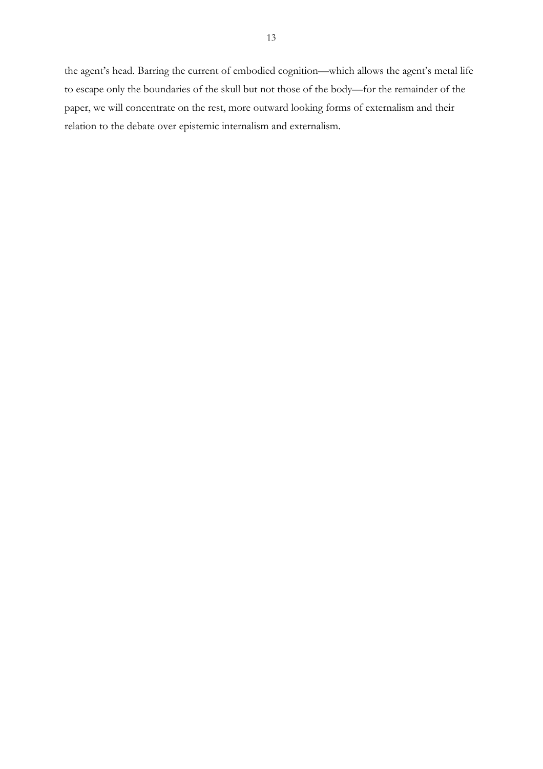the agent's head. Barring the current of embodied cognition—which allows the agent's metal life to escape only the boundaries of the skull but not those of the body—for the remainder of the paper, we will concentrate on the rest, more outward looking forms of externalism and their relation to the debate over epistemic internalism and externalism.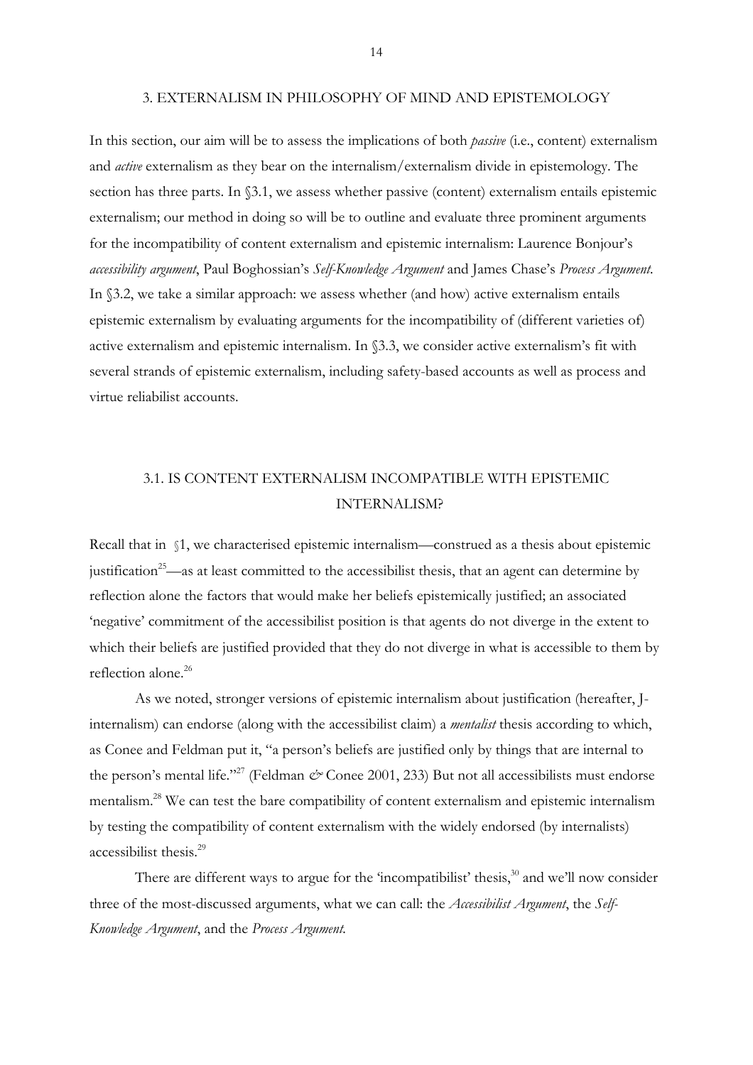## 3. EXTERNALISM IN PHILOSOPHY OF MIND AND EPISTEMOLOGY

In this section, our aim will be to assess the implications of both *passive* (i.e., content) externalism and *active* externalism as they bear on the internalism/externalism divide in epistemology. The section has three parts. In §3.1, we assess whether passive (content) externalism entails epistemic externalism; our method in doing so will be to outline and evaluate three prominent arguments for the incompatibility of content externalism and epistemic internalism: Laurence Bonjour's *accessibility argument*, Paul Boghossian's *Self-Knowledge Argument* and James Chase's *Process Argument*. In §3.2, we take a similar approach: we assess whether (and how) active externalism entails epistemic externalism by evaluating arguments for the incompatibility of (different varieties of) active externalism and epistemic internalism. In §3.3, we consider active externalism's fit with several strands of epistemic externalism, including safety-based accounts as well as process and virtue reliabilist accounts.

### 3.1. IS CONTENT EXTERNALISM INCOMPATIBLE WITH EPISTEMIC INTERNALISM?

Recall that in §1, we characterised epistemic internalism—construed as a thesis about epistemic justification[25]—as at least committed to the accessibilist thesis, that an agent can determine by reflection alone the factors that would make her beliefs epistemically justified; an associated 'negative' commitment of the accessibilist position is that agents do not diverge in the extent to which their beliefs are justified provided that they do not diverge in what is accessible to them by reflection alone.[26]

As we noted, stronger versions of epistemic internalism about justification (hereafter, J-internalism) can endorse (along with the accessibilist claim) a *mentalist* thesis according to which, as Conee and Feldman put it, "a person's beliefs are justified only by things that are internal to the person's mental life."[27] (Feldman *&* Conee 2001, 233) But not all accessibilists must endorse mentalism.[28] We can test the bare compatibility of content externalism and epistemic internalism by testing the compatibility of content externalism with the widely endorsed (by internalists) accessibilist thesis.[29]

There are different ways to argue for the 'incompatibilist' thesis,[30] and we'll now consider three of the most-discussed arguments, what we can call: the *Accessibilist Argument*, the *Self-Knowledge Argument*, and the *Process Argument*.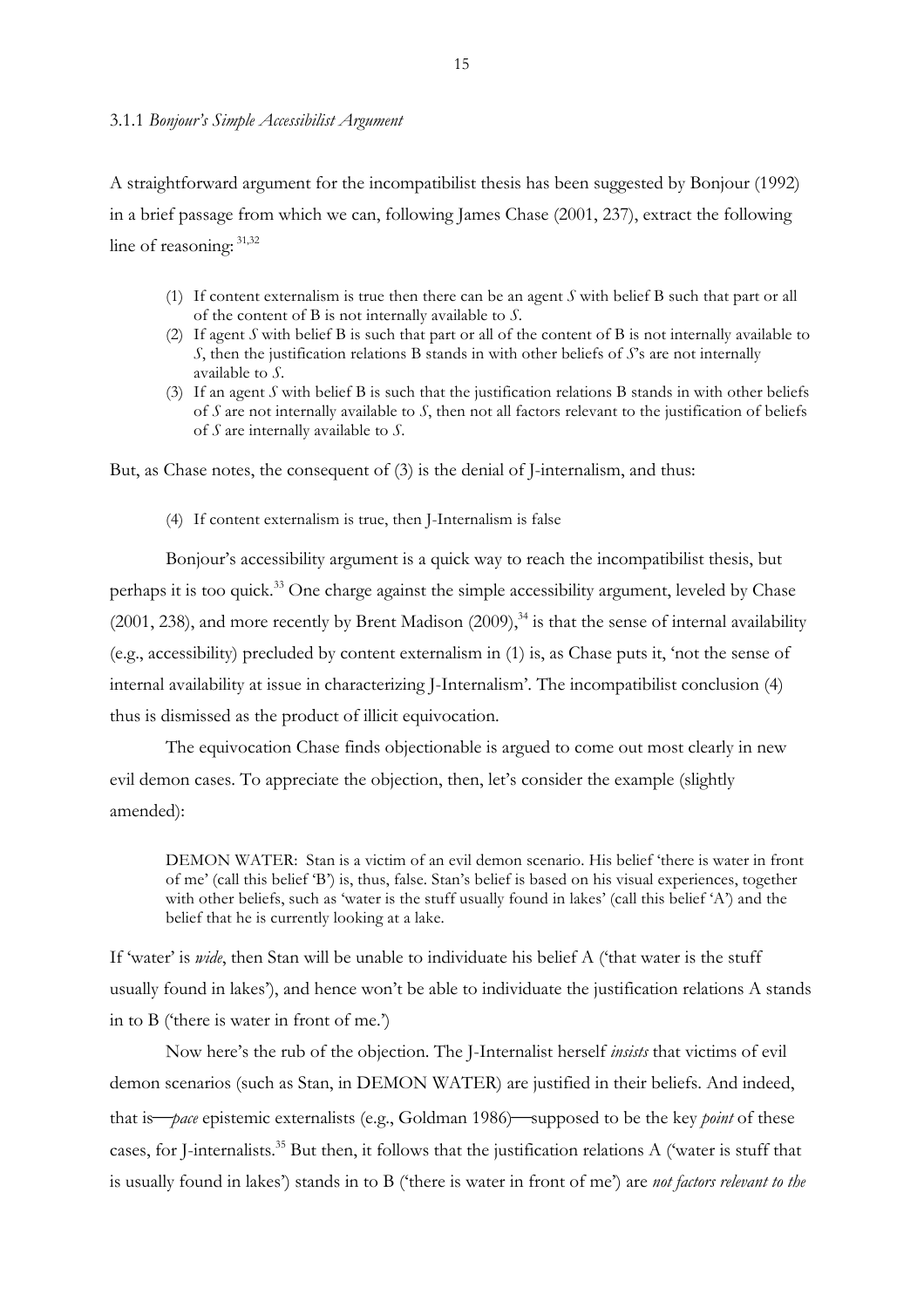### 3.1.1 *Bonjour's Simple Accessibilist Argument*

A straightforward argument for the incompatibilist thesis has been suggested by Bonjour (1992) in a brief passage from which we can, following James Chase (2001, 237), extract the following line of reasoning: [31,32]

> (1) If content externalism is true then there can be an agent *S* with belief B such that part or all of the content of B is not internally available to *S*.
>
> (2) If agent *S* with belief B is such that part or all of the content of B is not internally available to *S*, then the justification relations B stands in with other beliefs of *S*'s are not internally available to *S*.
>
> (3) If an agent *S* with belief B is such that the justification relations B stands in with other beliefs of *S* are not internally available to *S*, then not all factors relevant to the justification of beliefs of *S* are internally available to *S*.

But, as Chase notes, the consequent of (3) is the denial of J-internalism, and thus:

> (4) If content externalism is true, then J-Internalism is false

Bonjour's accessibility argument is a quick way to reach the incompatibilist thesis, but perhaps it is too quick.[33] One charge against the simple accessibility argument, leveled by Chase (2001, 238), and more recently by Brent Madison (2009),[34] is that the sense of internal availability (e.g., accessibility) precluded by content externalism in (1) is, as Chase puts it, 'not the sense of internal availability at issue in characterizing J-Internalism'. The incompatibilist conclusion (4) thus is dismissed as the product of illicit equivocation.

The equivocation Chase finds objectionable is argued to come out most clearly in new evil demon cases. To appreciate the objection, then, let's consider the example (slightly amended):

> DEMON WATER: Stan is a victim of an evil demon scenario. His belief 'there is water in front of me' (call this belief 'B') is, thus, false. Stan's belief is based on his visual experiences, together with other beliefs, such as 'water is the stuff usually found in lakes' (call this belief 'A') and the belief that he is currently looking at a lake.

If 'water' is *wide*, then Stan will be unable to individuate his belief A ('that water is the stuff usually found in lakes'), and hence won't be able to individuate the justification relations A stands in to B ('there is water in front of me.')

Now here's the rub of the objection. The J-Internalist herself *insists* that victims of evil demon scenarios (such as Stan, in DEMON WATER) are justified in their beliefs. And indeed, that is—*pace* epistemic externalists (e.g., Goldman 1986)—supposed to be the key *point* of these cases, for J-internalists.[35] But then, it follows that the justification relations A ('water is stuff that is usually found in lakes') stands in to B ('there is water in front of me') are *not factors relevant to the*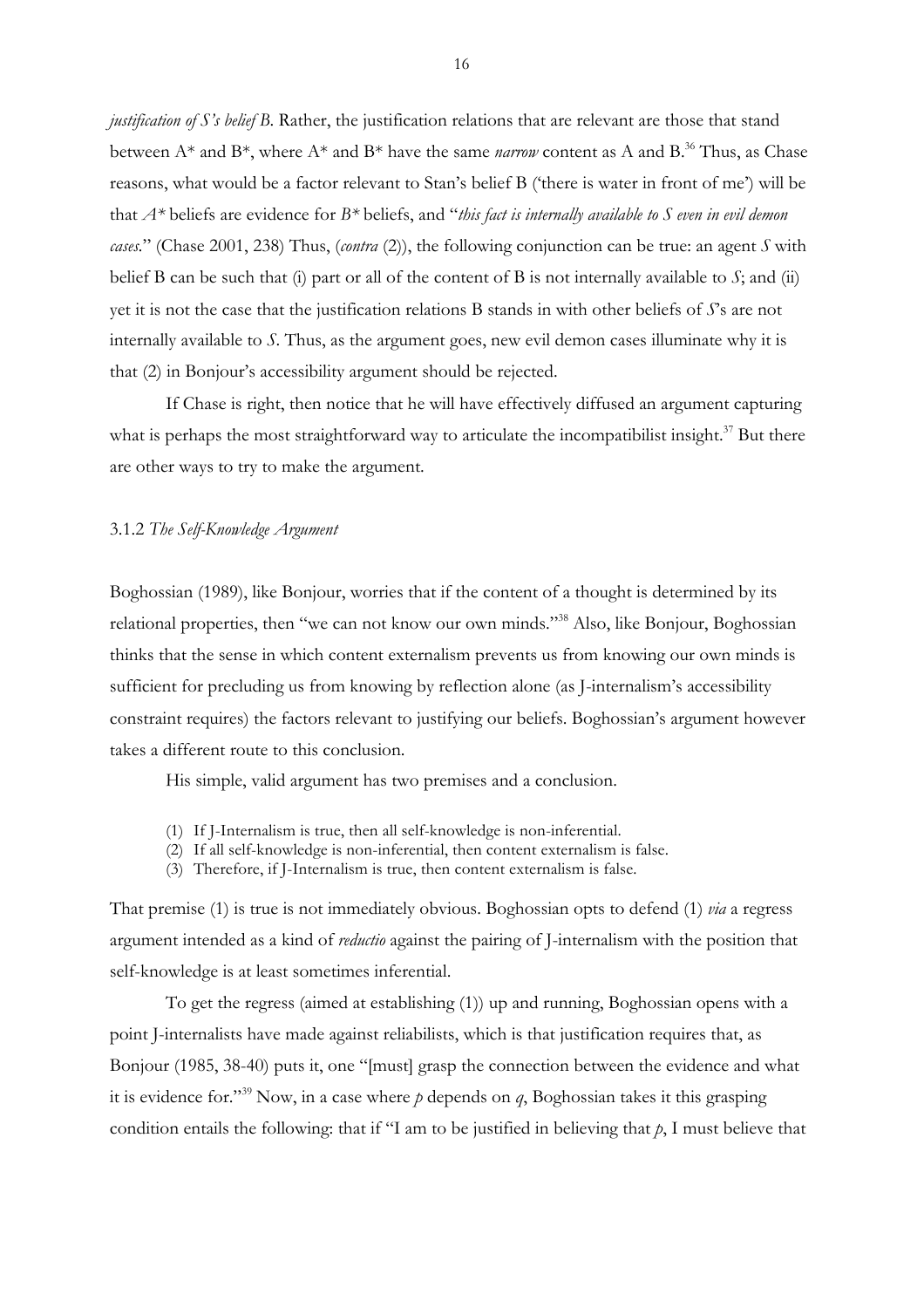*justification of S's belief B*. Rather, the justification relations that are relevant are those that stand between A* and B*, where A* and B* have the same *narrow* content as A and B.[36] Thus, as Chase reasons, what would be a factor relevant to Stan's belief B ('there is water in front of me') will be that *A** beliefs are evidence for *B** beliefs, and "*this fact is internally available to S even in evil demon cases*." (Chase 2001, 238) Thus, (*contra* (2)), the following conjunction can be true: an agent *S* with belief B can be such that (i) part or all of the content of B is not internally available to *S*; and (ii) yet it is not the case that the justification relations B stands in with other beliefs of *S*'s are not internally available to *S*. Thus, as the argument goes, new evil demon cases illuminate why it is that (2) in Bonjour's accessibility argument should be rejected.

If Chase is right, then notice that he will have effectively diffused an argument capturing what is perhaps the most straightforward way to articulate the incompatibilist insight.[37] But there are other ways to try to make the argument.

### 3.1.2 *The Self-Knowledge Argument*

Boghossian (1989), like Bonjour, worries that if the content of a thought is determined by its relational properties, then "we can not know our own minds."[38] Also, like Bonjour, Boghossian thinks that the sense in which content externalism prevents us from knowing our own minds is sufficient for precluding us from knowing by reflection alone (as J-internalism's accessibility constraint requires) the factors relevant to justifying our beliefs. Boghossian's argument however takes a different route to this conclusion.

His simple, valid argument has two premises and a conclusion.

(1) If J-Internalism is true, then all self-knowledge is non-inferential.
(2) If all self-knowledge is non-inferential, then content externalism is false.
(3) Therefore, if J-Internalism is true, then content externalism is false.

That premise (1) is true is not immediately obvious. Boghossian opts to defend (1) *via* a regress argument intended as a kind of *reductio* against the pairing of J-internalism with the position that self-knowledge is at least sometimes inferential.

To get the regress (aimed at establishing (1)) up and running, Boghossian opens with a point J-internalists have made against reliabilists, which is that justification requires that, as Bonjour (1985, 38-40) puts it, one "[must] grasp the connection between the evidence and what it is evidence for."[39] Now, in a case where *p* depends on *q*, Boghossian takes it this grasping condition entails the following: that if "I am to be justified in believing that *p*, I must believe that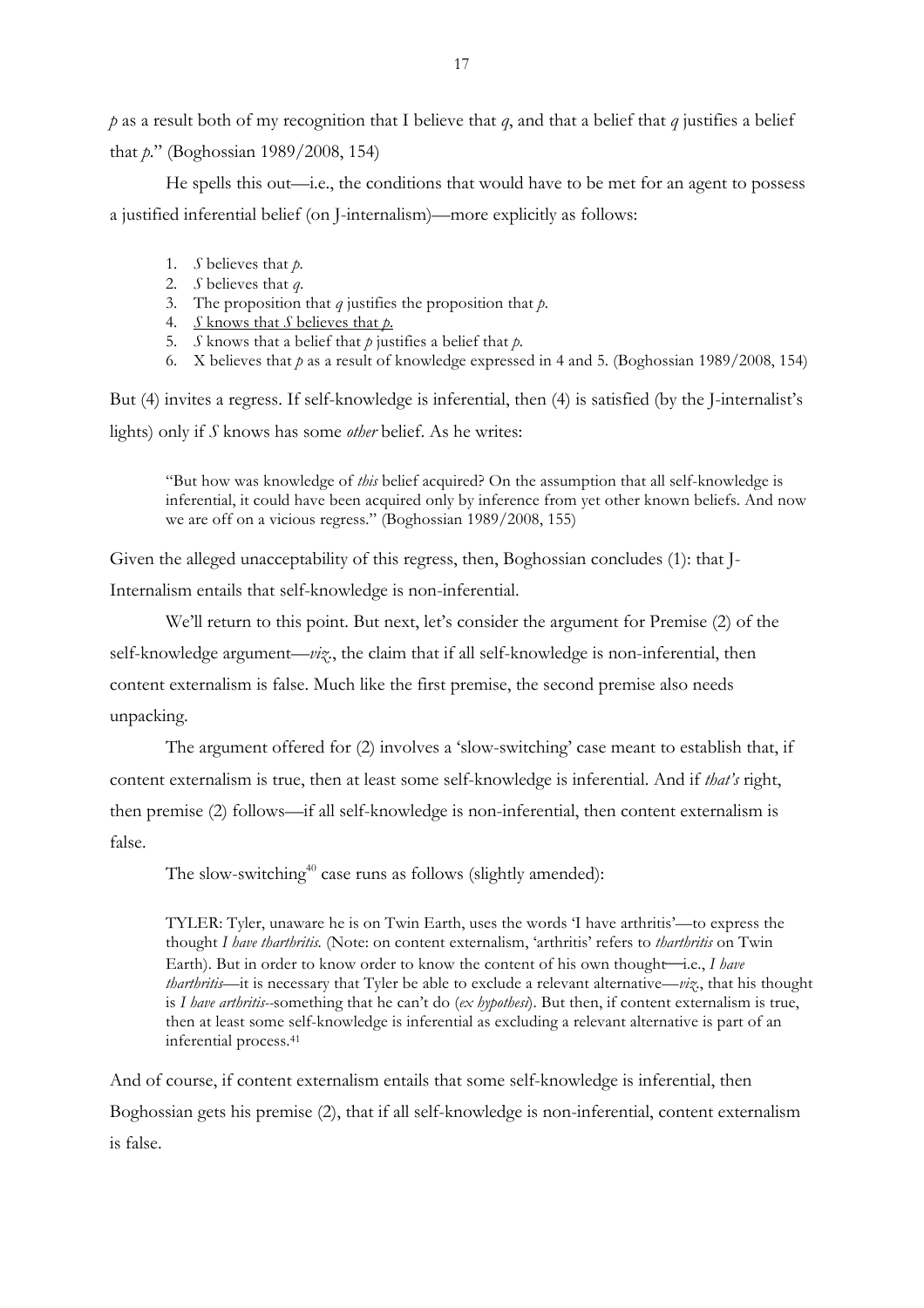*p* as a result both of my recognition that I believe that *q*, and that a belief that *q* justifies a belief that *p*." (Boghossian 1989/2008, 154)

He spells this out—i.e., the conditions that would have to be met for an agent to possess a justified inferential belief (on J-internalism)—more explicitly as follows:

1. *S* believes that *p*.
2. *S* believes that *q*.
3. The proposition that *q* justifies the proposition that *p*.
4. <u>*S* knows that *S* believes that *p*.</u>
5. *S* knows that a belief that *p* justifies a belief that *p*.
6. X believes that *p* as a result of knowledge expressed in 4 and 5. (Boghossian 1989/2008, 154)

But (4) invites a regress. If self-knowledge is inferential, then (4) is satisfied (by the J-internalist's lights) only if *S* knows has some *other* belief. As he writes:

> "But how was knowledge of *this* belief acquired? On the assumption that all self-knowledge is inferential, it could have been acquired only by inference from yet other known beliefs. And now we are off on a vicious regress." (Boghossian 1989/2008, 155)

Given the alleged unacceptability of this regress, then, Boghossian concludes (1): that J-Internalism entails that self-knowledge is non-inferential.

We'll return to this point. But next, let's consider the argument for Premise (2) of the self-knowledge argument—*viz.*, the claim that if all self-knowledge is non-inferential, then content externalism is false. Much like the first premise, the second premise also needs unpacking.

The argument offered for (2) involves a 'slow-switching' case meant to establish that, if content externalism is true, then at least some self-knowledge is inferential. And if *that's* right, then premise (2) follows—if all self-knowledge is non-inferential, then content externalism is false.

The slow-switching[40] case runs as follows (slightly amended):

> TYLER: Tyler, unaware he is on Twin Earth, uses the words 'I have arthritis'—to express the thought *I have tharthritis.* (Note: on content externalism, 'arthritis' refers to *tharthritis* on Twin Earth). But in order to know order to know the content of his own thought—i.e., *I have tharthritis*—it is necessary that Tyler be able to exclude a relevant alternative—*viz.*, that his thought is *I have arthritis*--something that he can't do (*ex hypothesi*). But then, if content externalism is true, then at least some self-knowledge is inferential as excluding a relevant alternative is part of an inferential process.[41]

And of course, if content externalism entails that some self-knowledge is inferential, then Boghossian gets his premise (2), that if all self-knowledge is non-inferential, content externalism is false.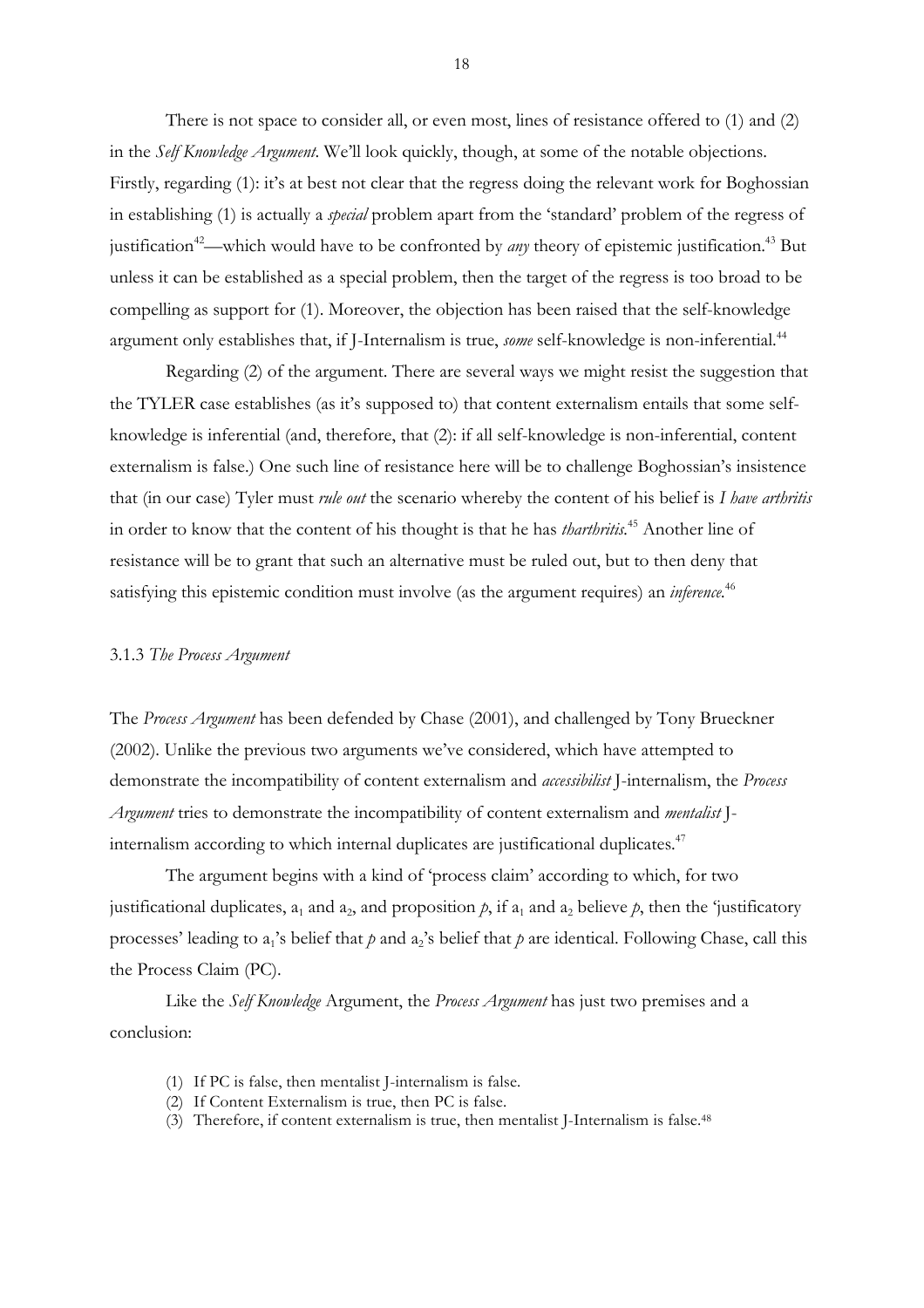There is not space to consider all, or even most, lines of resistance offered to (1) and (2) in the *Self Knowledge Argument*. We'll look quickly, though, at some of the notable objections. Firstly, regarding (1): it's at best not clear that the regress doing the relevant work for Boghossian in establishing (1) is actually a *special* problem apart from the 'standard' problem of the regress of justification[42]—which would have to be confronted by *any* theory of epistemic justification.[43] But unless it can be established as a special problem, then the target of the regress is too broad to be compelling as support for (1). Moreover, the objection has been raised that the self-knowledge argument only establishes that, if J-Internalism is true, *some* self-knowledge is non-inferential.[44]

Regarding (2) of the argument. There are several ways we might resist the suggestion that the TYLER case establishes (as it's supposed to) that content externalism entails that some self-knowledge is inferential (and, therefore, that (2): if all self-knowledge is non-inferential, content externalism is false.) One such line of resistance here will be to challenge Boghossian's insistence that (in our case) Tyler must *rule out* the scenario whereby the content of his belief is *I have arthritis* in order to know that the content of his thought is that he has *tharthritis*.[45] Another line of resistance will be to grant that such an alternative must be ruled out, but to then deny that satisfying this epistemic condition must involve (as the argument requires) an *inference*.[46]

### 3.1.3 *The Process Argument*

The *Process Argument* has been defended by Chase (2001), and challenged by Tony Brueckner (2002). Unlike the previous two arguments we've considered, which have attempted to demonstrate the incompatibility of content externalism and *accessibilist* J-internalism, the *Process Argument* tries to demonstrate the incompatibility of content externalism and *mentalist* J-internalism according to which internal duplicates are justificational duplicates.[47]

The argument begins with a kind of 'process claim' according to which, for two justificational duplicates, $a_1$ and $a_2$, and proposition $p$, if $a_1$ and $a_2$ believe $p$, then the 'justificatory processes' leading to $a_1$'s belief that $p$ and $a_2$'s belief that $p$ are identical. Following Chase, call this the Process Claim (PC).

Like the *Self Knowledge* Argument, the *Process Argument* has just two premises and a conclusion:

(1) If PC is false, then mentalist J-internalism is false.
(2) If Content Externalism is true, then PC is false.
(3) Therefore, if content externalism is true, then mentalist J-Internalism is false.[48]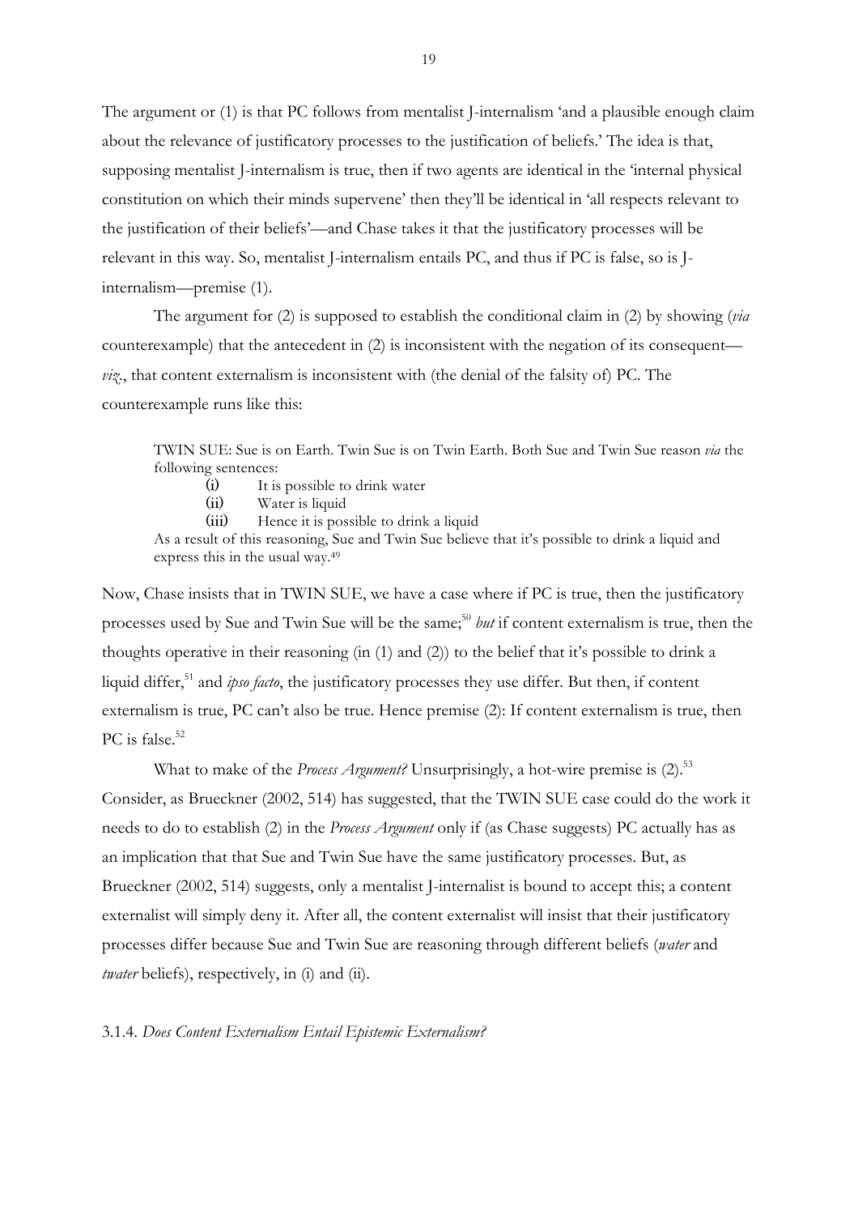The argument or (1) is that PC follows from mentalist J-internalism 'and a plausible enough claim about the relevance of justificatory processes to the justification of beliefs.' The idea is that, supposing mentalist J-internalism is true, then if two agents are identical in the 'internal physical constitution on which their minds supervene' then they'll be identical in 'all respects relevant to the justification of their beliefs'—and Chase takes it that the justificatory processes will be relevant in this way. So, mentalist J-internalism entails PC, and thus if PC is false, so is J-internalism—premise (1).

The argument for (2) is supposed to establish the conditional claim in (2) by showing (*via* counterexample) that the antecedent in (2) is inconsistent with the negation of its consequent—*viz*., that content externalism is inconsistent with (the denial of the falsity of) PC. The counterexample runs like this:

> TWIN SUE: Sue is on Earth. Twin Sue is on Twin Earth. Both Sue and Twin Sue reason *via* the following sentences:
>
> (i) It is possible to drink water
> (ii) Water is liquid
> (iii) Hence it is possible to drink a liquid
>
> As a result of this reasoning, Sue and Twin Sue believe that it's possible to drink a liquid and express this in the usual way.[49]

Now, Chase insists that in TWIN SUE, we have a case where if PC is true, then the justificatory processes used by Sue and Twin Sue will be the same;[50] *but* if content externalism is true, then the thoughts operative in their reasoning (in (1) and (2)) to the belief that it's possible to drink a liquid differ,[51] and *ipso facto*, the justificatory processes they use differ. But then, if content externalism is true, PC can't also be true. Hence premise (2): If content externalism is true, then PC is false.[52]

What to make of the *Process Argument?* Unsurprisingly, a hot-wire premise is (2).[53] Consider, as Brueckner (2002, 514) has suggested, that the TWIN SUE case could do the work it needs to do to establish (2) in the *Process Argument* only if (as Chase suggests) PC actually has as an implication that that Sue and Twin Sue have the same justificatory processes. But, as Brueckner (2002, 514) suggests, only a mentalist J-internalist is bound to accept this; a content externalist will simply deny it. After all, the content externalist will insist that their justificatory processes differ because Sue and Twin Sue are reasoning through different beliefs (*water* and *twater* beliefs), respectively, in (i) and (ii).

3.1.4. *Does Content Externalism Entail Epistemic Externalism?*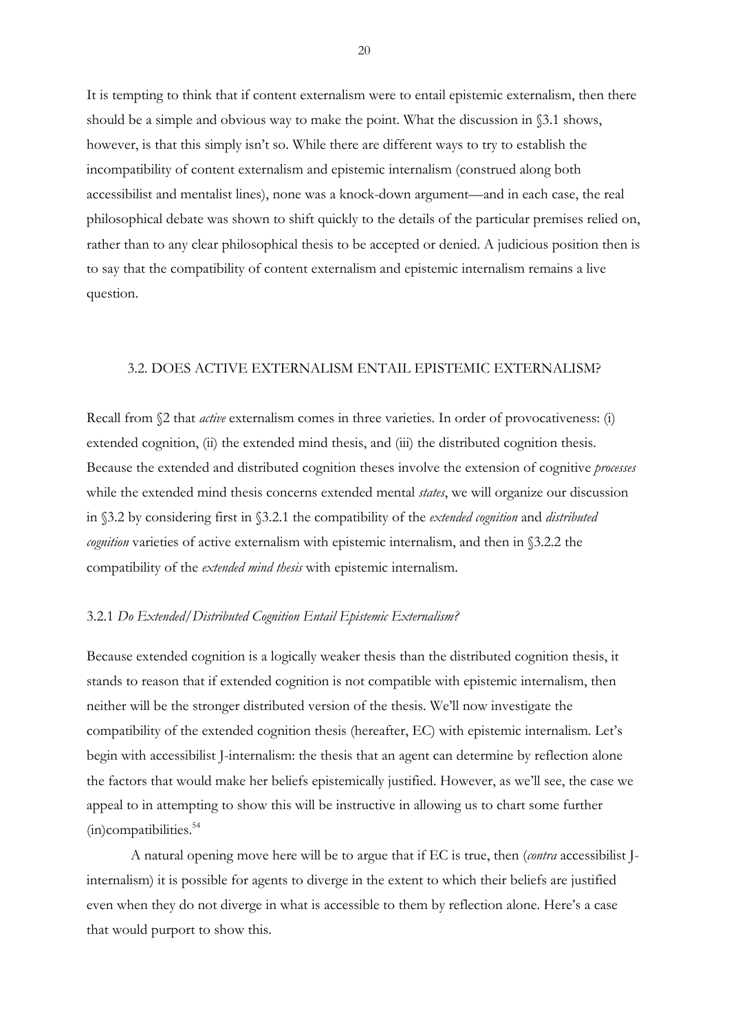It is tempting to think that if content externalism were to entail epistemic externalism, then there should be a simple and obvious way to make the point. What the discussion in §3.1 shows, however, is that this simply isn't so. While there are different ways to try to establish the incompatibility of content externalism and epistemic internalism (construed along both accessibilist and mentalist lines), none was a knock-down argument—and in each case, the real philosophical debate was shown to shift quickly to the details of the particular premises relied on, rather than to any clear philosophical thesis to be accepted or denied. A judicious position then is to say that the compatibility of content externalism and epistemic internalism remains a live question.

## 3.2. DOES ACTIVE EXTERNALISM ENTAIL EPISTEMIC EXTERNALISM?

Recall from §2 that *active* externalism comes in three varieties. In order of provocativeness: (i) extended cognition, (ii) the extended mind thesis, and (iii) the distributed cognition thesis. Because the extended and distributed cognition theses involve the extension of cognitive *processes* while the extended mind thesis concerns extended mental *states*, we will organize our discussion in §3.2 by considering first in §3.2.1 the compatibility of the *extended cognition* and *distributed cognition* varieties of active externalism with epistemic internalism, and then in §3.2.2 the compatibility of the *extended mind thesis* with epistemic internalism.

### 3.2.1 *Do Extended/Distributed Cognition Entail Epistemic Externalism?*

Because extended cognition is a logically weaker thesis than the distributed cognition thesis, it stands to reason that if extended cognition is not compatible with epistemic internalism, then neither will be the stronger distributed version of the thesis. We'll now investigate the compatibility of the extended cognition thesis (hereafter, EC) with epistemic internalism. Let's begin with accessibilist J-internalism: the thesis that an agent can determine by reflection alone the factors that would make her beliefs epistemically justified. However, as we'll see, the case we appeal to in attempting to show this will be instructive in allowing us to chart some further (in)compatibilities.[54]

A natural opening move here will be to argue that if EC is true, then (*contra* accessibilist J-internalism) it is possible for agents to diverge in the extent to which their beliefs are justified even when they do not diverge in what is accessible to them by reflection alone. Here's a case that would purport to show this.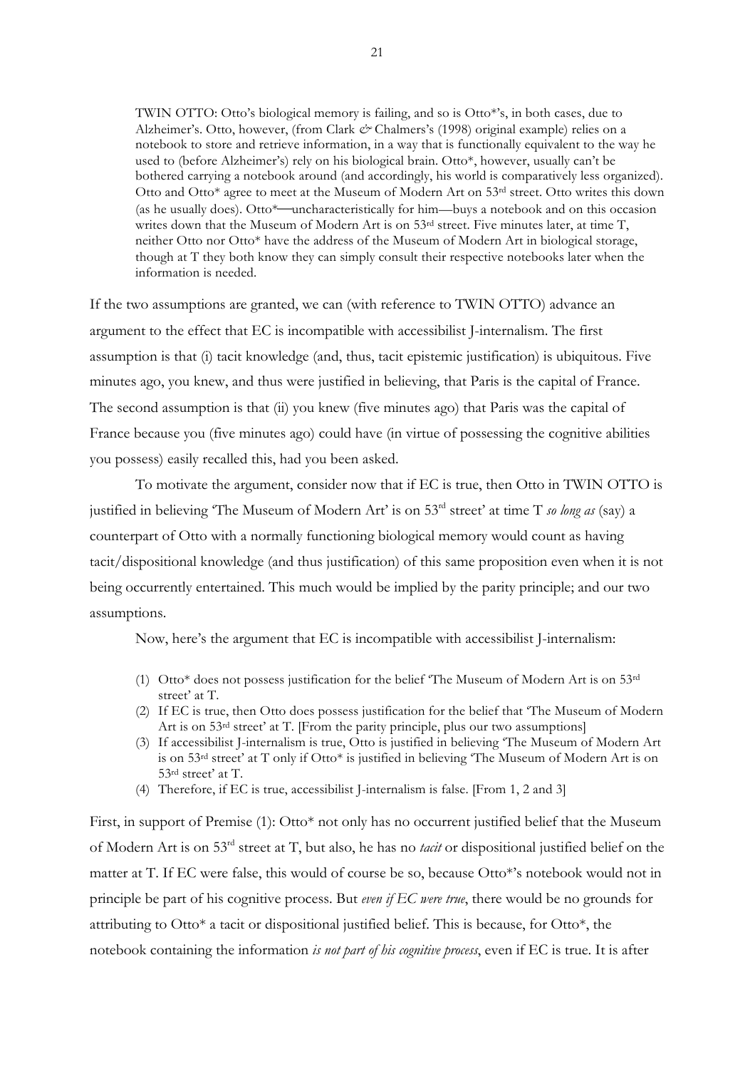> TWIN OTTO: Otto's biological memory is failing, and so is Otto*'s, in both cases, due to Alzheimer's. Otto, however, (from Clark *&* Chalmers's (1998) original example) relies on a notebook to store and retrieve information, in a way that is functionally equivalent to the way he used to (before Alzheimer's) rely on his biological brain. Otto*, however, usually can't be bothered carrying a notebook around (and accordingly, his world is comparatively less organized). Otto and Otto* agree to meet at the Museum of Modern Art on 53rd street. Otto writes this down (as he usually does). Otto*—uncharacteristically for him—buys a notebook and on this occasion writes down that the Museum of Modern Art is on 53rd street. Five minutes later, at time T, neither Otto nor Otto* have the address of the Museum of Modern Art in biological storage, though at T they both know they can simply consult their respective notebooks later when the information is needed.

If the two assumptions are granted, we can (with reference to TWIN OTTO) advance an argument to the effect that EC is incompatible with accessibilist J-internalism. The first assumption is that (i) tacit knowledge (and, thus, tacit epistemic justification) is ubiquitous. Five minutes ago, you knew, and thus were justified in believing, that Paris is the capital of France. The second assumption is that (ii) you knew (five minutes ago) that Paris was the capital of France because you (five minutes ago) could have (in virtue of possessing the cognitive abilities you possess) easily recalled this, had you been asked.

To motivate the argument, consider now that if EC is true, then Otto in TWIN OTTO is justified in believing 'The Museum of Modern Art' is on 53rd street' at time T *so long as* (say) a counterpart of Otto with a normally functioning biological memory would count as having tacit/dispositional knowledge (and thus justification) of this same proposition even when it is not being occurrently entertained. This much would be implied by the parity principle; and our two assumptions.

Now, here's the argument that EC is incompatible with accessibilist J-internalism:

(1) Otto* does not possess justification for the belief 'The Museum of Modern Art is on 53rd street' at T.
(2) If EC is true, then Otto does possess justification for the belief that 'The Museum of Modern Art is on 53rd street' at T. [From the parity principle, plus our two assumptions]
(3) If accessibilist J-internalism is true, Otto is justified in believing 'The Museum of Modern Art is on 53rd street' at T only if Otto* is justified in believing 'The Museum of Modern Art is on 53rd street' at T.
(4) Therefore, if EC is true, accessibilist J-internalism is false. [From 1, 2 and 3]

First, in support of Premise (1): Otto* not only has no occurrent justified belief that the Museum of Modern Art is on 53rd street at T, but also, he has no *tacit* or dispositional justified belief on the matter at T. If EC were false, this would of course be so, because Otto*'s notebook would not in principle be part of his cognitive process. But *even if EC were true*, there would be no grounds for attributing to Otto* a tacit or dispositional justified belief. This is because, for Otto*, the notebook containing the information *is not part of his cognitive process*, even if EC is true. It is after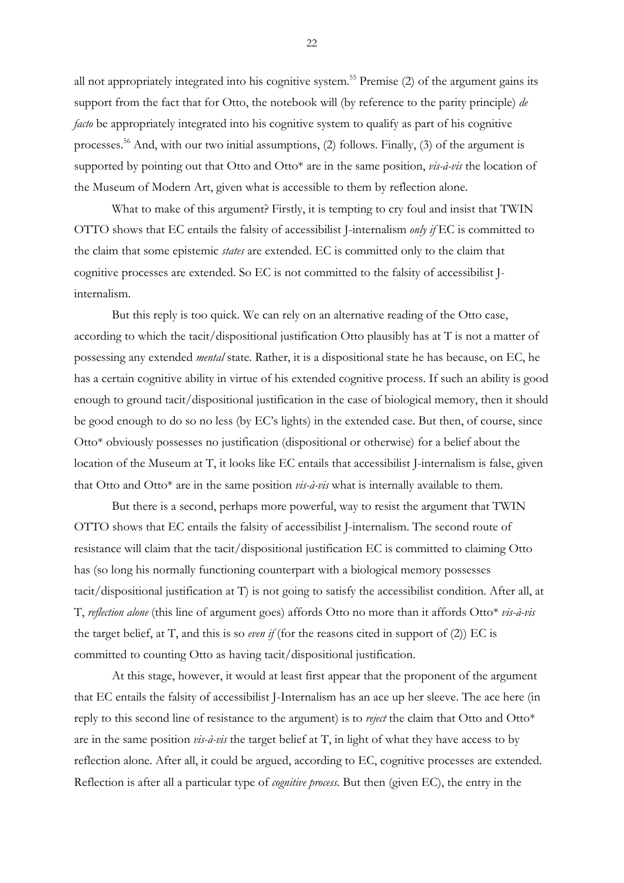all not appropriately integrated into his cognitive system.[55] Premise (2) of the argument gains its support from the fact that for Otto, the notebook will (by reference to the parity principle) *de facto* be appropriately integrated into his cognitive system to qualify as part of his cognitive processes.[56] And, with our two initial assumptions, (2) follows. Finally, (3) of the argument is supported by pointing out that Otto and Otto* are in the same position, *vis-à-vis* the location of the Museum of Modern Art, given what is accessible to them by reflection alone.

What to make of this argument? Firstly, it is tempting to cry foul and insist that TWIN OTTO shows that EC entails the falsity of accessibilist J-internalism *only if* EC is committed to the claim that some epistemic *states* are extended. EC is committed only to the claim that cognitive processes are extended. So EC is not committed to the falsity of accessibilist J-internalism.

But this reply is too quick. We can rely on an alternative reading of the Otto case, according to which the tacit/dispositional justification Otto plausibly has at T is not a matter of possessing any extended *mental* state. Rather, it is a dispositional state he has because, on EC, he has a certain cognitive ability in virtue of his extended cognitive process. If such an ability is good enough to ground tacit/dispositional justification in the case of biological memory, then it should be good enough to do so no less (by EC's lights) in the extended case. But then, of course, since Otto* obviously possesses no justification (dispositional or otherwise) for a belief about the location of the Museum at T, it looks like EC entails that accessibilist J-internalism is false, given that Otto and Otto* are in the same position *vis-à-vis* what is internally available to them.

But there is a second, perhaps more powerful, way to resist the argument that TWIN OTTO shows that EC entails the falsity of accessibilist J-internalism. The second route of resistance will claim that the tacit/dispositional justification EC is committed to claiming Otto has (so long his normally functioning counterpart with a biological memory possesses tacit/dispositional justification at T) is not going to satisfy the accessibilist condition. After all, at T, *reflection alone* (this line of argument goes) affords Otto no more than it affords Otto* *vis-à-vis* the target belief, at T, and this is so *even if* (for the reasons cited in support of (2)) EC is committed to counting Otto as having tacit/dispositional justification.

At this stage, however, it would at least first appear that the proponent of the argument that EC entails the falsity of accessibilist J-Internalism has an ace up her sleeve. The ace here (in reply to this second line of resistance to the argument) is to *reject* the claim that Otto and Otto* are in the same position *vis-à-vis* the target belief at T, in light of what they have access to by reflection alone. After all, it could be argued, according to EC, cognitive processes are extended. Reflection is after all a particular type of *cognitive process*. But then (given EC), the entry in the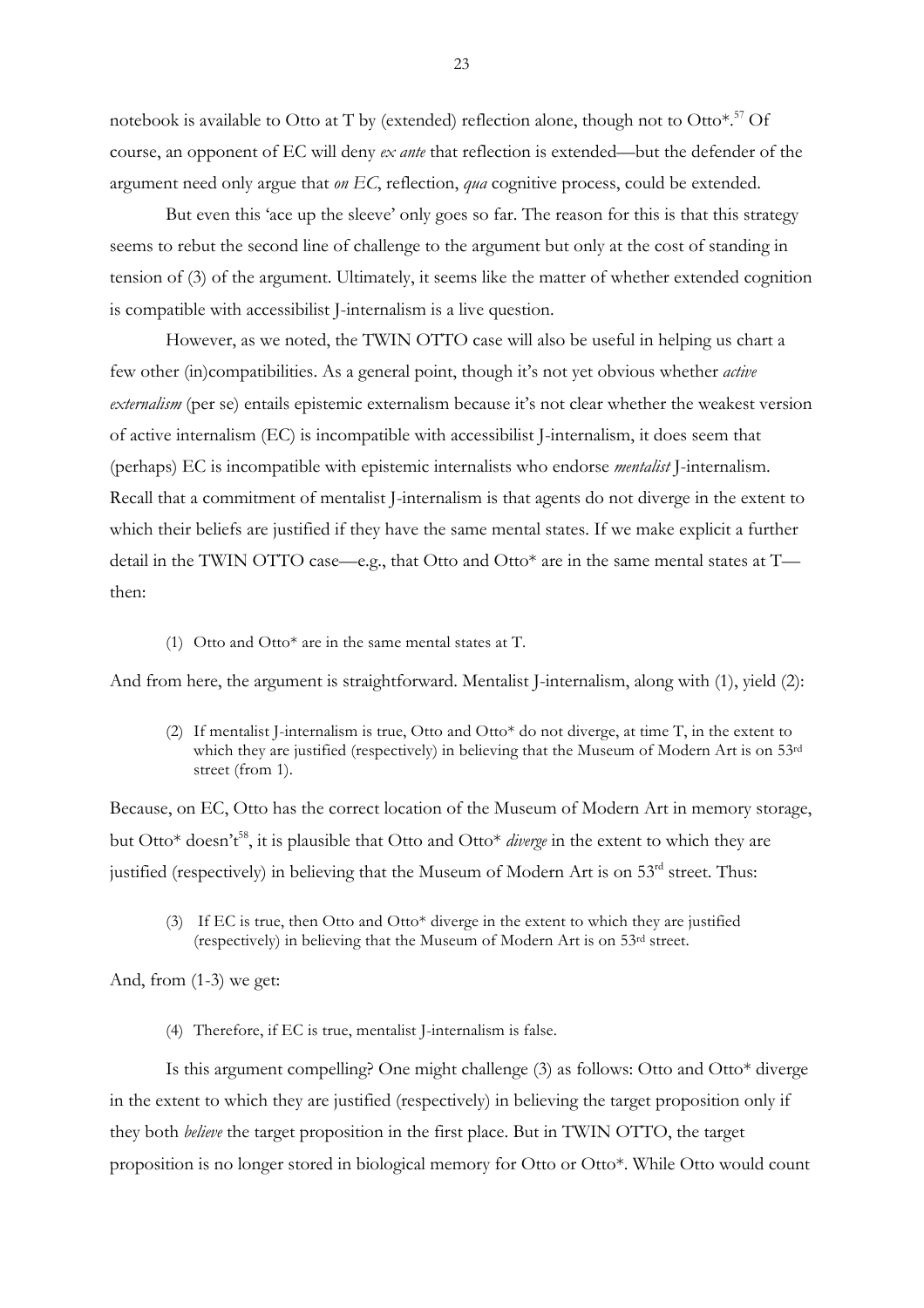notebook is available to Otto at T by (extended) reflection alone, though not to Otto*.[57] Of course, an opponent of EC will deny *ex ante* that reflection is extended—but the defender of the argument need only argue that *on EC*, reflection, *qua* cognitive process, could be extended.

But even this 'ace up the sleeve' only goes so far. The reason for this is that this strategy seems to rebut the second line of challenge to the argument but only at the cost of standing in tension of (3) of the argument. Ultimately, it seems like the matter of whether extended cognition is compatible with accessibilist J-internalism is a live question.

However, as we noted, the TWIN OTTO case will also be useful in helping us chart a few other (in)compatibilities. As a general point, though it's not yet obvious whether *active externalism* (per se) entails epistemic externalism because it's not clear whether the weakest version of active internalism (EC) is incompatible with accessibilist J-internalism, it does seem that (perhaps) EC is incompatible with epistemic internalists who endorse *mentalist* J-internalism. Recall that a commitment of mentalist J-internalism is that agents do not diverge in the extent to which their beliefs are justified if they have the same mental states. If we make explicit a further detail in the TWIN OTTO case—e.g., that Otto and Otto* are in the same mental states at T—then:

> (1) Otto and Otto* are in the same mental states at T.

And from here, the argument is straightforward. Mentalist J-internalism, along with (1), yield (2):

> (2) If mentalist J-internalism is true, Otto and Otto* do not diverge, at time T, in the extent to which they are justified (respectively) in believing that the Museum of Modern Art is on 53rd street (from 1).

Because, on EC, Otto has the correct location of the Museum of Modern Art in memory storage, but Otto* doesn't[58], it is plausible that Otto and Otto* *diverge* in the extent to which they are justified (respectively) in believing that the Museum of Modern Art is on 53rd street. Thus:

> (3) If EC is true, then Otto and Otto* diverge in the extent to which they are justified (respectively) in believing that the Museum of Modern Art is on 53rd street.

And, from (1-3) we get:

> (4) Therefore, if EC is true, mentalist J-internalism is false.

Is this argument compelling? One might challenge (3) as follows: Otto and Otto* diverge in the extent to which they are justified (respectively) in believing the target proposition only if they both *believe* the target proposition in the first place. But in TWIN OTTO, the target proposition is no longer stored in biological memory for Otto or Otto*. While Otto would count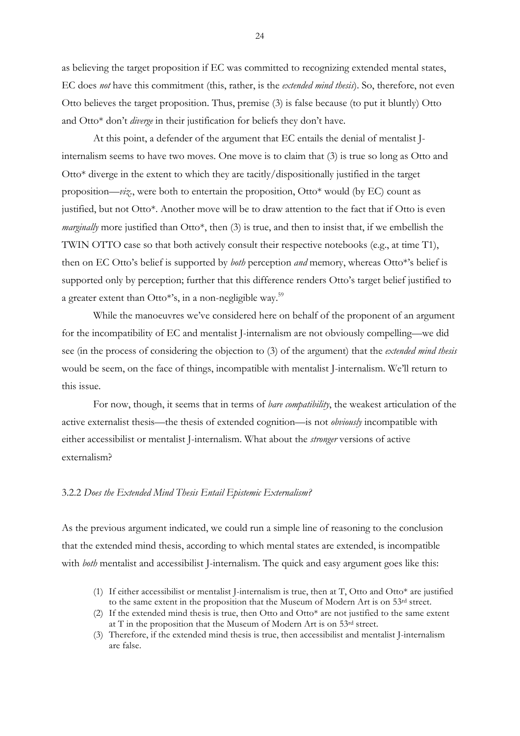as believing the target proposition if EC was committed to recognizing extended mental states, EC does *not* have this commitment (this, rather, is the *extended mind thesis*). So, therefore, not even Otto believes the target proposition. Thus, premise (3) is false because (to put it bluntly) Otto and Otto* don't *diverge* in their justification for beliefs they don't have.

At this point, a defender of the argument that EC entails the denial of mentalist J-internalism seems to have two moves. One move is to claim that (3) is true so long as Otto and Otto* diverge in the extent to which they are tacitly/dispositionally justified in the target proposition—*viz.*, were both to entertain the proposition, Otto* would (by EC) count as justified, but not Otto*. Another move will be to draw attention to the fact that if Otto is even *marginally* more justified than Otto*, then (3) is true, and then to insist that, if we embellish the TWIN OTTO case so that both actively consult their respective notebooks (e.g., at time T1), then on EC Otto's belief is supported by *both* perception *and* memory, whereas Otto*'s belief is supported only by perception; further that this difference renders Otto's target belief justified to a greater extent than Otto*'s, in a non-negligible way.[59]

While the manoeuvres we've considered here on behalf of the proponent of an argument for the incompatibility of EC and mentalist J-internalism are not obviously compelling—we did see (in the process of considering the objection to (3) of the argument) that the *extended mind thesis* would be seem, on the face of things, incompatible with mentalist J-internalism. We'll return to this issue.

For now, though, it seems that in terms of *bare compatibility*, the weakest articulation of the active externalist thesis—the thesis of extended cognition—is not *obviously* incompatible with either accessibilist or mentalist J-internalism. What about the *stronger* versions of active externalism?

### 3.2.2 *Does the Extended Mind Thesis Entail Epistemic Externalism?*

As the previous argument indicated, we could run a simple line of reasoning to the conclusion that the extended mind thesis, according to which mental states are extended, is incompatible with *both* mentalist and accessibilist J-internalism. The quick and easy argument goes like this:

(1) If either accessibilist or mentalist J-internalism is true, then at T, Otto and Otto* are justified to the same extent in the proposition that the Museum of Modern Art is on 53rd street.
(2) If the extended mind thesis is true, then Otto and Otto* are not justified to the same extent at T in the proposition that the Museum of Modern Art is on 53rd street.
(3) Therefore, if the extended mind thesis is true, then accessibilist and mentalist J-internalism are false.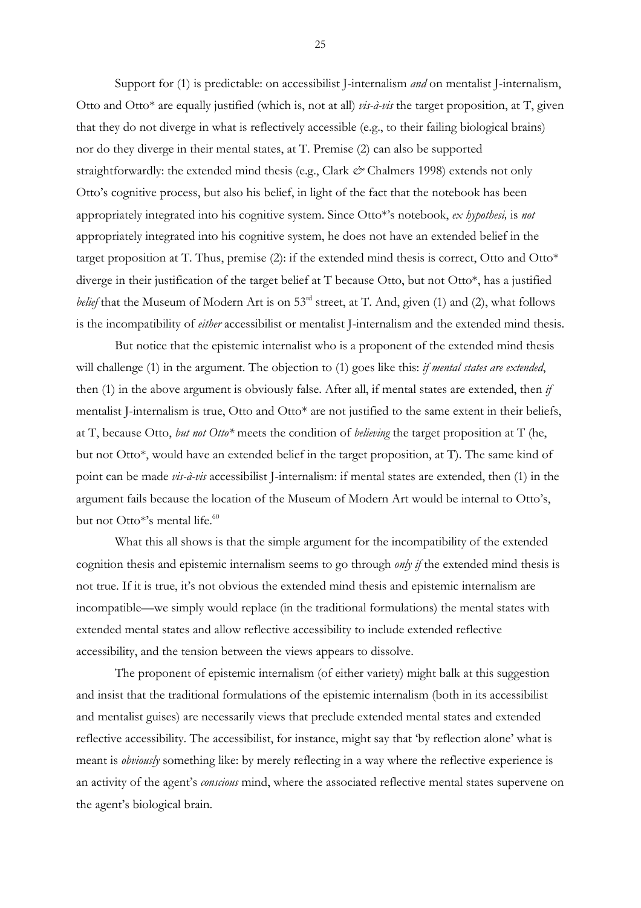Support for (1) is predictable: on accessibilist J-internalism *and* on mentalist J-internalism, Otto and Otto* are equally justified (which is, not at all) *vis-à-vis* the target proposition, at T, given that they do not diverge in what is reflectively accessible (e.g., to their failing biological brains) nor do they diverge in their mental states, at T. Premise (2) can also be supported straightforwardly: the extended mind thesis (e.g., Clark *&* Chalmers 1998) extends not only Otto's cognitive process, but also his belief, in light of the fact that the notebook has been appropriately integrated into his cognitive system. Since Otto*'s notebook, *ex hypothesi,* is *not* appropriately integrated into his cognitive system, he does not have an extended belief in the target proposition at T. Thus, premise (2): if the extended mind thesis is correct, Otto and Otto* diverge in their justification of the target belief at T because Otto, but not Otto*, has a justified *belief* that the Museum of Modern Art is on 53rd street, at T. And, given (1) and (2), what follows is the incompatibility of *either* accessibilist or mentalist J-internalism and the extended mind thesis.

But notice that the epistemic internalist who is a proponent of the extended mind thesis will challenge (1) in the argument. The objection to (1) goes like this: *if mental states are extended*, then (1) in the above argument is obviously false. After all, if mental states are extended, then *if* mentalist J-internalism is true, Otto and Otto* are not justified to the same extent in their beliefs, at T, because Otto, *but not Otto** meets the condition of *believing* the target proposition at T (he, but not Otto*, would have an extended belief in the target proposition, at T). The same kind of point can be made *vis-à-vis* accessibilist J-internalism: if mental states are extended, then (1) in the argument fails because the location of the Museum of Modern Art would be internal to Otto's, but not Otto*'s mental life.[60]

What this all shows is that the simple argument for the incompatibility of the extended cognition thesis and epistemic internalism seems to go through *only if* the extended mind thesis is not true. If it is true, it's not obvious the extended mind thesis and epistemic internalism are incompatible—we simply would replace (in the traditional formulations) the mental states with extended mental states and allow reflective accessibility to include extended reflective accessibility, and the tension between the views appears to dissolve.

The proponent of epistemic internalism (of either variety) might balk at this suggestion and insist that the traditional formulations of the epistemic internalism (both in its accessibilist and mentalist guises) are necessarily views that preclude extended mental states and extended reflective accessibility. The accessibilist, for instance, might say that 'by reflection alone' what is meant is *obviously* something like: by merely reflecting in a way where the reflective experience is an activity of the agent's *conscious* mind, where the associated reflective mental states supervene on the agent's biological brain.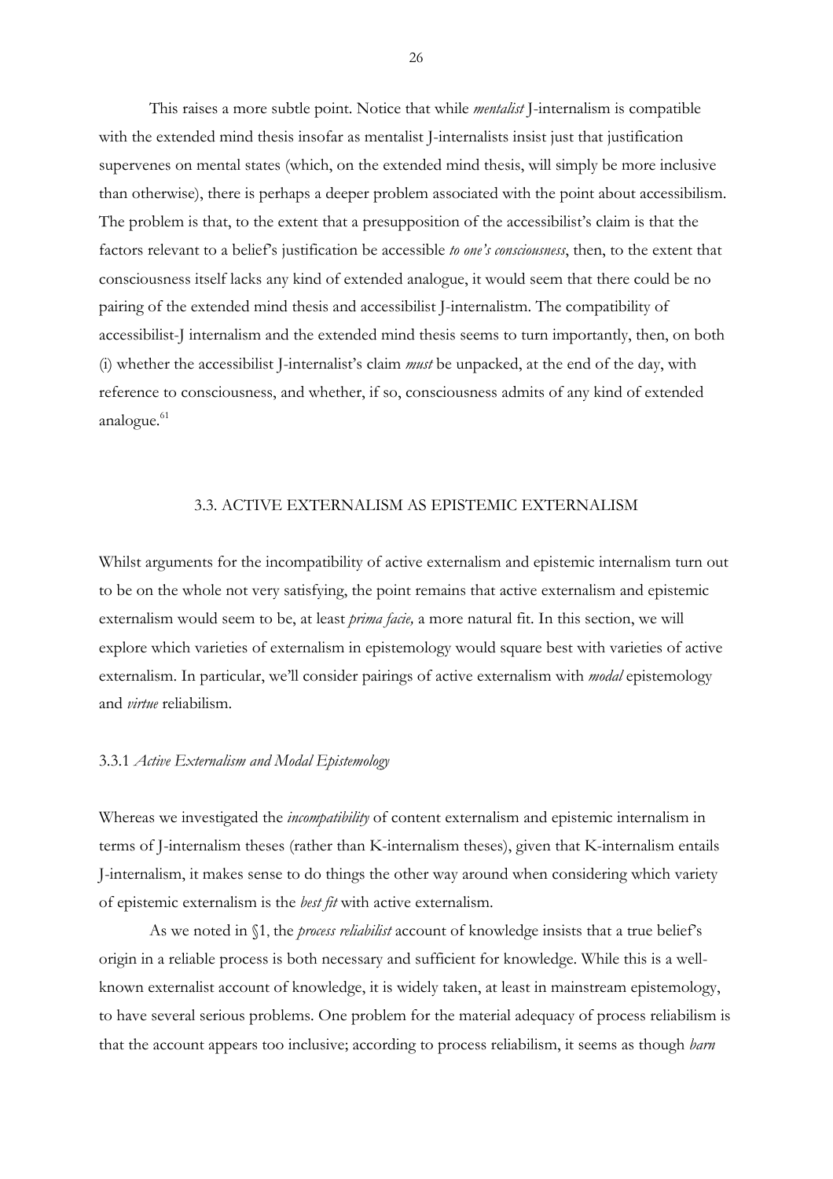This raises a more subtle point. Notice that while *mentalist* J-internalism is compatible with the extended mind thesis insofar as mentalist J-internalists insist just that justification supervenes on mental states (which, on the extended mind thesis, will simply be more inclusive than otherwise), there is perhaps a deeper problem associated with the point about accessibilism. The problem is that, to the extent that a presupposition of the accessibilist's claim is that the factors relevant to a belief's justification be accessible *to one's consciousness*, then, to the extent that consciousness itself lacks any kind of extended analogue, it would seem that there could be no pairing of the extended mind thesis and accessibilist J-internalistm. The compatibility of accessibilist-J internalism and the extended mind thesis seems to turn importantly, then, on both (i) whether the accessibilist J-internalist's claim *must* be unpacked, at the end of the day, with reference to consciousness, and whether, if so, consciousness admits of any kind of extended analogue.[61]

## 3.3. ACTIVE EXTERNALISM AS EPISTEMIC EXTERNALISM

Whilst arguments for the incompatibility of active externalism and epistemic internalism turn out to be on the whole not very satisfying, the point remains that active externalism and epistemic externalism would seem to be, at least *prima facie,* a more natural fit. In this section, we will explore which varieties of externalism in epistemology would square best with varieties of active externalism. In particular, we'll consider pairings of active externalism with *modal* epistemology and *virtue* reliabilism.

### 3.3.1 *Active Externalism and Modal Epistemology*

Whereas we investigated the *incompatibility* of content externalism and epistemic internalism in terms of J-internalism theses (rather than K-internalism theses), given that K-internalism entails J-internalism, it makes sense to do things the other way around when considering which variety of epistemic externalism is the *best fit* with active externalism.

As we noted in §1, the *process reliabilist* account of knowledge insists that a true belief's origin in a reliable process is both necessary and sufficient for knowledge. While this is a well-known externalist account of knowledge, it is widely taken, at least in mainstream epistemology, to have several serious problems. One problem for the material adequacy of process reliabilism is that the account appears too inclusive; according to process reliabilism, it seems as though *barn*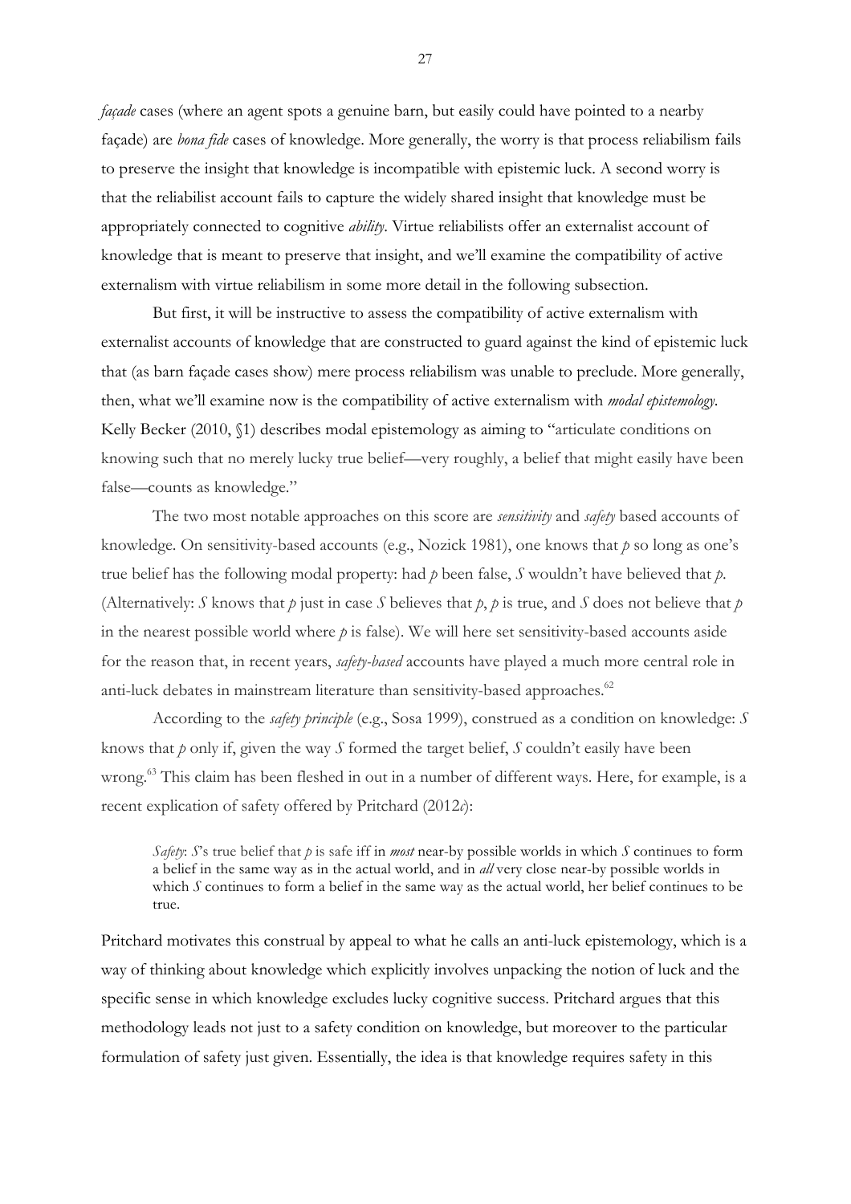*façade* cases (where an agent spots a genuine barn, but easily could have pointed to a nearby façade) are *bona fide* cases of knowledge. More generally, the worry is that process reliabilism fails to preserve the insight that knowledge is incompatible with epistemic luck. A second worry is that the reliabilist account fails to capture the widely shared insight that knowledge must be appropriately connected to cognitive *ability*. Virtue reliabilists offer an externalist account of knowledge that is meant to preserve that insight, and we'll examine the compatibility of active externalism with virtue reliabilism in some more detail in the following subsection.

But first, it will be instructive to assess the compatibility of active externalism with externalist accounts of knowledge that are constructed to guard against the kind of epistemic luck that (as barn façade cases show) mere process reliabilism was unable to preclude. More generally, then, what we'll examine now is the compatibility of active externalism with *modal epistemology*. Kelly Becker (2010, §1) describes modal epistemology as aiming to "articulate conditions on knowing such that no merely lucky true belief—very roughly, a belief that might easily have been false—counts as knowledge."

The two most notable approaches on this score are *sensitivity* and *safety* based accounts of knowledge. On sensitivity-based accounts (e.g., Nozick 1981), one knows that *p* so long as one's true belief has the following modal property: had *p* been false, *S* wouldn't have believed that *p*. (Alternatively: *S* knows that *p* just in case *S* believes that *p*, *p* is true, and *S* does not believe that *p* in the nearest possible world where *p* is false). We will here set sensitivity-based accounts aside for the reason that, in recent years, *safety-based* accounts have played a much more central role in anti-luck debates in mainstream literature than sensitivity-based approaches.[62]

According to the *safety principle* (e.g., Sosa 1999), construed as a condition on knowledge: *S* knows that *p* only if, given the way *S* formed the target belief, *S* couldn't easily have been wrong.[63] This claim has been fleshed in out in a number of different ways. Here, for example, is a recent explication of safety offered by Pritchard (2012*c*):

> *Safety*: *S*'s true belief that *p* is safe iff in *most* near-by possible worlds in which *S* continues to form a belief in the same way as in the actual world, and in *all* very close near-by possible worlds in which *S* continues to form a belief in the same way as the actual world, her belief continues to be true.

Pritchard motivates this construal by appeal to what he calls an anti-luck epistemology, which is a way of thinking about knowledge which explicitly involves unpacking the notion of luck and the specific sense in which knowledge excludes lucky cognitive success. Pritchard argues that this methodology leads not just to a safety condition on knowledge, but moreover to the particular formulation of safety just given. Essentially, the idea is that knowledge requires safety in this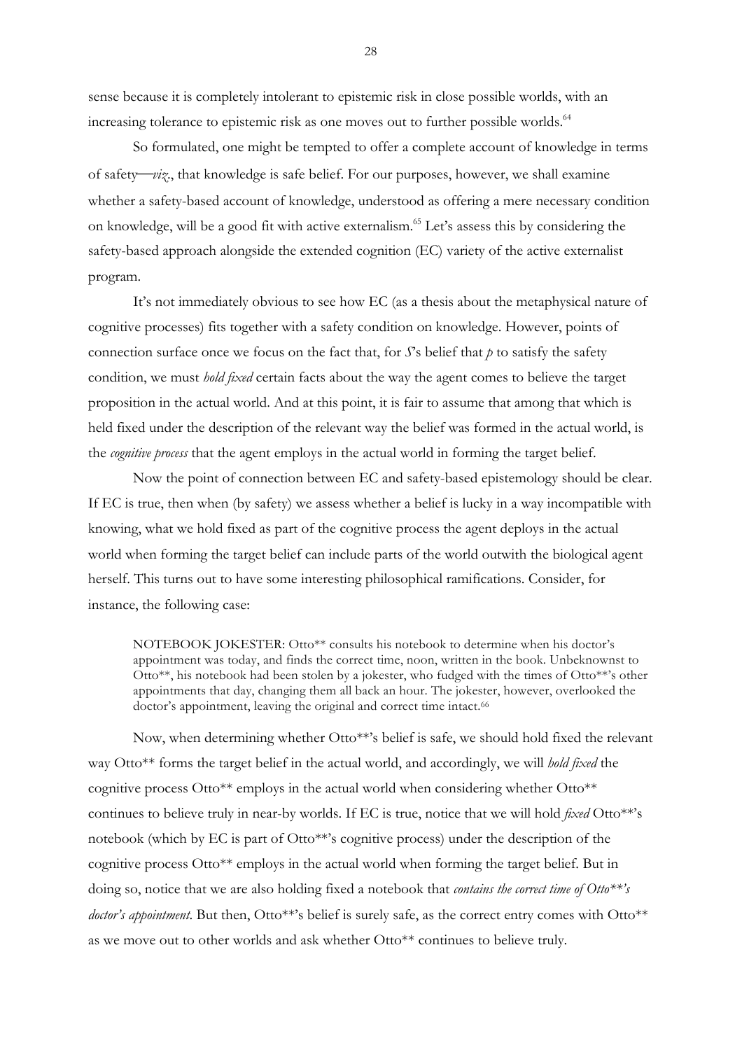sense because it is completely intolerant to epistemic risk in close possible worlds, with an increasing tolerance to epistemic risk as one moves out to further possible worlds.[64]

So formulated, one might be tempted to offer a complete account of knowledge in terms of safety—*viz*., that knowledge is safe belief. For our purposes, however, we shall examine whether a safety-based account of knowledge, understood as offering a mere necessary condition on knowledge, will be a good fit with active externalism.[65] Let's assess this by considering the safety-based approach alongside the extended cognition (EC) variety of the active externalist program.

It's not immediately obvious to see how EC (as a thesis about the metaphysical nature of cognitive processes) fits together with a safety condition on knowledge. However, points of connection surface once we focus on the fact that, for *S*'s belief that *p* to satisfy the safety condition, we must *hold fixed* certain facts about the way the agent comes to believe the target proposition in the actual world. And at this point, it is fair to assume that among that which is held fixed under the description of the relevant way the belief was formed in the actual world, is the *cognitive process* that the agent employs in the actual world in forming the target belief.

Now the point of connection between EC and safety-based epistemology should be clear. If EC is true, then when (by safety) we assess whether a belief is lucky in a way incompatible with knowing, what we hold fixed as part of the cognitive process the agent deploys in the actual world when forming the target belief can include parts of the world outwith the biological agent herself. This turns out to have some interesting philosophical ramifications. Consider, for instance, the following case:

> NOTEBOOK JOKESTER: Otto** consults his notebook to determine when his doctor's appointment was today, and finds the correct time, noon, written in the book. Unbeknownst to Otto**, his notebook had been stolen by a jokester, who fudged with the times of Otto**'s other appointments that day, changing them all back an hour. The jokester, however, overlooked the doctor's appointment, leaving the original and correct time intact.[66]

Now, when determining whether Otto**'s belief is safe, we should hold fixed the relevant way Otto** forms the target belief in the actual world, and accordingly, we will *hold fixed* the cognitive process Otto** employs in the actual world when considering whether Otto** continues to believe truly in near-by worlds. If EC is true, notice that we will hold *fixed* Otto**'s notebook (which by EC is part of Otto**'s cognitive process) under the description of the cognitive process Otto** employs in the actual world when forming the target belief. But in doing so, notice that we are also holding fixed a notebook that *contains the correct time of Otto**'s doctor's appointment*. But then, Otto**'s belief is surely safe, as the correct entry comes with Otto** as we move out to other worlds and ask whether Otto** continues to believe truly.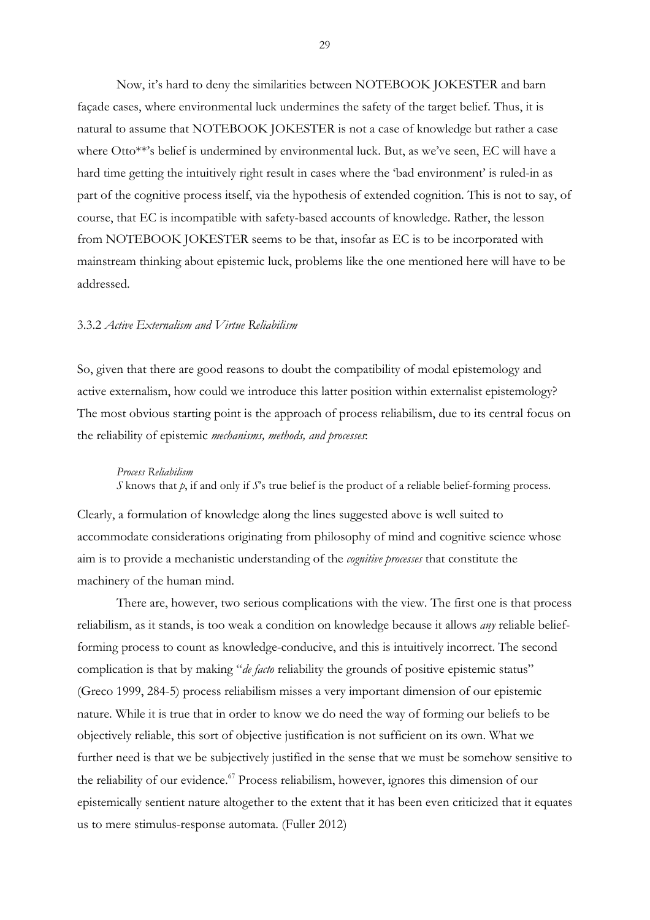Now, it's hard to deny the similarities between NOTEBOOK JOKESTER and barn façade cases, where environmental luck undermines the safety of the target belief. Thus, it is natural to assume that NOTEBOOK JOKESTER is not a case of knowledge but rather a case where Otto**'s belief is undermined by environmental luck. But, as we've seen, EC will have a hard time getting the intuitively right result in cases where the 'bad environment' is ruled-in as part of the cognitive process itself, via the hypothesis of extended cognition. This is not to say, of course, that EC is incompatible with safety-based accounts of knowledge. Rather, the lesson from NOTEBOOK JOKESTER seems to be that, insofar as EC is to be incorporated with mainstream thinking about epistemic luck, problems like the one mentioned here will have to be addressed.

### 3.3.2 *Active Externalism and Virtue Reliabilism*

So, given that there are good reasons to doubt the compatibility of modal epistemology and active externalism, how could we introduce this latter position within externalist epistemology? The most obvious starting point is the approach of process reliabilism, due to its central focus on the reliability of epistemic *mechanisms, methods, and processes*:

> *Process Reliabilism*
> *S* knows that *p*, if and only if *S*'s true belief is the product of a reliable belief-forming process.

Clearly, a formulation of knowledge along the lines suggested above is well suited to accommodate considerations originating from philosophy of mind and cognitive science whose aim is to provide a mechanistic understanding of the *cognitive processes* that constitute the machinery of the human mind.

There are, however, two serious complications with the view. The first one is that process reliabilism, as it stands, is too weak a condition on knowledge because it allows *any* reliable belief-forming process to count as knowledge-conducive, and this is intuitively incorrect. The second complication is that by making "*de facto* reliability the grounds of positive epistemic status" (Greco 1999, 284-5) process reliabilism misses a very important dimension of our epistemic nature. While it is true that in order to know we do need the way of forming our beliefs to be objectively reliable, this sort of objective justification is not sufficient on its own. What we further need is that we be subjectively justified in the sense that we must be somehow sensitive to the reliability of our evidence.[67] Process reliabilism, however, ignores this dimension of our epistemically sentient nature altogether to the extent that it has been even criticized that it equates us to mere stimulus-response automata. (Fuller 2012)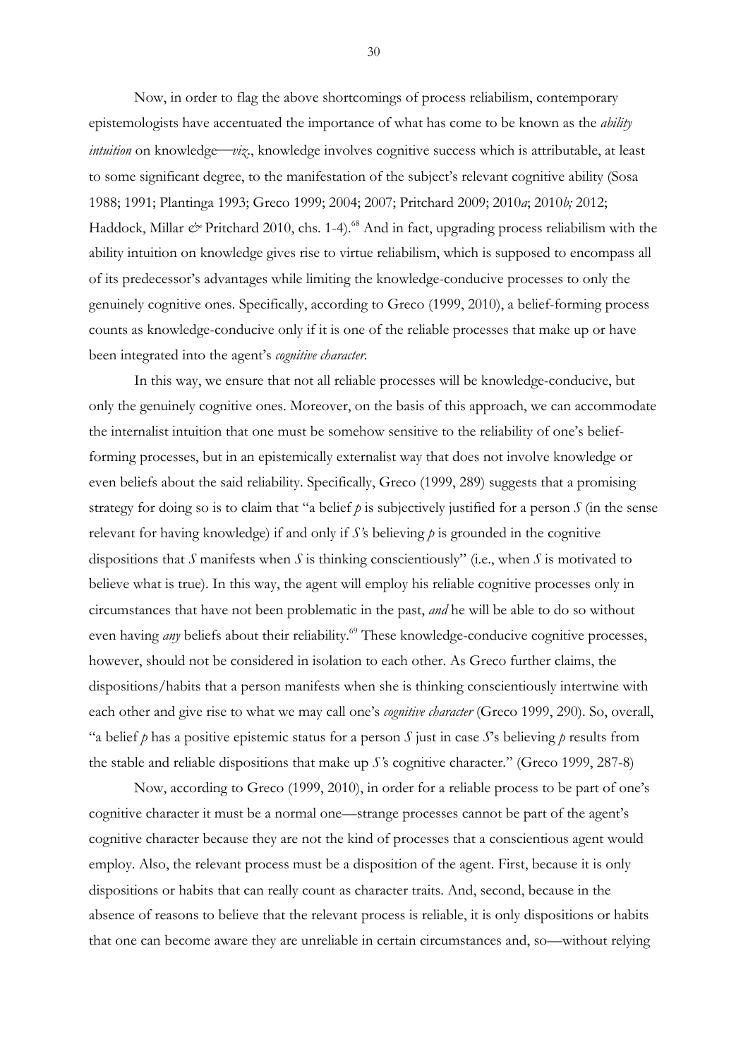Now, in order to flag the above shortcomings of process reliabilism, contemporary epistemologists have accentuated the importance of what has come to be known as the *ability intuition* on knowledge—*viz*., knowledge involves cognitive success which is attributable, at least to some significant degree, to the manifestation of the subject's relevant cognitive ability (Sosa 1988; 1991; Plantinga 1993; Greco 1999; 2004; 2007; Pritchard 2009; 2010*a*; 2010*b;* 2012; Haddock, Millar *&* Pritchard 2010, chs. 1-4).[68] And in fact, upgrading process reliabilism with the ability intuition on knowledge gives rise to virtue reliabilism, which is supposed to encompass all of its predecessor's advantages while limiting the knowledge-conducive processes to only the genuinely cognitive ones. Specifically, according to Greco (1999, 2010), a belief-forming process counts as knowledge-conducive only if it is one of the reliable processes that make up or have been integrated into the agent's *cognitive character*.

In this way, we ensure that not all reliable processes will be knowledge-conducive, but only the genuinely cognitive ones. Moreover, on the basis of this approach, we can accommodate the internalist intuition that one must be somehow sensitive to the reliability of one's belief-forming processes, but in an epistemically externalist way that does not involve knowledge or even beliefs about the said reliability. Specifically, Greco (1999, 289) suggests that a promising strategy for doing so is to claim that "a belief *p* is subjectively justified for a person *S* (in the sense relevant for having knowledge) if and only if *S'*s believing *p* is grounded in the cognitive dispositions that *S* manifests when *S* is thinking conscientiously" (i.e., when *S* is motivated to believe what is true). In this way, the agent will employ his reliable cognitive processes only in circumstances that have not been problematic in the past, *and* he will be able to do so without even having *any* beliefs about their reliability.[69] These knowledge-conducive cognitive processes, however, should not be considered in isolation to each other. As Greco further claims, the dispositions/habits that a person manifests when she is thinking conscientiously intertwine with each other and give rise to what we may call one's *cognitive character* (Greco 1999, 290). So, overall, "a belief *p* has a positive epistemic status for a person *S* just in case *S*'s believing *p* results from the stable and reliable dispositions that make up *S'*s cognitive character." (Greco 1999, 287-8)

Now, according to Greco (1999, 2010), in order for a reliable process to be part of one's cognitive character it must be a normal one—strange processes cannot be part of the agent's cognitive character because they are not the kind of processes that a conscientious agent would employ. Also, the relevant process must be a disposition of the agent. First, because it is only dispositions or habits that can really count as character traits. And, second, because in the absence of reasons to believe that the relevant process is reliable, it is only dispositions or habits that one can become aware they are unreliable in certain circumstances and, so—without relying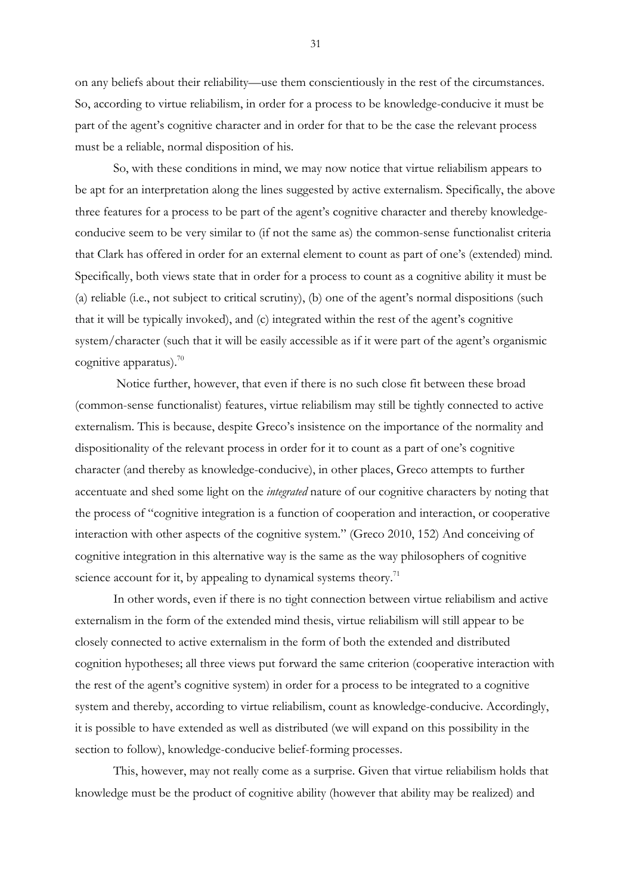on any beliefs about their reliability—use them conscientiously in the rest of the circumstances. So, according to virtue reliabilism, in order for a process to be knowledge-conducive it must be part of the agent's cognitive character and in order for that to be the case the relevant process must be a reliable, normal disposition of his.

So, with these conditions in mind, we may now notice that virtue reliabilism appears to be apt for an interpretation along the lines suggested by active externalism. Specifically, the above three features for a process to be part of the agent's cognitive character and thereby knowledge-conducive seem to be very similar to (if not the same as) the common-sense functionalist criteria that Clark has offered in order for an external element to count as part of one's (extended) mind. Specifically, both views state that in order for a process to count as a cognitive ability it must be (a) reliable (i.e., not subject to critical scrutiny), (b) one of the agent's normal dispositions (such that it will be typically invoked), and (c) integrated within the rest of the agent's cognitive system/character (such that it will be easily accessible as if it were part of the agent's organismic cognitive apparatus).[70]

Notice further, however, that even if there is no such close fit between these broad (common-sense functionalist) features, virtue reliabilism may still be tightly connected to active externalism. This is because, despite Greco's insistence on the importance of the normality and dispositionality of the relevant process in order for it to count as a part of one's cognitive character (and thereby as knowledge-conducive), in other places, Greco attempts to further accentuate and shed some light on the *integrated* nature of our cognitive characters by noting that the process of "cognitive integration is a function of cooperation and interaction, or cooperative interaction with other aspects of the cognitive system." (Greco 2010, 152) And conceiving of cognitive integration in this alternative way is the same as the way philosophers of cognitive science account for it, by appealing to dynamical systems theory.[71]

In other words, even if there is no tight connection between virtue reliabilism and active externalism in the form of the extended mind thesis, virtue reliabilism will still appear to be closely connected to active externalism in the form of both the extended and distributed cognition hypotheses; all three views put forward the same criterion (cooperative interaction with the rest of the agent's cognitive system) in order for a process to be integrated to a cognitive system and thereby, according to virtue reliabilism, count as knowledge-conducive. Accordingly, it is possible to have extended as well as distributed (we will expand on this possibility in the section to follow), knowledge-conducive belief-forming processes.

This, however, may not really come as a surprise. Given that virtue reliabilism holds that knowledge must be the product of cognitive ability (however that ability may be realized) and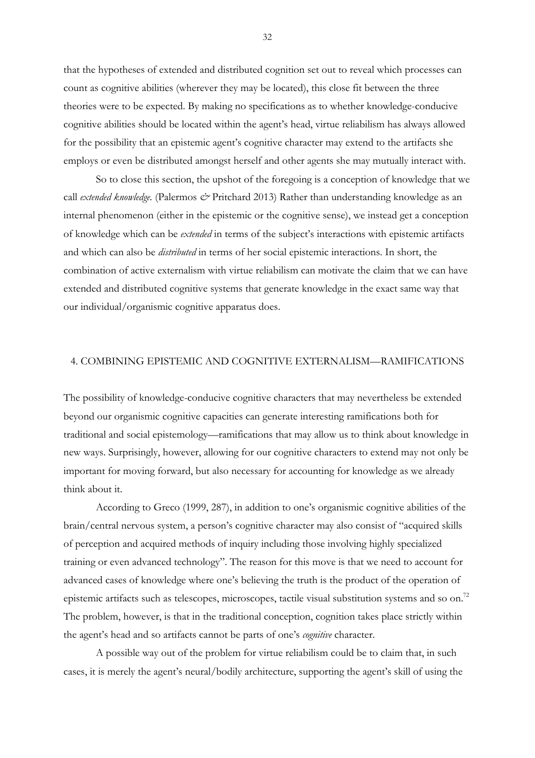that the hypotheses of extended and distributed cognition set out to reveal which processes can count as cognitive abilities (wherever they may be located), this close fit between the three theories were to be expected. By making no specifications as to whether knowledge-conducive cognitive abilities should be located within the agent's head, virtue reliabilism has always allowed for the possibility that an epistemic agent's cognitive character may extend to the artifacts she employs or even be distributed amongst herself and other agents she may mutually interact with.

So to close this section, the upshot of the foregoing is a conception of knowledge that we call *extended knowledge*. (Palermos & Pritchard 2013) Rather than understanding knowledge as an internal phenomenon (either in the epistemic or the cognitive sense), we instead get a conception of knowledge which can be *extended* in terms of the subject's interactions with epistemic artifacts and which can also be *distributed* in terms of her social epistemic interactions. In short, the combination of active externalism with virtue reliabilism can motivate the claim that we can have extended and distributed cognitive systems that generate knowledge in the exact same way that our individual/organismic cognitive apparatus does.

## 4. COMBINING EPISTEMIC AND COGNITIVE EXTERNALISM—RAMIFICATIONS

The possibility of knowledge-conducive cognitive characters that may nevertheless be extended beyond our organismic cognitive capacities can generate interesting ramifications both for traditional and social epistemology—ramifications that may allow us to think about knowledge in new ways. Surprisingly, however, allowing for our cognitive characters to extend may not only be important for moving forward, but also necessary for accounting for knowledge as we already think about it.

According to Greco (1999, 287), in addition to one's organismic cognitive abilities of the brain/central nervous system, a person's cognitive character may also consist of "acquired skills of perception and acquired methods of inquiry including those involving highly specialized training or even advanced technology". The reason for this move is that we need to account for advanced cases of knowledge where one's believing the truth is the product of the operation of epistemic artifacts such as telescopes, microscopes, tactile visual substitution systems and so on.[72] The problem, however, is that in the traditional conception, cognition takes place strictly within the agent's head and so artifacts cannot be parts of one's *cognitive* character.

A possible way out of the problem for virtue reliabilism could be to claim that, in such cases, it is merely the agent's neural/bodily architecture, supporting the agent's skill of using the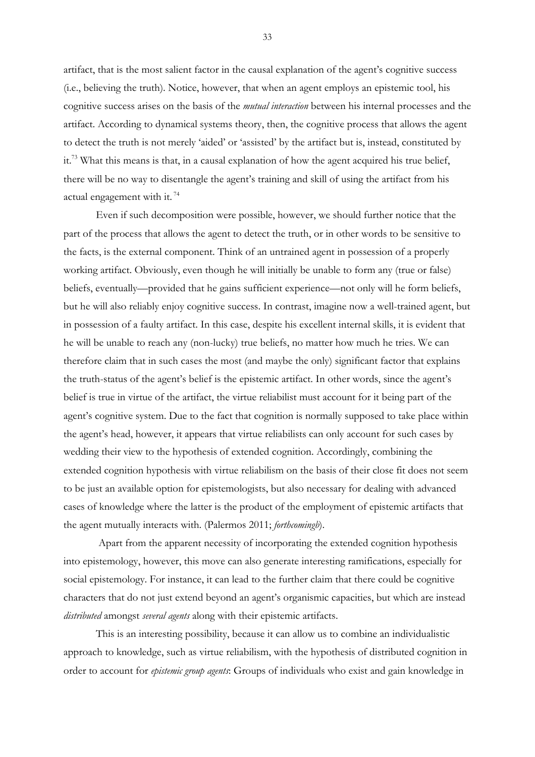artifact, that is the most salient factor in the causal explanation of the agent's cognitive success (i.e., believing the truth). Notice, however, that when an agent employs an epistemic tool, his cognitive success arises on the basis of the *mutual interaction* between his internal processes and the artifact. According to dynamical systems theory, then, the cognitive process that allows the agent to detect the truth is not merely 'aided' or 'assisted' by the artifact but is, instead, constituted by it.[73] What this means is that, in a causal explanation of how the agent acquired his true belief, there will be no way to disentangle the agent's training and skill of using the artifact from his actual engagement with it.[74]

Even if such decomposition were possible, however, we should further notice that the part of the process that allows the agent to detect the truth, or in other words to be sensitive to the facts, is the external component. Think of an untrained agent in possession of a properly working artifact. Obviously, even though he will initially be unable to form any (true or false) beliefs, eventually—provided that he gains sufficient experience—not only will he form beliefs, but he will also reliably enjoy cognitive success. In contrast, imagine now a well-trained agent, but in possession of a faulty artifact. In this case, despite his excellent internal skills, it is evident that he will be unable to reach any (non-lucky) true beliefs, no matter how much he tries. We can therefore claim that in such cases the most (and maybe the only) significant factor that explains the truth-status of the agent's belief is the epistemic artifact. In other words, since the agent's belief is true in virtue of the artifact, the virtue reliabilist must account for it being part of the agent's cognitive system. Due to the fact that cognition is normally supposed to take place within the agent's head, however, it appears that virtue reliabilists can only account for such cases by wedding their view to the hypothesis of extended cognition. Accordingly, combining the extended cognition hypothesis with virtue reliabilism on the basis of their close fit does not seem to be just an available option for epistemologists, but also necessary for dealing with advanced cases of knowledge where the latter is the product of the employment of epistemic artifacts that the agent mutually interacts with. (Palermos 2011; *forthcomingb*).

Apart from the apparent necessity of incorporating the extended cognition hypothesis into epistemology, however, this move can also generate interesting ramifications, especially for social epistemology. For instance, it can lead to the further claim that there could be cognitive characters that do not just extend beyond an agent's organismic capacities, but which are instead *distributed* amongst *several agents* along with their epistemic artifacts.

This is an interesting possibility, because it can allow us to combine an individualistic approach to knowledge, such as virtue reliabilism, with the hypothesis of distributed cognition in order to account for *epistemic group agents*: Groups of individuals who exist and gain knowledge in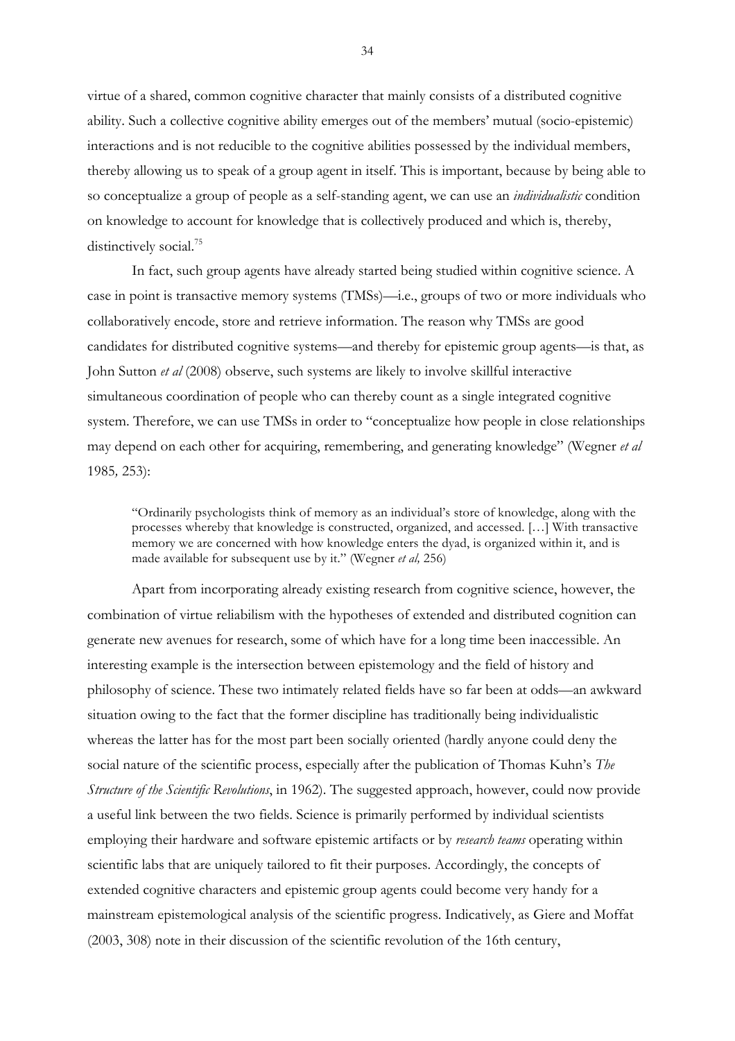virtue of a shared, common cognitive character that mainly consists of a distributed cognitive ability. Such a collective cognitive ability emerges out of the members' mutual (socio-epistemic) interactions and is not reducible to the cognitive abilities possessed by the individual members, thereby allowing us to speak of a group agent in itself. This is important, because by being able to so conceptualize a group of people as a self-standing agent, we can use an *individualistic* condition on knowledge to account for knowledge that is collectively produced and which is, thereby, distinctively social.[75]

In fact, such group agents have already started being studied within cognitive science. A case in point is transactive memory systems (TMSs)—i.e., groups of two or more individuals who collaboratively encode, store and retrieve information. The reason why TMSs are good candidates for distributed cognitive systems—and thereby for epistemic group agents—is that, as John Sutton *et al* (2008) observe, such systems are likely to involve skillful interactive simultaneous coordination of people who can thereby count as a single integrated cognitive system. Therefore, we can use TMSs in order to "conceptualize how people in close relationships may depend on each other for acquiring, remembering, and generating knowledge" (Wegner *et al* 1985, 253):

> "Ordinarily psychologists think of memory as an individual's store of knowledge, along with the processes whereby that knowledge is constructed, organized, and accessed. […] With transactive memory we are concerned with how knowledge enters the dyad, is organized within it, and is made available for subsequent use by it." (Wegner *et al,* 256)

Apart from incorporating already existing research from cognitive science, however, the combination of virtue reliabilism with the hypotheses of extended and distributed cognition can generate new avenues for research, some of which have for a long time been inaccessible. An interesting example is the intersection between epistemology and the field of history and philosophy of science. These two intimately related fields have so far been at odds—an awkward situation owing to the fact that the former discipline has traditionally being individualistic whereas the latter has for the most part been socially oriented (hardly anyone could deny the social nature of the scientific process, especially after the publication of Thomas Kuhn's *The Structure of the Scientific Revolutions*, in 1962). The suggested approach, however, could now provide a useful link between the two fields. Science is primarily performed by individual scientists employing their hardware and software epistemic artifacts or by *research teams* operating within scientific labs that are uniquely tailored to fit their purposes. Accordingly, the concepts of extended cognitive characters and epistemic group agents could become very handy for a mainstream epistemological analysis of the scientific progress. Indicatively, as Giere and Moffat (2003, 308) note in their discussion of the scientific revolution of the 16th century,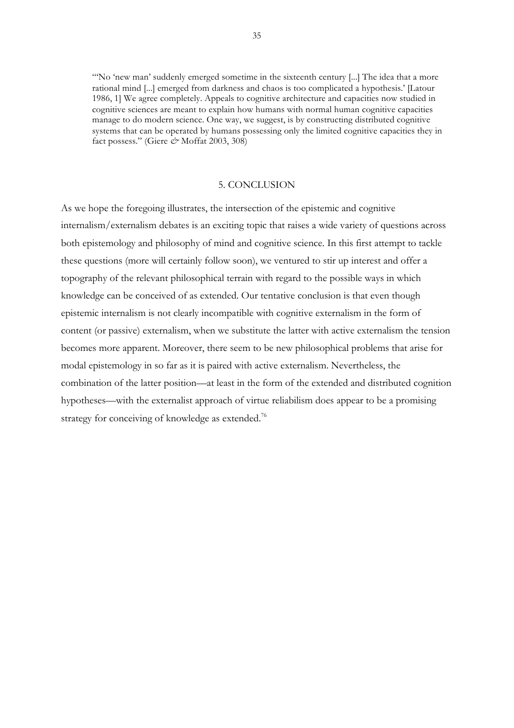> "'No 'new man' suddenly emerged sometime in the sixteenth century [...] The idea that a more rational mind [...] emerged from darkness and chaos is too complicated a hypothesis.' [Latour 1986, 1] We agree completely. Appeals to cognitive architecture and capacities now studied in cognitive sciences are meant to explain how humans with normal human cognitive capacities manage to do modern science. One way, we suggest, is by constructing distributed cognitive systems that can be operated by humans possessing only the limited cognitive capacities they in fact possess." (Giere *&* Moffat 2003, 308)

## 5. CONCLUSION

As we hope the foregoing illustrates, the intersection of the epistemic and cognitive internalism/externalism debates is an exciting topic that raises a wide variety of questions across both epistemology and philosophy of mind and cognitive science. In this first attempt to tackle these questions (more will certainly follow soon), we ventured to stir up interest and offer a topography of the relevant philosophical terrain with regard to the possible ways in which knowledge can be conceived of as extended. Our tentative conclusion is that even though epistemic internalism is not clearly incompatible with cognitive externalism in the form of content (or passive) externalism, when we substitute the latter with active externalism the tension becomes more apparent. Moreover, there seem to be new philosophical problems that arise for modal epistemology in so far as it is paired with active externalism. Nevertheless, the combination of the latter position—at least in the form of the extended and distributed cognition hypotheses—with the externalist approach of virtue reliabilism does appear to be a promising strategy for conceiving of knowledge as extended.[76]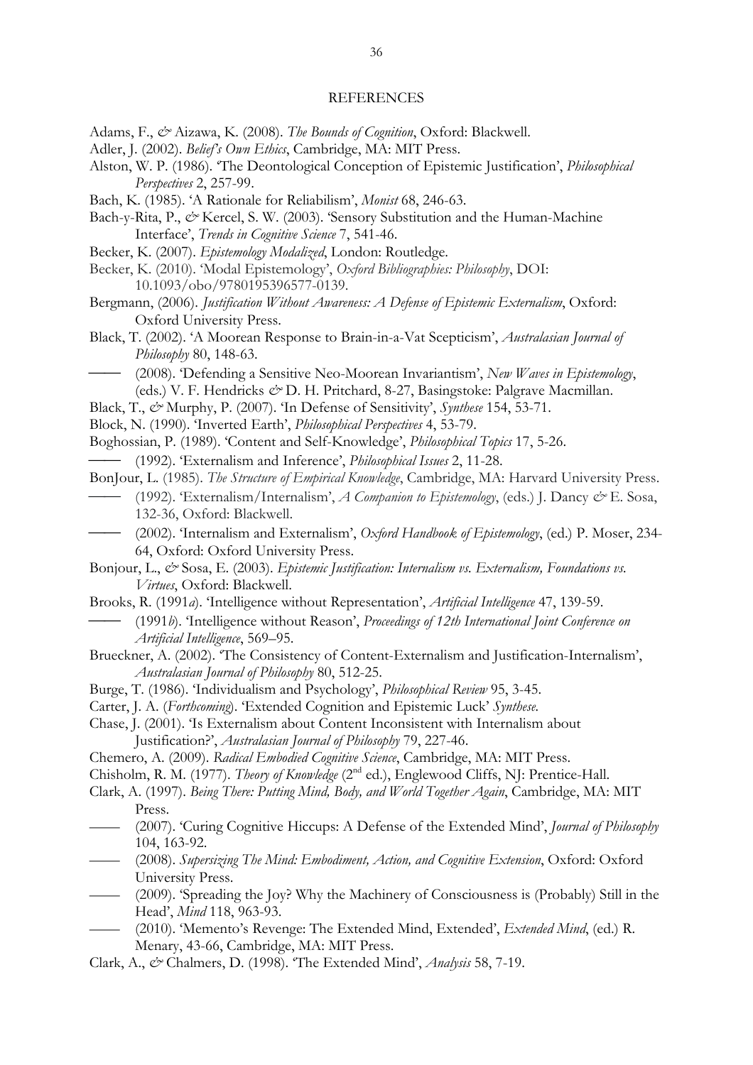## REFERENCES

Adams, F., *&* Aizawa, K. (2008). *The Bounds of Cognition*, Oxford: Blackwell.

Adler, J. (2002). *Belief's Own Ethics*, Cambridge, MA: MIT Press.

Alston, W. P. (1986). 'The Deontological Conception of Epistemic Justification', *Philosophical Perspectives* 2, 257-99.

Bach, K. (1985). 'A Rationale for Reliabilism', *Monist* 68, 246-63.

Bach-y-Rita, P., *&* Kercel, S. W. (2003). 'Sensory Substitution and the Human-Machine Interface', *Trends in Cognitive Science* 7, 541-46.

Becker, K. (2007). *Epistemology Modalized*, London: Routledge.

Becker, K. (2010). 'Modal Epistemology', *Oxford Bibliographies: Philosophy*, DOI: 10.1093/obo/9780195396577-0139.

Bergmann, (2006). *Justification Without Awareness: A Defense of Epistemic Externalism*, Oxford: Oxford University Press.

Black, T. (2002). 'A Moorean Response to Brain-in-a-Vat Scepticism', *Australasian Journal of Philosophy* 80, 148-63.

—— (2008). 'Defending a Sensitive Neo-Moorean Invariantism', *New Waves in Epistemology*, (eds.) V. F. Hendricks *&* D. H. Pritchard, 8-27, Basingstoke: Palgrave Macmillan.

Black, T., *&* Murphy, P. (2007). 'In Defense of Sensitivity', *Synthese* 154, 53-71.

Block, N. (1990). 'Inverted Earth', *Philosophical Perspectives* 4, 53-79.

Boghossian, P. (1989). 'Content and Self-Knowledge', *Philosophical Topics* 17, 5-26.

—— (1992). 'Externalism and Inference', *Philosophical Issues* 2, 11-28.

BonJour, L. (1985). *The Structure of Empirical Knowledge*, Cambridge, MA: Harvard University Press.

—— (1992). 'Externalism/Internalism', *A Companion to Epistemology*, (eds.) J. Dancy *&* E. Sosa, 132-36, Oxford: Blackwell.

—— (2002). 'Internalism and Externalism', *Oxford Handbook of Epistemology*, (ed.) P. Moser, 234-64, Oxford: Oxford University Press.

Bonjour, L., *&* Sosa, E. (2003). *Epistemic Justification: Internalism vs. Externalism, Foundations vs. Virtues*, Oxford: Blackwell.

Brooks, R. (1991*a*). 'Intelligence without Representation', *Artificial Intelligence* 47, 139-59.

—— (1991*b*). 'Intelligence without Reason', *Proceedings of 12th International Joint Conference on Artificial Intelligence*, 569–95.

Brueckner, A. (2002). 'The Consistency of Content-Externalism and Justification-Internalism', *Australasian Journal of Philosophy* 80, 512-25.

Burge, T. (1986). 'Individualism and Psychology', *Philosophical Review* 95, 3-45.

Carter, J. A. (*Forthcoming*). 'Extended Cognition and Epistemic Luck' *Synthese*.

Chase, J. (2001). 'Is Externalism about Content Inconsistent with Internalism about Justification?', *Australasian Journal of Philosophy* 79, 227-46.

Chemero, A. (2009). *Radical Embodied Cognitive Science*, Cambridge, MA: MIT Press.

Chisholm, R. M. (1977). *Theory of Knowledge* (2nd ed.), Englewood Cliffs, NJ: Prentice-Hall.

Clark, A. (1997). *Being There: Putting Mind, Body, and World Together Again*, Cambridge, MA: MIT Press.

—— (2007). 'Curing Cognitive Hiccups: A Defense of the Extended Mind', *Journal of Philosophy* 104, 163-92.

—— (2008). *Supersizing The Mind: Embodiment, Action, and Cognitive Extension*, Oxford: Oxford University Press.

—— (2009). 'Spreading the Joy? Why the Machinery of Consciousness is (Probably) Still in the Head', *Mind* 118, 963-93.

—— (2010). 'Memento's Revenge: The Extended Mind, Extended', *Extended Mind*, (ed.) R. Menary, 43-66, Cambridge, MA: MIT Press.

Clark, A., *&* Chalmers, D. (1998). 'The Extended Mind', *Analysis* 58, 7-19.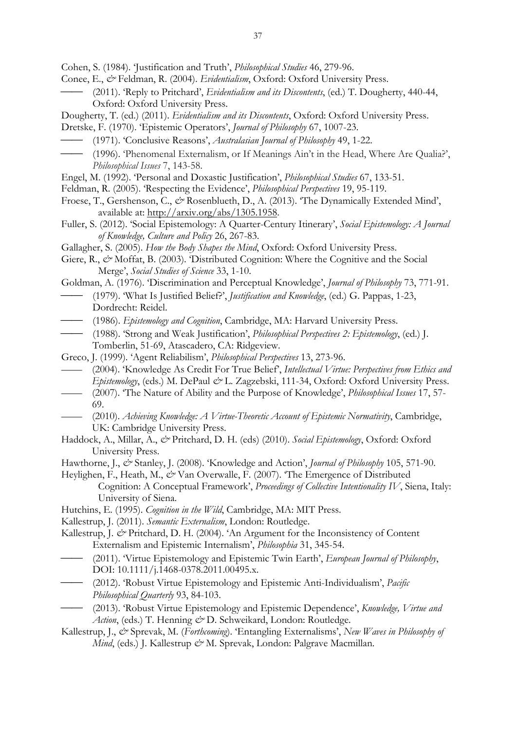Cohen, S. (1984). 'Justification and Truth', *Philosophical Studies* 46, 279-96.

Conee, E., *&* Feldman, R. (2004). *Evidentialism*, Oxford: Oxford University Press.

—— (2011). 'Reply to Pritchard', *Evidentialism and its Discontents*, (ed.) T. Dougherty, 440-44, Oxford: Oxford University Press.

Dougherty, T. (ed.) (2011). *Evidentialism and its Discontents*, Oxford: Oxford University Press.

Dretske, F. (1970). 'Epistemic Operators', *Journal of Philosophy* 67, 1007-23.

—— (1971). 'Conclusive Reasons', *Australasian Journal of Philosophy* 49, 1-22.

—— (1996). 'Phenomenal Externalism, or If Meanings Ain't in the Head, Where Are Qualia?', *Philosophical Issues* 7, 143-58.

Engel, M. (1992). 'Personal and Doxastic Justification', *Philosophical Studies* 67, 133-51.

Feldman, R. (2005). 'Respecting the Evidence', *Philosophical Perspectives* 19, 95-119.

Froese, T., Gershenson, C., *&* Rosenblueth, D., A. (2013). 'The Dynamically Extended Mind', available at: http://arxiv.org/abs/1305.1958.

Fuller, S. (2012). 'Social Epistemology: A Quarter-Century Itinerary', *Social Epistemology: A Journal of Knowledge, Culture and Policy* 26, 267-83.

Gallagher, S. (2005). *How the Body Shapes the Mind*, Oxford: Oxford University Press.

Giere, R., *&* Moffat, B. (2003). 'Distributed Cognition: Where the Cognitive and the Social Merge', *Social Studies of Science* 33, 1-10.

Goldman, A. (1976). 'Discrimination and Perceptual Knowledge', *Journal of Philosophy* 73, 771-91.

—— (1979). 'What Is Justified Belief?', *Justification and Knowledge*, (ed.) G. Pappas, 1-23, Dordrecht: Reidel.

—— (1986). *Epistemology and Cognition*, Cambridge, MA: Harvard University Press.

—— (1988). 'Strong and Weak Justification', *Philosophical Perspectives 2: Epistemology*, (ed.) J. Tomberlin, 51-69, Atascadero, CA: Ridgeview.

Greco, J. (1999). 'Agent Reliabilism', *Philosophical Perspectives* 13, 273-96.

—— (2004). 'Knowledge As Credit For True Belief', *Intellectual Virtue: Perspectives from Ethics and Epistemology*, (eds.) M. DePaul *&* L. Zagzebski, 111-34, Oxford: Oxford University Press.

—— (2007). 'The Nature of Ability and the Purpose of Knowledge', *Philosophical Issues* 17, 57-69.

—— (2010). *Achieving Knowledge: A Virtue-Theoretic Account of Epistemic Normativity*, Cambridge, UK: Cambridge University Press.

Haddock, A., Millar, A., *&* Pritchard, D. H. (eds) (2010). *Social Epistemology*, Oxford: Oxford University Press.

Hawthorne, J., *&* Stanley, J. (2008). 'Knowledge and Action', *Journal of Philosophy* 105, 571-90.

Heylighen, F., Heath, M., *&* Van Overwalle, F. (2007). 'The Emergence of Distributed Cognition: A Conceptual Framework', *Proceedings of Collective Intentionality IV*, Siena, Italy: University of Siena.

Hutchins, E. (1995). *Cognition in the Wild*, Cambridge, MA: MIT Press.

Kallestrup, J. (2011). *Semantic Externalism*, London: Routledge.

Kallestrup, J. *&* Pritchard, D. H. (2004). 'An Argument for the Inconsistency of Content Externalism and Epistemic Internalism', *Philosophia* 31, 345-54.

—— (2011). 'Virtue Epistemology and Epistemic Twin Earth', *European Journal of Philosophy*, DOI: 10.1111/j.1468-0378.2011.00495.x.

—— (2012). 'Robust Virtue Epistemology and Epistemic Anti-Individualism', *Pacific Philosophical Quarterly* 93, 84-103.

—— (2013). 'Robust Virtue Epistemology and Epistemic Dependence', *Knowledge, Virtue and Action*, (eds.) T. Henning *&* D. Schweikard, London: Routledge.

Kallestrup, J., *&* Sprevak, M. (*Forthcoming*). 'Entangling Externalisms', *New Waves in Philosophy of Mind*, (eds.) J. Kallestrup *&* M. Sprevak, London: Palgrave Macmillan.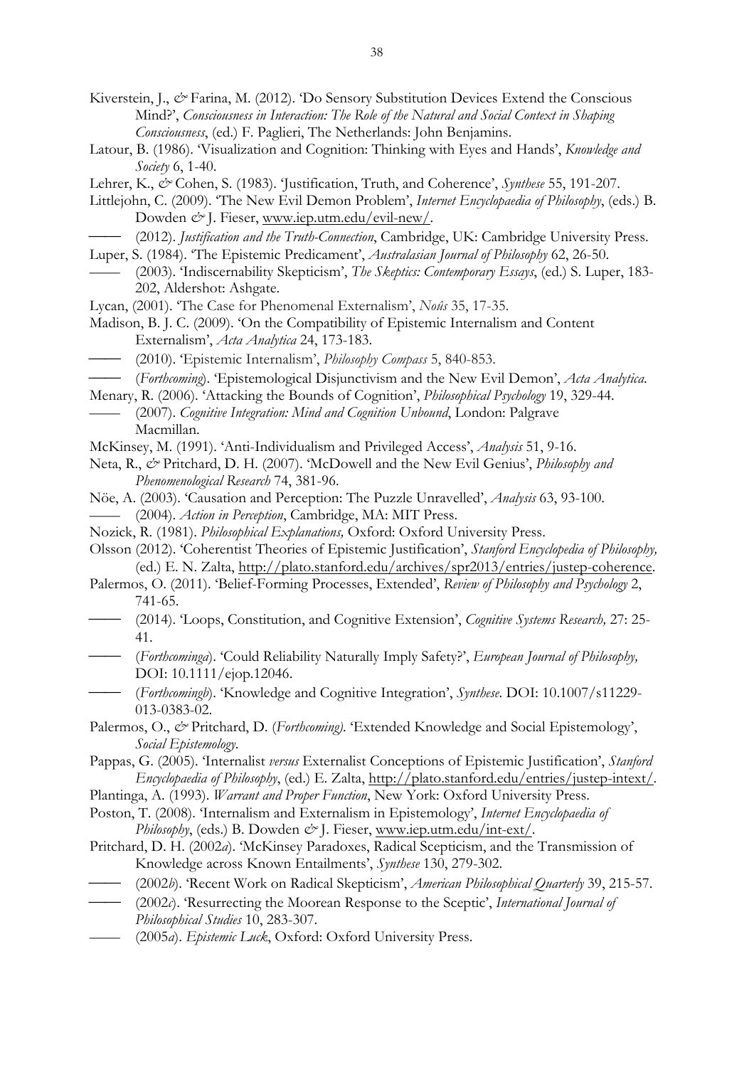Kiverstein, J., *&* Farina, M. (2012). 'Do Sensory Substitution Devices Extend the Conscious Mind?', *Consciousness in Interaction: The Role of the Natural and Social Context in Shaping Consciousness*, (ed.) F. Paglieri, The Netherlands: John Benjamins.

Latour, B. (1986). 'Visualization and Cognition: Thinking with Eyes and Hands', *Knowledge and Society* 6, 1-40.

Lehrer, K., *&* Cohen, S. (1983). 'Justification, Truth, and Coherence', *Synthese* 55, 191-207.

Littlejohn, C. (2009). 'The New Evil Demon Problem', *Internet Encyclopaedia of Philosophy*, (eds.) B. Dowden *&* J. Fieser, www.iep.utm.edu/evil-new/.

—— (2012). *Justification and the Truth-Connection*, Cambridge, UK: Cambridge University Press.

Luper, S. (1984). 'The Epistemic Predicament', *Australasian Journal of Philosophy* 62, 26-50.

—— (2003). 'Indiscernability Skepticism', *The Skeptics: Contemporary Essays*, (ed.) S. Luper, 183-202, Aldershot: Ashgate.

Lycan, (2001). 'The Case for Phenomenal Externalism', *Noûs* 35, 17-35.

Madison, B. J. C. (2009). 'On the Compatibility of Epistemic Internalism and Content Externalism', *Acta Analytica* 24, 173-183.

—— (2010). 'Epistemic Internalism', *Philosophy Compass* 5, 840-853.

—— (*Forthcoming*). 'Epistemological Disjunctivism and the New Evil Demon', *Acta Analytica.*

Menary, R. (2006). 'Attacking the Bounds of Cognition', *Philosophical Psychology* 19, 329-44.

—— (2007). *Cognitive Integration: Mind and Cognition Unbound*, London: Palgrave Macmillan.

McKinsey, M. (1991). 'Anti-Individualism and Privileged Access', *Analysis* 51, 9-16.

Neta, R., *&* Pritchard, D. H. (2007). 'McDowell and the New Evil Genius', *Philosophy and Phenomenological Research* 74, 381-96.

Nöe, A. (2003). 'Causation and Perception: The Puzzle Unravelled', *Analysis* 63, 93-100.

—— (2004). *Action in Perception*, Cambridge, MA: MIT Press.

Nozick, R. (1981). *Philosophical Explanations,* Oxford: Oxford University Press.

Olsson (2012). 'Coherentist Theories of Epistemic Justification', *Stanford Encyclopedia of Philosophy,* (ed.) E. N. Zalta, http://plato.stanford.edu/archives/spr2013/entries/justep-coherence.

Palermos, O. (2011). 'Belief-Forming Processes, Extended', *Review of Philosophy and Psychology* 2, 741-65.

—— (2014). 'Loops, Constitution, and Cognitive Extension', *Cognitive Systems Research,* 27: 25-41.

—— (*Forthcominga*). 'Could Reliability Naturally Imply Safety?', *European Journal of Philosophy,* DOI: 10.1111/ejop.12046.

—— (*Forthcomingb*). 'Knowledge and Cognitive Integration', *Synthese*. DOI: 10.1007/s11229-013-0383-02.

Palermos, O., *&* Pritchard, D. (*Forthcoming*). 'Extended Knowledge and Social Epistemology', *Social Epistemology*.

Pappas, G. (2005). 'Internalist *versus* Externalist Conceptions of Epistemic Justification', *Stanford Encyclopaedia of Philosophy*, (ed.) E. Zalta, http://plato.stanford.edu/entries/justep-intext/.

Plantinga, A. (1993). *Warrant and Proper Function*, New York: Oxford University Press.

Poston, T. (2008). 'Internalism and Externalism in Epistemology', *Internet Encyclopaedia of Philosophy*, (eds.) B. Dowden *&* J. Fieser, www.iep.utm.edu/int-ext/.

Pritchard, D. H. (2002*a*). 'McKinsey Paradoxes, Radical Scepticism, and the Transmission of Knowledge across Known Entailments', *Synthese* 130, 279-302.

—— (2002*b*). 'Recent Work on Radical Skepticism', *American Philosophical Quarterly* 39, 215-57.

—— (2002*c*). 'Resurrecting the Moorean Response to the Sceptic', *International Journal of Philosophical Studies* 10, 283-307.

—— (2005*a*). *Epistemic Luck*, Oxford: Oxford University Press.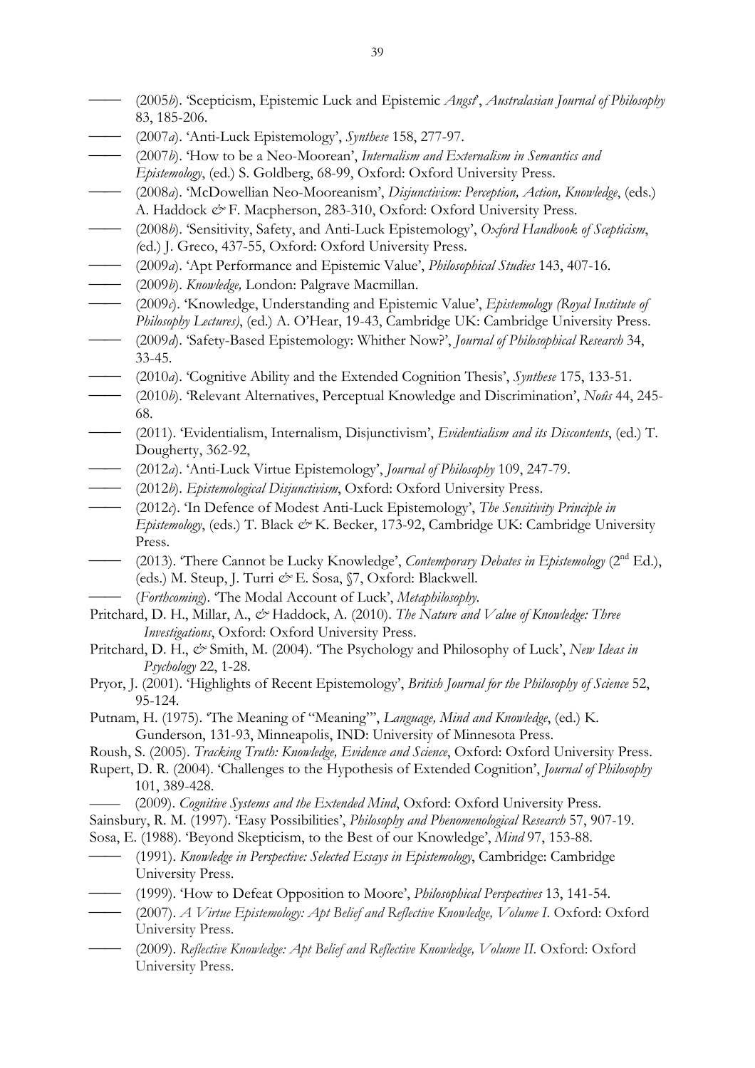—— (2005*b*). 'Scepticism, Epistemic Luck and Epistemic *Angst*', *Australasian Journal of Philosophy* 83, 185-206.

—— (2007*a*). 'Anti-Luck Epistemology', *Synthese* 158, 277-97.

—— (2007*b*). 'How to be a Neo-Moorean', *Internalism and Externalism in Semantics and Epistemology*, (ed.) S. Goldberg, 68-99, Oxford: Oxford University Press.

—— (2008*a*). 'McDowellian Neo-Mooreanism', *Disjunctivism: Perception, Action, Knowledge*, (eds.) A. Haddock *&* F. Macpherson, 283-310, Oxford: Oxford University Press.

—— (2008*b*). 'Sensitivity, Safety, and Anti-Luck Epistemology', *Oxford Handbook of Scepticism*, *(*ed.) J. Greco, 437-55, Oxford: Oxford University Press.

—— (2009*a*). 'Apt Performance and Epistemic Value', *Philosophical Studies* 143, 407-16.

—— (2009*b*). *Knowledge,* London: Palgrave Macmillan.

—— (2009*c*). 'Knowledge, Understanding and Epistemic Value', *Epistemology (Royal Institute of Philosophy Lectures)*, (ed.) A. O'Hear, 19-43, Cambridge UK: Cambridge University Press.

—— (2009*d*). 'Safety-Based Epistemology: Whither Now?', *Journal of Philosophical Research* 34, 33-45.

—— (2010*a*). 'Cognitive Ability and the Extended Cognition Thesis', *Synthese* 175, 133-51.

—— (2010*b*). 'Relevant Alternatives, Perceptual Knowledge and Discrimination', *Noûs* 44, 245-68.

—— (2011). 'Evidentialism, Internalism, Disjunctivism', *Evidentialism and its Discontents*, (ed.) T. Dougherty, 362-92,

—— (2012*a*). 'Anti-Luck Virtue Epistemology', *Journal of Philosophy* 109, 247-79.

—— (2012*b*). *Epistemological Disjunctivism*, Oxford: Oxford University Press.

—— (2012*c*). 'In Defence of Modest Anti-Luck Epistemology', *The Sensitivity Principle in Epistemology*, (eds.) T. Black *&* K. Becker, 173-92, Cambridge UK: Cambridge University Press.

—— (2013). 'There Cannot be Lucky Knowledge', *Contemporary Debates in Epistemology* (2nd Ed.), (eds.) M. Steup, J. Turri *&* E. Sosa, §7, Oxford: Blackwell.

—— (*Forthcoming*). 'The Modal Account of Luck', *Metaphilosophy*.

Pritchard, D. H., Millar, A., *&* Haddock, A. (2010). *The Nature and Value of Knowledge: Three Investigations*, Oxford: Oxford University Press.

Pritchard, D. H., *&* Smith, M. (2004). 'The Psychology and Philosophy of Luck', *New Ideas in Psychology* 22, 1-28.

Pryor, J. (2001). 'Highlights of Recent Epistemology', *British Journal for the Philosophy of Science* 52, 95-124.

Putnam, H. (1975). 'The Meaning of "Meaning"', *Language, Mind and Knowledge*, (ed.) K. Gunderson, 131-93, Minneapolis, IND: University of Minnesota Press.

Roush, S. (2005). *Tracking Truth: Knowledge, Evidence and Science*, Oxford: Oxford University Press.

Rupert, D. R. (2004). 'Challenges to the Hypothesis of Extended Cognition', *Journal of Philosophy* 101, 389-428.

—— (2009). *Cognitive Systems and the Extended Mind*, Oxford: Oxford University Press.

Sainsbury, R. M. (1997). 'Easy Possibilities', *Philosophy and Phenomenological Research* 57, 907-19.

Sosa, E. (1988). 'Beyond Skepticism, to the Best of our Knowledge', *Mind* 97, 153-88.

—— (1991). *Knowledge in Perspective: Selected Essays in Epistemology*, Cambridge: Cambridge University Press.

—— (1999). 'How to Defeat Opposition to Moore', *Philosophical Perspectives* 13, 141-54.

—— (2007). *A Virtue Epistemology: Apt Belief and Reflective Knowledge, Volume I*. Oxford: Oxford University Press.

—— (2009). *Reflective Knowledge: Apt Belief and Reflective Knowledge, Volume II*. Oxford: Oxford University Press.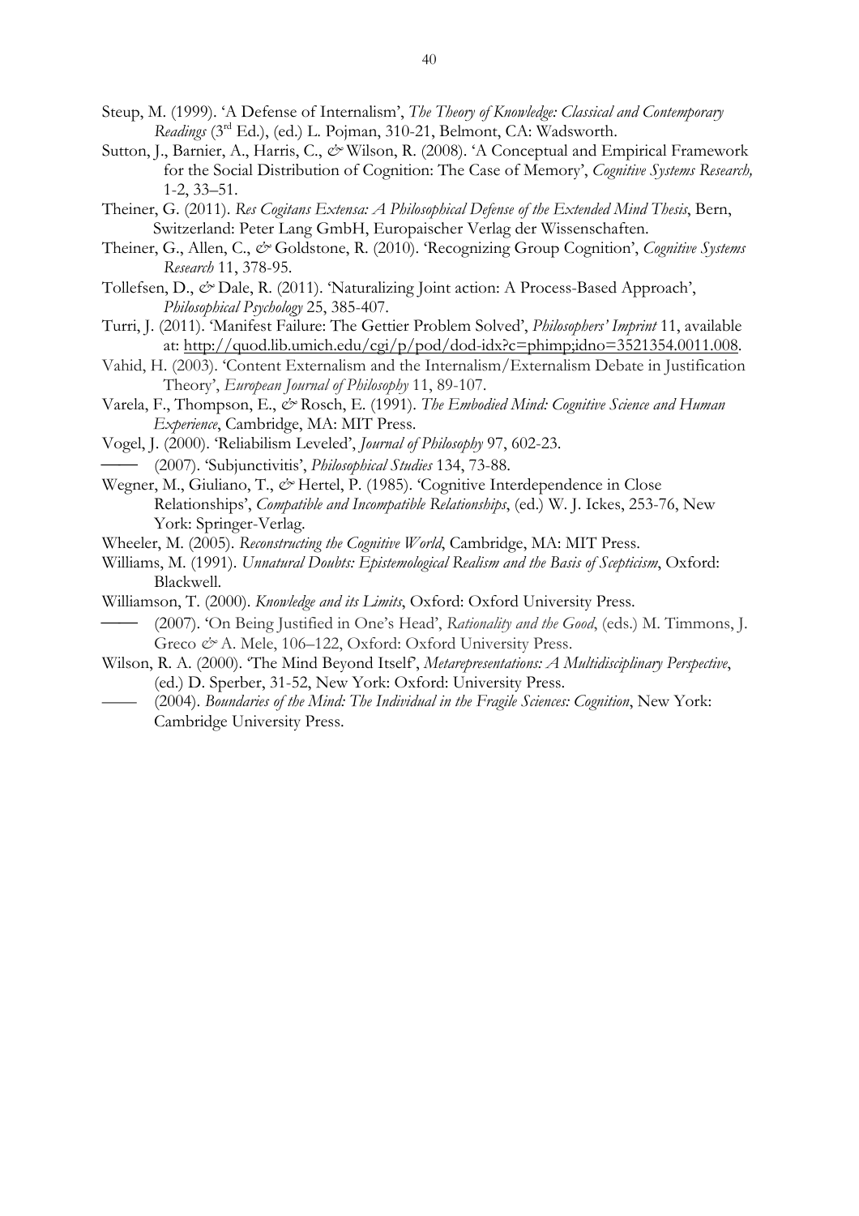Steup, M. (1999). 'A Defense of Internalism', *The Theory of Knowledge: Classical and Contemporary Readings* (3rd Ed.), (ed.) L. Pojman, 310-21, Belmont, CA: Wadsworth.

Sutton, J., Barnier, A., Harris, C., & Wilson, R. (2008). 'A Conceptual and Empirical Framework for the Social Distribution of Cognition: The Case of Memory', *Cognitive Systems Research,* 1-2, 33–51.

Theiner, G. (2011). *Res Cogitans Extensa: A Philosophical Defense of the Extended Mind Thesis*, Bern, Switzerland: Peter Lang GmbH, Europaischer Verlag der Wissenschaften.

Theiner, G., Allen, C., & Goldstone, R. (2010). 'Recognizing Group Cognition', *Cognitive Systems Research* 11, 378-95.

Tollefsen, D., & Dale, R. (2011). 'Naturalizing Joint action: A Process-Based Approach', *Philosophical Psychology* 25, 385-407.

Turri, J. (2011). 'Manifest Failure: The Gettier Problem Solved', *Philosophers' Imprint* 11, available at: http://quod.lib.umich.edu/cgi/p/pod/dod-idx?c=phimp;idno=3521354.0011.008.

Vahid, H. (2003). 'Content Externalism and the Internalism/Externalism Debate in Justification Theory', *European Journal of Philosophy* 11, 89-107.

Varela, F., Thompson, E., & Rosch, E. (1991). *The Embodied Mind: Cognitive Science and Human Experience*, Cambridge, MA: MIT Press.

Vogel, J. (2000). 'Reliabilism Leveled', *Journal of Philosophy* 97, 602-23.

—— (2007). 'Subjunctivitis', *Philosophical Studies* 134, 73-88.

Wegner, M., Giuliano, T., & Hertel, P. (1985). 'Cognitive Interdependence in Close Relationships', *Compatible and Incompatible Relationships*, (ed.) W. J. Ickes, 253-76, New York: Springer-Verlag.

Wheeler, M. (2005). *Reconstructing the Cognitive World*, Cambridge, MA: MIT Press.

Williams, M. (1991). *Unnatural Doubts: Epistemological Realism and the Basis of Scepticism*, Oxford: Blackwell.

Williamson, T. (2000). *Knowledge and its Limits*, Oxford: Oxford University Press.

—— (2007). 'On Being Justified in One's Head', *Rationality and the Good*, (eds.) M. Timmons, J. Greco & A. Mele, 106–122, Oxford: Oxford University Press.

Wilson, R. A. (2000). 'The Mind Beyond Itself', *Metarepresentations: A Multidisciplinary Perspective*, (ed.) D. Sperber, 31-52, New York: Oxford: University Press.

—— (2004). *Boundaries of the Mind: The Individual in the Fragile Sciences: Cognition*, New York: Cambridge University Press.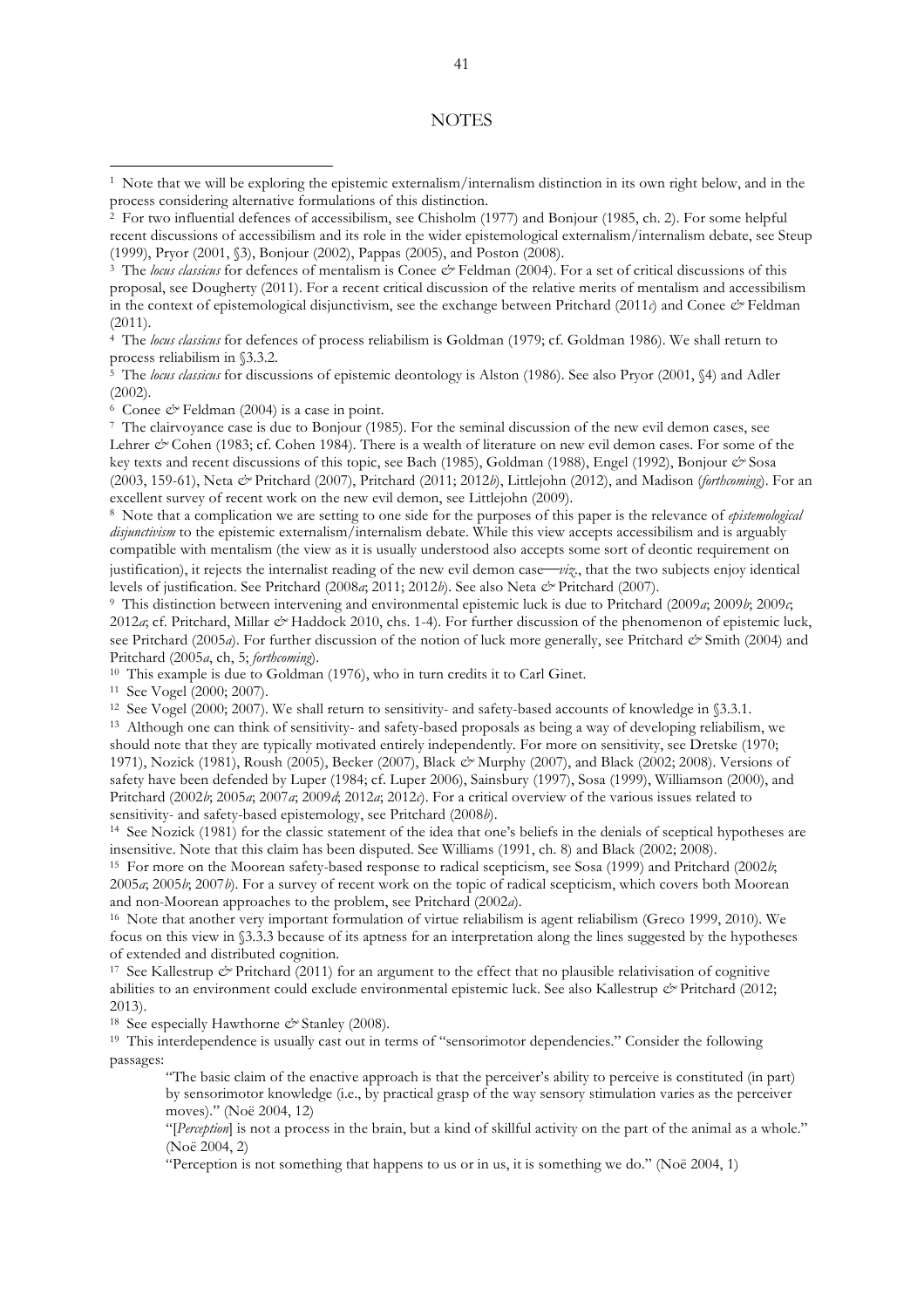# NOTES

[1] Note that we will be exploring the epistemic externalism/internalism distinction in its own right below, and in the process considering alternative formulations of this distinction.

[2] For two influential defences of accessibilism, see Chisholm (1977) and Bonjour (1985, ch. 2). For some helpful recent discussions of accessibilism and its role in the wider epistemological externalism/internalism debate, see Steup (1999), Pryor (2001, §3), Bonjour (2002), Pappas (2005), and Poston (2008).

[3] The *locus classicus* for defences of mentalism is Conee *&* Feldman (2004). For a set of critical discussions of this proposal, see Dougherty (2011). For a recent critical discussion of the relative merits of mentalism and accessibilism in the context of epistemological disjunctivism, see the exchange between Pritchard (2011*c*) and Conee *&* Feldman (2011).

[4] The *locus classicus* for defences of process reliabilism is Goldman (1979; cf. Goldman 1986). We shall return to process reliabilism in §3.3.2.

[5] The *locus classicus* for discussions of epistemic deontology is Alston (1986). See also Pryor (2001, §4) and Adler (2002).

[6] Conee *&* Feldman (2004) is a case in point.

[7] The clairvoyance case is due to Bonjour (1985). For the seminal discussion of the new evil demon cases, see Lehrer *&* Cohen (1983; cf. Cohen 1984). There is a wealth of literature on new evil demon cases. For some of the key texts and recent discussions of this topic, see Bach (1985), Goldman (1988), Engel (1992), Bonjour *&* Sosa (2003, 159-61), Neta *&* Pritchard (2007), Pritchard (2011; 2012*b*), Littlejohn (2012), and Madison (*forthcoming*). For an excellent survey of recent work on the new evil demon, see Littlejohn (2009).

[8] Note that a complication we are setting to one side for the purposes of this paper is the relevance of *epistemological disjunctivism* to the epistemic externalism/internalism debate. While this view accepts accessibilism and is arguably compatible with mentalism (the view as it is usually understood also accepts some sort of deontic requirement on justification), it rejects the internalist reading of the new evil demon case—*viz.*, that the two subjects enjoy identical levels of justification. See Pritchard (2008*a*; 2011; 2012*b*). See also Neta *&* Pritchard (2007).

[9] This distinction between intervening and environmental epistemic luck is due to Pritchard (2009*a*; 2009*b*; 2009*c*; 2012*a*; cf. Pritchard, Millar *&* Haddock 2010, chs. 1-4). For further discussion of the phenomenon of epistemic luck, see Pritchard (2005*a*). For further discussion of the notion of luck more generally, see Pritchard *&* Smith (2004) and Pritchard (2005*a*, ch, 5; *forthcoming*).

[10] This example is due to Goldman (1976), who in turn credits it to Carl Ginet.

[11] See Vogel (2000; 2007).

[12] See Vogel (2000; 2007). We shall return to sensitivity- and safety-based accounts of knowledge in §3.3.1.

[13] Although one can think of sensitivity- and safety-based proposals as being a way of developing reliabilism, we should note that they are typically motivated entirely independently. For more on sensitivity, see Dretske (1970; 1971), Nozick (1981), Roush (2005), Becker (2007), Black *&* Murphy (2007), and Black (2002; 2008). Versions of safety have been defended by Luper (1984; cf. Luper 2006), Sainsbury (1997), Sosa (1999), Williamson (2000), and Pritchard (2002*b*; 2005*a*; 2007*a*; 2009*d*; 2012*a*; 2012*c*). For a critical overview of the various issues related to sensitivity- and safety-based epistemology, see Pritchard (2008*b*).

[14] See Nozick (1981) for the classic statement of the idea that one's beliefs in the denials of sceptical hypotheses are insensitive. Note that this claim has been disputed. See Williams (1991, ch. 8) and Black (2002; 2008).

[15] For more on the Moorean safety-based response to radical scepticism, see Sosa (1999) and Pritchard (2002*b*; 2005*a*; 2005*b*; 2007*b*). For a survey of recent work on the topic of radical scepticism, which covers both Moorean and non-Moorean approaches to the problem, see Pritchard (2002*a*).

[16] Note that another very important formulation of virtue reliabilism is agent reliabilism (Greco 1999, 2010). We focus on this view in §3.3.3 because of its aptness for an interpretation along the lines suggested by the hypotheses of extended and distributed cognition.

[17] See Kallestrup *&* Pritchard (2011) for an argument to the effect that no plausible relativisation of cognitive abilities to an environment could exclude environmental epistemic luck. See also Kallestrup *&* Pritchard (2012; 2013).

[18] See especially Hawthorne *&* Stanley (2008).

[19] This interdependence is usually cast out in terms of "sensorimotor dependencies." Consider the following passages:

> "The basic claim of the enactive approach is that the perceiver's ability to perceive is constituted (in part) by sensorimotor knowledge (i.e., by practical grasp of the way sensory stimulation varies as the perceiver moves)." (Noë 2004, 12)
>
> "[*Perception*] is not a process in the brain, but a kind of skillful activity on the part of the animal as a whole." (Noë 2004, 2)
>
> "Perception is not something that happens to us or in us, it is something we do." (Noë 2004, 1)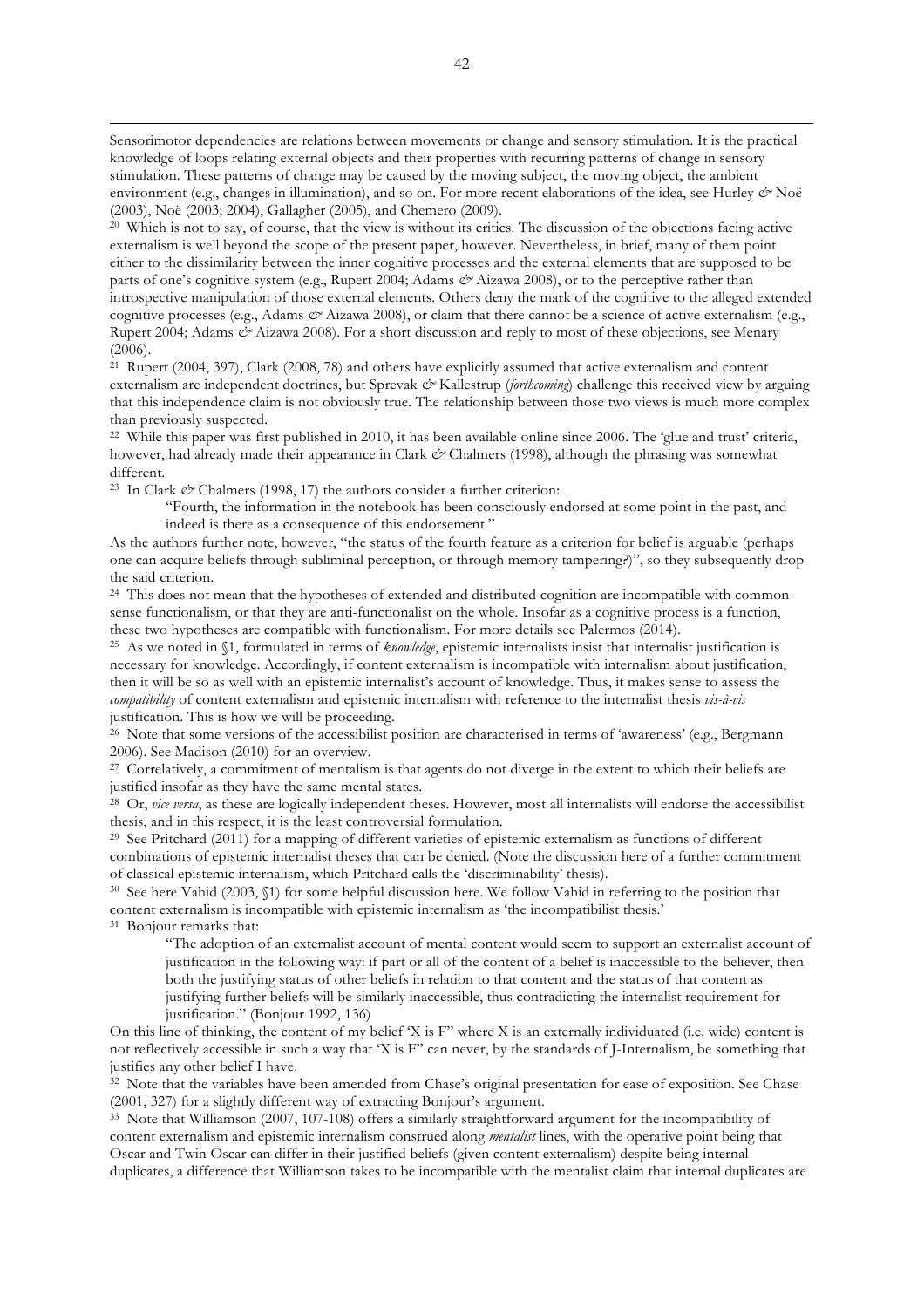Sensorimotor dependencies are relations between movements or change and sensory stimulation. It is the practical knowledge of loops relating external objects and their properties with recurring patterns of change in sensory stimulation. These patterns of change may be caused by the moving subject, the moving object, the ambient environment (e.g., changes in illumination), and so on. For more recent elaborations of the idea, see Hurley *&* Noë (2003), Noë (2003; 2004), Gallagher (2005), and Chemero (2009).

[20] Which is not to say, of course, that the view is without its critics. The discussion of the objections facing active externalism is well beyond the scope of the present paper, however. Nevertheless, in brief, many of them point either to the dissimilarity between the inner cognitive processes and the external elements that are supposed to be parts of one's cognitive system (e.g., Rupert 2004; Adams *&* Aizawa 2008), or to the perceptive rather than introspective manipulation of those external elements. Others deny the mark of the cognitive to the alleged extended cognitive processes (e.g., Adams *&* Aizawa 2008), or claim that there cannot be a science of active externalism (e.g., Rupert 2004; Adams *&* Aizawa 2008). For a short discussion and reply to most of these objections, see Menary (2006).

[21] Rupert (2004, 397), Clark (2008, 78) and others have explicitly assumed that active externalism and content externalism are independent doctrines, but Sprevak *&* Kallestrup (*forthcoming*) challenge this received view by arguing that this independence claim is not obviously true. The relationship between those two views is much more complex than previously suspected.

[22] While this paper was first published in 2010, it has been available online since 2006. The 'glue and trust' criteria, however, had already made their appearance in Clark *&* Chalmers (1998), although the phrasing was somewhat different.

[23] In Clark *&* Chalmers (1998, 17) the authors consider a further criterion:

> "Fourth, the information in the notebook has been consciously endorsed at some point in the past, and indeed is there as a consequence of this endorsement."

As the authors further note, however, "the status of the fourth feature as a criterion for belief is arguable (perhaps one can acquire beliefs through subliminal perception, or through memory tampering?)", so they subsequently drop the said criterion.

[24] This does not mean that the hypotheses of extended and distributed cognition are incompatible with common-sense functionalism, or that they are anti-functionalist on the whole. Insofar as a cognitive process is a function, these two hypotheses are compatible with functionalism. For more details see Palermos (2014).

[25] As we noted in §1, formulated in terms of *knowledge*, epistemic internalists insist that internalist justification is necessary for knowledge. Accordingly, if content externalism is incompatible with internalism about justification, then it will be so as well with an epistemic internalist's account of knowledge. Thus, it makes sense to assess the *compatibility* of content externalism and epistemic internalism with reference to the internalist thesis *vis-à-vis* justification. This is how we will be proceeding.

[26] Note that some versions of the accessibilist position are characterised in terms of 'awareness' (e.g., Bergmann 2006). See Madison (2010) for an overview.

[27] Correlatively, a commitment of mentalism is that agents do not diverge in the extent to which their beliefs are justified insofar as they have the same mental states.

[28] Or, *vice versa*, as these are logically independent theses. However, most all internalists will endorse the accessibilist thesis, and in this respect, it is the least controversial formulation.

[29] See Pritchard (2011) for a mapping of different varieties of epistemic externalism as functions of different combinations of epistemic internalist theses that can be denied. (Note the discussion here of a further commitment of classical epistemic internalism, which Pritchard calls the 'discriminability' thesis).

[30] See here Vahid (2003, §1) for some helpful discussion here. We follow Vahid in referring to the position that content externalism is incompatible with epistemic internalism as 'the incompatibilist thesis.'

[31] Bonjour remarks that:

> "The adoption of an externalist account of mental content would seem to support an externalist account of justification in the following way: if part or all of the content of a belief is inaccessible to the believer, then both the justifying status of other beliefs in relation to that content and the status of that content as justifying further beliefs will be similarly inaccessible, thus contradicting the internalist requirement for justification." (Bonjour 1992, 136)

On this line of thinking, the content of my belief 'X is F" where X is an externally individuated (i.e. wide) content is not reflectively accessible in such a way that 'X is F" can never, by the standards of J-Internalism, be something that justifies any other belief I have.

[32] Note that the variables have been amended from Chase's original presentation for ease of exposition. See Chase (2001, 327) for a slightly different way of extracting Bonjour's argument.

[33] Note that Williamson (2007, 107-108) offers a similarly straightforward argument for the incompatibility of content externalism and epistemic internalism construed along *mentalist* lines, with the operative point being that Oscar and Twin Oscar can differ in their justified beliefs (given content externalism) despite being internal duplicates, a difference that Williamson takes to be incompatible with the mentalist claim that internal duplicates are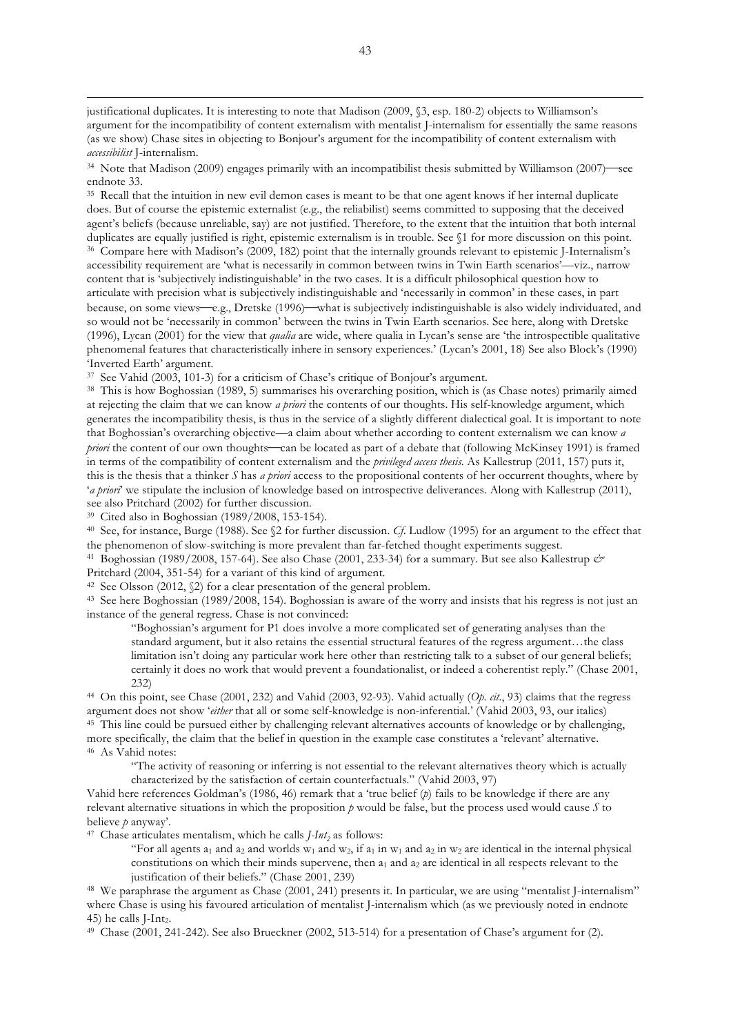justificational duplicates. It is interesting to note that Madison (2009, §3, esp. 180-2) objects to Williamson's argument for the incompatibility of content externalism with mentalist J-internalism for essentially the same reasons (as we show) Chase sites in objecting to Bonjour's argument for the incompatibility of content externalism with *accessibilist* J-internalism.

[34] Note that Madison (2009) engages primarily with an incompatibilist thesis submitted by Williamson (2007)—see endnote 33.

[35] Recall that the intuition in new evil demon cases is meant to be that one agent knows if her internal duplicate does. But of course the epistemic externalist (e.g., the reliabilist) seems committed to supposing that the deceived agent's beliefs (because unreliable, say) are not justified. Therefore, to the extent that the intuition that both internal duplicates are equally justified is right, epistemic externalism is in trouble. See §1 for more discussion on this point.

[36] Compare here with Madison's (2009, 182) point that the internally grounds relevant to epistemic J-Internalism's accessibility requirement are 'what is necessarily in common between twins in Twin Earth scenarios'—viz., narrow content that is 'subjectively indistinguishable' in the two cases. It is a difficult philosophical question how to articulate with precision what is subjectively indistinguishable and 'necessarily in common' in these cases, in part because, on some views—e.g., Dretske (1996)—what is subjectively indistinguishable is also widely individuated, and so would not be 'necessarily in common' between the twins in Twin Earth scenarios. See here, along with Dretske (1996), Lycan (2001) for the view that *qualia* are wide, where qualia in Lycan's sense are 'the introspectible qualitative phenomenal features that characteristically inhere in sensory experiences.' (Lycan's 2001, 18) See also Block's (1990) 'Inverted Earth' argument.

[37] See Vahid (2003, 101-3) for a criticism of Chase's critique of Bonjour's argument.

[38] This is how Boghossian (1989, 5) summarises his overarching position, which is (as Chase notes) primarily aimed at rejecting the claim that we can know *a priori* the contents of our thoughts. His self-knowledge argument, which generates the incompatibility thesis, is thus in the service of a slightly different dialectical goal. It is important to note that Boghossian's overarching objective—a claim about whether according to content externalism we can know *a priori* the content of our own thoughts—can be located as part of a debate that (following McKinsey 1991) is framed in terms of the compatibility of content externalism and the *privileged access thesis*. As Kallestrup (2011, 157) puts it, this is the thesis that a thinker *S* has *a priori* access to the propositional contents of her occurrent thoughts, where by '*a priori*' we stipulate the inclusion of knowledge based on introspective deliverances. Along with Kallestrup (2011), see also Pritchard (2002) for further discussion.

[39] Cited also in Boghossian (1989/2008, 153-154).

[40] See, for instance, Burge (1988). See §2 for further discussion. *Cf.* Ludlow (1995) for an argument to the effect that the phenomenon of slow-switching is more prevalent than far-fetched thought experiments suggest.

[41] Boghossian (1989/2008, 157-64). See also Chase (2001, 233-34) for a summary. But see also Kallestrup *&* Pritchard (2004, 351-54) for a variant of this kind of argument.

[42] See Olsson (2012, §2) for a clear presentation of the general problem.

[43] See here Boghossian (1989/2008, 154). Boghossian is aware of the worry and insists that his regress is not just an instance of the general regress. Chase is not convinced:

> "Boghossian's argument for P1 does involve a more complicated set of generating analyses than the standard argument, but it also retains the essential structural features of the regress argument…the class limitation isn't doing any particular work here other than restricting talk to a subset of our general beliefs; certainly it does no work that would prevent a foundationalist, or indeed a coherentist reply." (Chase 2001, 232)

[44] On this point, see Chase (2001, 232) and Vahid (2003, 92-93). Vahid actually (*Op. cit.*, 93) claims that the regress argument does not show '*either* that all or some self-knowledge is non-inferential.' (Vahid 2003, 93, our italics)

[45] This line could be pursued either by challenging relevant alternatives accounts of knowledge or by challenging, more specifically, the claim that the belief in question in the example case constitutes a 'relevant' alternative.

[46] As Vahid notes:

> "The activity of reasoning or inferring is not essential to the relevant alternatives theory which is actually characterized by the satisfaction of certain counterfactuals." (Vahid 2003, 97)

Vahid here references Goldman's (1986, 46) remark that a 'true belief (*p*) fails to be knowledge if there are any relevant alternative situations in which the proposition *p* would be false, but the process used would cause *S* to believe *p* anyway'.

[47] Chase articulates mentalism, which he calls $J\text{-}Int_2$ as follows:

> "For all agents $a_1$ and $a_2$ and worlds $w_1$ and $w_2$, if $a_1$ in $w_1$ and $a_2$ in $w_2$ are identical in the internal physical constitutions on which their minds supervene, then $a_1$ and $a_2$ are identical in all respects relevant to the justification of their beliefs." (Chase 2001, 239)

[48] We paraphrase the argument as Chase (2001, 241) presents it. In particular, we are using "mentalist J-internalism" where Chase is using his favoured articulation of mentalist J-internalism which (as we previously noted in endnote 45) he calls $\text{J-Int}_2$.

[49] Chase (2001, 241-242). See also Brueckner (2002, 513-514) for a presentation of Chase's argument for (2).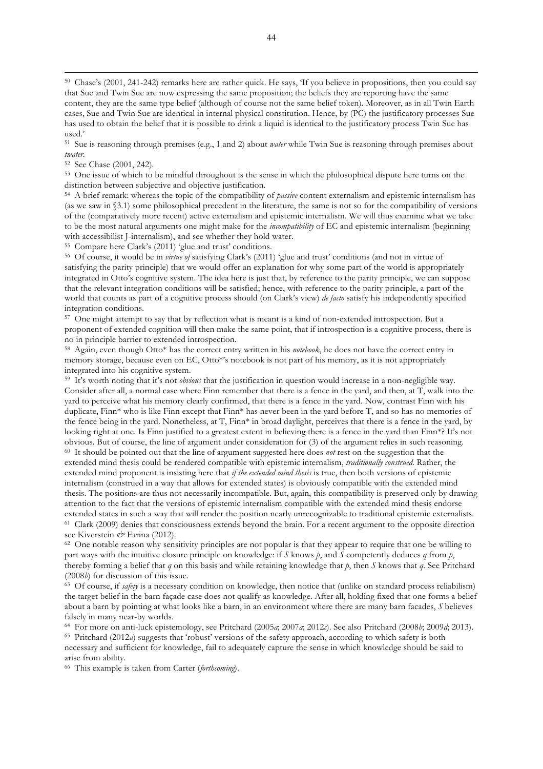[50] Chase's (2001, 241-242) remarks here are rather quick. He says, 'If you believe in propositions, then you could say that Sue and Twin Sue are now expressing the same proposition; the beliefs they are reporting have the same content, they are the same type belief (although of course not the same belief token). Moreover, as in all Twin Earth cases, Sue and Twin Sue are identical in internal physical constitution. Hence, by (PC) the justificatory processes Sue has used to obtain the belief that it is possible to drink a liquid is identical to the justificatory process Twin Sue has used.'

[51] Sue is reasoning through premises (e.g., 1 and 2) about *water* while Twin Sue is reasoning through premises about *twater*.

[52] See Chase (2001, 242).

[53] One issue of which to be mindful throughout is the sense in which the philosophical dispute here turns on the distinction between subjective and objective justification.

[54] A brief remark: whereas the topic of the compatibility of *passive* content externalism and epistemic internalism has (as we saw in §3.1) some philosophical precedent in the literature, the same is not so for the compatibility of versions of the (comparatively more recent) active externalism and epistemic internalism. We will thus examine what we take to be the most natural arguments one might make for the *incompatibility* of EC and epistemic internalism (beginning with accessibilist J-internalism), and see whether they hold water.

[55] Compare here Clark's (2011) 'glue and trust' conditions.

[56] Of course, it would be in *virtue of* satisfying Clark's (2011) 'glue and trust' conditions (and not in virtue of satisfying the parity principle) that we would offer an explanation for why some part of the world is appropriately integrated in Otto's cognitive system. The idea here is just that, by reference to the parity principle, we can suppose that the relevant integration conditions will be satisfied; hence, with reference to the parity principle, a part of the world that counts as part of a cognitive process should (on Clark's view) *de facto* satisfy his independently specified integration conditions.

[57] One might attempt to say that by reflection what is meant is a kind of non-extended introspection. But a proponent of extended cognition will then make the same point, that if introspection is a cognitive process, there is no in principle barrier to extended introspection.

[58] Again, even though Otto* has the correct entry written in his *notebook*, he does not have the correct entry in memory storage, because even on EC, Otto*'s notebook is not part of his memory, as it is not appropriately integrated into his cognitive system.

[59] It's worth noting that it's not *obvious* that the justification in question would increase in a non-negligible way. Consider after all, a normal case where Finn remember that there is a fence in the yard, and then, at T, walk into the yard to perceive what his memory clearly confirmed, that there is a fence in the yard. Now, contrast Finn with his duplicate, Finn* who is like Finn except that Finn* has never been in the yard before T, and so has no memories of the fence being in the yard. Nonetheless, at T, Finn* in broad daylight, perceives that there is a fence in the yard, by looking right at one. Is Finn justified to a greatest extent in believing there is a fence in the yard than Finn*? It's not obvious. But of course, the line of argument under consideration for (3) of the argument relies in such reasoning.

[60] It should be pointed out that the line of argument suggested here does *not* rest on the suggestion that the extended mind thesis could be rendered compatible with epistemic internalism, *traditionally construed*. Rather, the extended mind proponent is insisting here that *if the extended mind thesis* is true, then both versions of epistemic internalism (construed in a way that allows for extended states) is obviously compatible with the extended mind thesis. The positions are thus not necessarily incompatible. But, again, this compatibility is preserved only by drawing attention to the fact that the versions of epistemic internalism compatible with the extended mind thesis endorse extended states in such a way that will render the position nearly unrecognizable to traditional epistemic externalists.

[61] Clark (2009) denies that consciousness extends beyond the brain. For a recent argument to the opposite direction see Kiverstein & Farina (2012).

[62] One notable reason why sensitivity principles are not popular is that they appear to require that one be willing to part ways with the intuitive closure principle on knowledge: if *S* knows *p*, and *S* competently deduces *q* from *p*, thereby forming a belief that *q* on this basis and while retaining knowledge that *p*, then *S* knows that *q*. See Pritchard (2008*b*) for discussion of this issue.

[63] Of course, if *safety* is a necessary condition on knowledge, then notice that (unlike on standard process reliabilism) the target belief in the barn façade case does not qualify as knowledge. After all, holding fixed that one forms a belief about a barn by pointing at what looks like a barn, in an environment where there are many barn facades, *S* believes falsely in many near-by worlds.

[64] For more on anti-luck epistemology, see Pritchard (2005*a*; 2007*a*; 2012*c*). See also Pritchard (2008*b*; 2009*d*; 2013).

[65] Pritchard (2012*a*) suggests that 'robust' versions of the safety approach, according to which safety is both necessary and sufficient for knowledge, fail to adequately capture the sense in which knowledge should be said to arise from ability.

[66] This example is taken from Carter (*forthcoming*).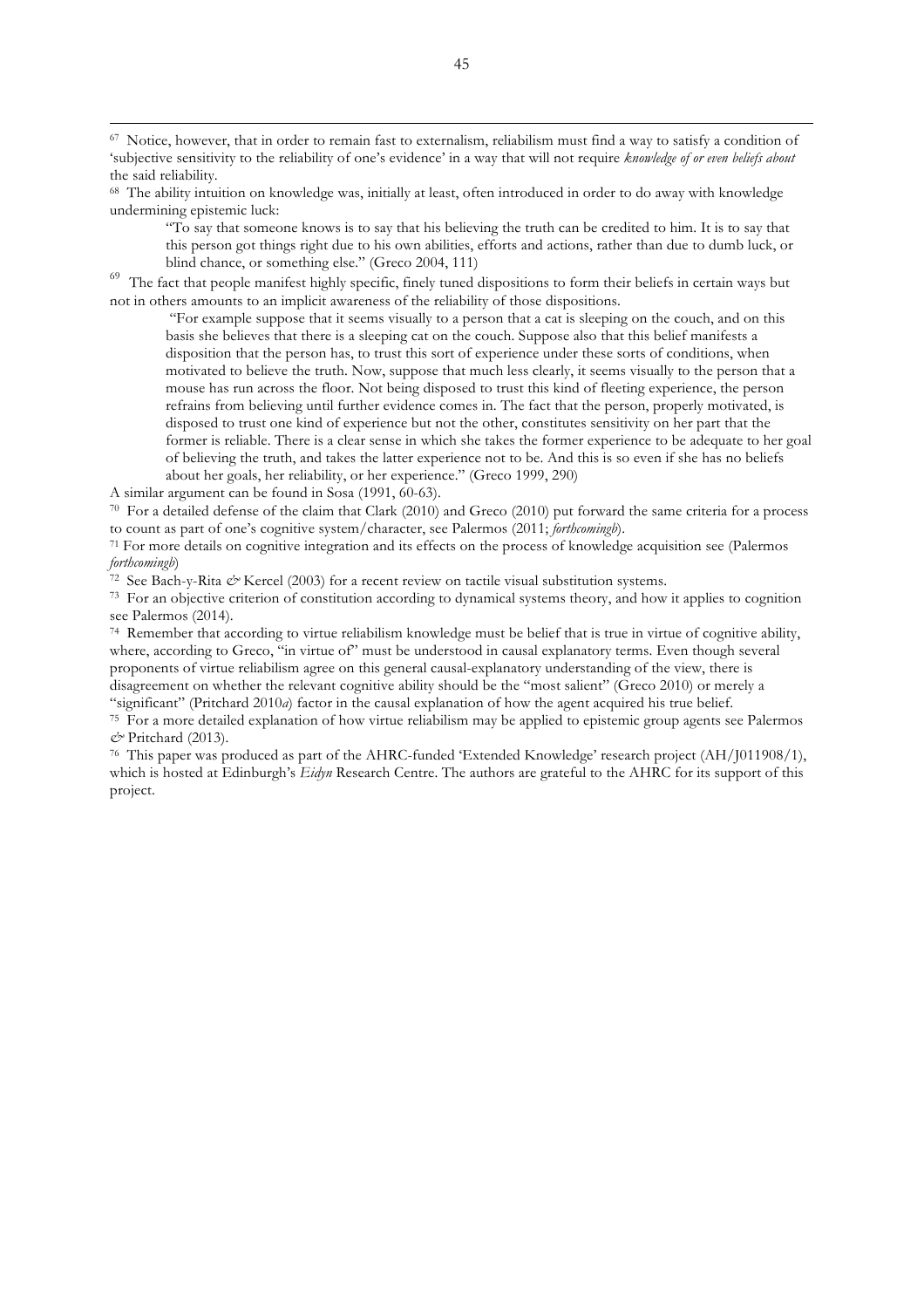[67] Notice, however, that in order to remain fast to externalism, reliabilism must find a way to satisfy a condition of 'subjective sensitivity to the reliability of one's evidence' in a way that will not require *knowledge of or even beliefs about* the said reliability.

[68] The ability intuition on knowledge was, initially at least, often introduced in order to do away with knowledge undermining epistemic luck:

> "To say that someone knows is to say that his believing the truth can be credited to him. It is to say that this person got things right due to his own abilities, efforts and actions, rather than due to dumb luck, or blind chance, or something else." (Greco 2004, 111)

[69] The fact that people manifest highly specific, finely tuned dispositions to form their beliefs in certain ways but not in others amounts to an implicit awareness of the reliability of those dispositions.

> "For example suppose that it seems visually to a person that a cat is sleeping on the couch, and on this basis she believes that there is a sleeping cat on the couch. Suppose also that this belief manifests a disposition that the person has, to trust this sort of experience under these sorts of conditions, when motivated to believe the truth. Now, suppose that much less clearly, it seems visually to the person that a mouse has run across the floor. Not being disposed to trust this kind of fleeting experience, the person refrains from believing until further evidence comes in. The fact that the person, properly motivated, is disposed to trust one kind of experience but not the other, constitutes sensitivity on her part that the former is reliable. There is a clear sense in which she takes the former experience to be adequate to her goal of believing the truth, and takes the latter experience not to be. And this is so even if she has no beliefs about her goals, her reliability, or her experience." (Greco 1999, 290)

A similar argument can be found in Sosa (1991, 60-63).

[70] For a detailed defense of the claim that Clark (2010) and Greco (2010) put forward the same criteria for a process to count as part of one's cognitive system/character, see Palermos (2011; *forthcomingb*).

[71] For more details on cognitive integration and its effects on the process of knowledge acquisition see (Palermos *forthcomingb*)

[72] See Bach-y-Rita & Kercel (2003) for a recent review on tactile visual substitution systems.

[73] For an objective criterion of constitution according to dynamical systems theory, and how it applies to cognition see Palermos (2014).

[74] Remember that according to virtue reliabilism knowledge must be belief that is true in virtue of cognitive ability, where, according to Greco, "in virtue of" must be understood in causal explanatory terms. Even though several proponents of virtue reliabilism agree on this general causal-explanatory understanding of the view, there is disagreement on whether the relevant cognitive ability should be the "most salient" (Greco 2010) or merely a "significant" (Pritchard 2010*a*) factor in the causal explanation of how the agent acquired his true belief.

[75] For a more detailed explanation of how virtue reliabilism may be applied to epistemic group agents see Palermos & Pritchard (2013).

[76] This paper was produced as part of the AHRC-funded 'Extended Knowledge' research project (AH/J011908/1), which is hosted at Edinburgh's *Eidyn* Research Centre. The authors are grateful to the AHRC for its support of this project.